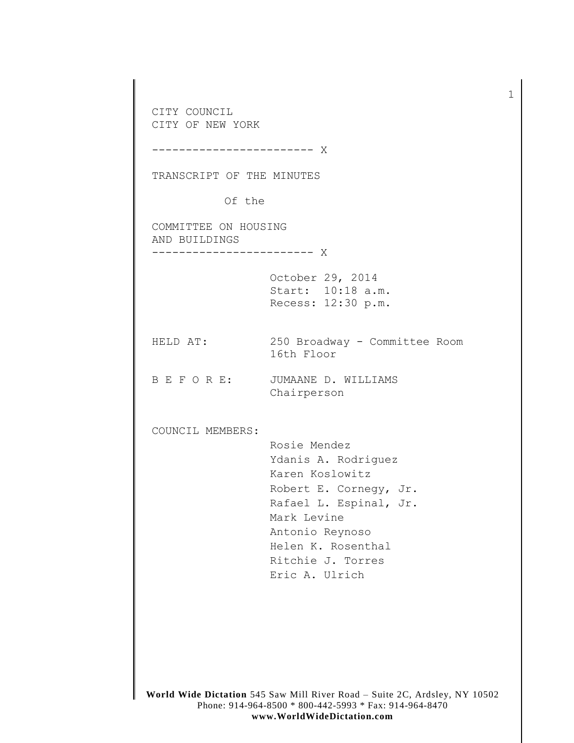CITY COUNCIL
CITY OF NEW YORK

------------------------ X

TRANSCRIPT OF THE MINUTES

Of the

COMMITTEE ON HOUSING
AND BUILDINGS

------------------------ X

October 29, 2014
Start: 10:18 a.m.
Recess: 12:30 p.m.

HELD AT: 250 Broadway - Committee Room
16th Floor

B E F O R E: JUMAANE D. WILLIAMS
Chairperson

COUNCIL MEMBERS:

Rosie Mendez
Ydanis A. Rodriguez
Karen Koslowitz
Robert E. Cornegy, Jr.
Rafael L. Espinal, Jr.
Mark Levine
Antonio Reynoso
Helen K. Rosenthal
Ritchie J. Torres
Eric A. Ulrich

**World Wide Dictation** 545 Saw Mill River Road – Suite 2C, Ardsley, NY 10502
Phone: 914-964-8500 * 800-442-5993 * Fax: 914-964-8470
**www.WorldWideDictation.com**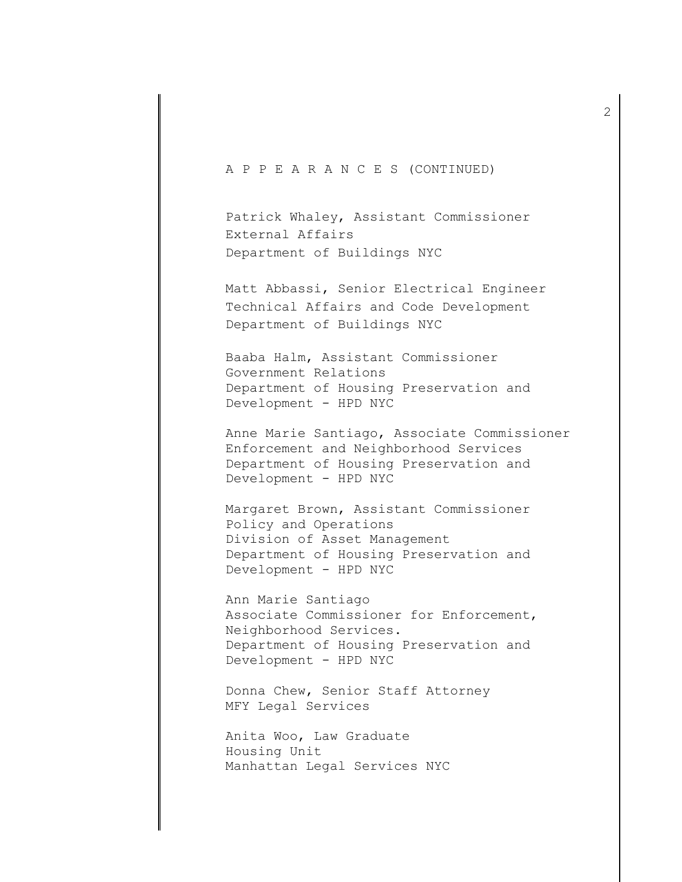A P P E A R A N C E S (CONTINUED)

Patrick Whaley, Assistant Commissioner
External Affairs
Department of Buildings NYC

Matt Abbassi, Senior Electrical Engineer
Technical Affairs and Code Development
Department of Buildings NYC

Baaba Halm, Assistant Commissioner
Government Relations
Department of Housing Preservation and
Development - HPD NYC

Anne Marie Santiago, Associate Commissioner
Enforcement and Neighborhood Services
Department of Housing Preservation and
Development - HPD NYC

Margaret Brown, Assistant Commissioner
Policy and Operations
Division of Asset Management
Department of Housing Preservation and
Development - HPD NYC

Ann Marie Santiago
Associate Commissioner for Enforcement,
Neighborhood Services.
Department of Housing Preservation and
Development - HPD NYC

Donna Chew, Senior Staff Attorney
MFY Legal Services

Anita Woo, Law Graduate
Housing Unit
Manhattan Legal Services NYC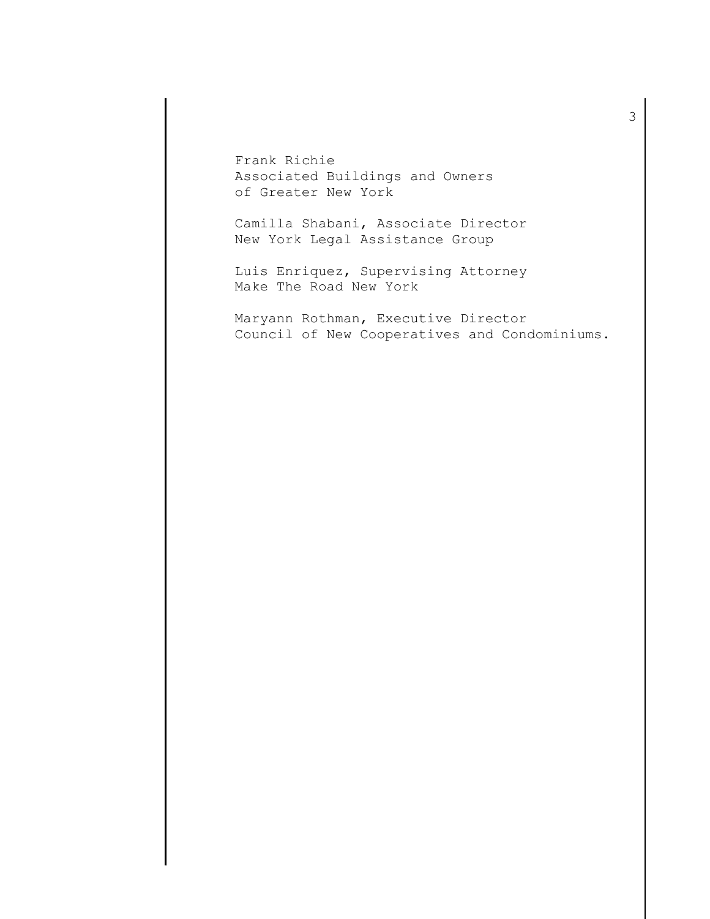Frank Richie
Associated Buildings and Owners
of Greater New York

Camilla Shabani, Associate Director
New York Legal Assistance Group

Luis Enriquez, Supervising Attorney
Make The Road New York

Maryann Rothman, Executive Director
Council of New Cooperatives and Condominiums.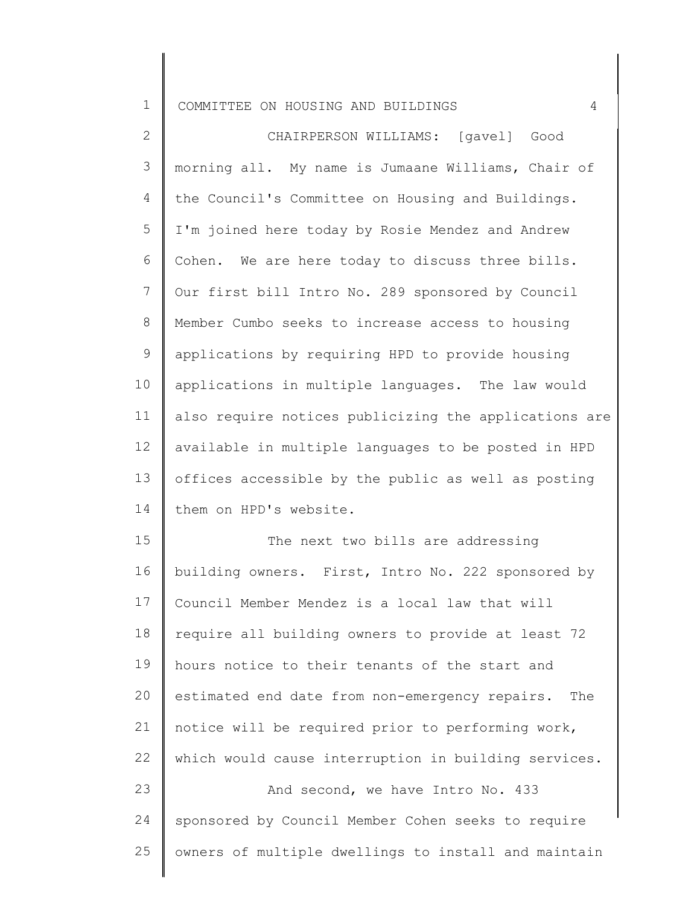CHAIRPERSON WILLIAMS: [gavel] Good morning all. My name is Jumaane Williams, Chair of the Council's Committee on Housing and Buildings. I'm joined here today by Rosie Mendez and Andrew Cohen. We are here today to discuss three bills. Our first bill Intro No. 289 sponsored by Council Member Cumbo seeks to increase access to housing applications by requiring HPD to provide housing applications in multiple languages. The law would also require notices publicizing the applications are available in multiple languages to be posted in HPD offices accessible by the public as well as posting them on HPD's website.

The next two bills are addressing building owners. First, Intro No. 222 sponsored by Council Member Mendez is a local law that will require all building owners to provide at least 72 hours notice to their tenants of the start and estimated end date from non-emergency repairs. The notice will be required prior to performing work, which would cause interruption in building services.

And second, we have Intro No. 433 sponsored by Council Member Cohen seeks to require owners of multiple dwellings to install and maintain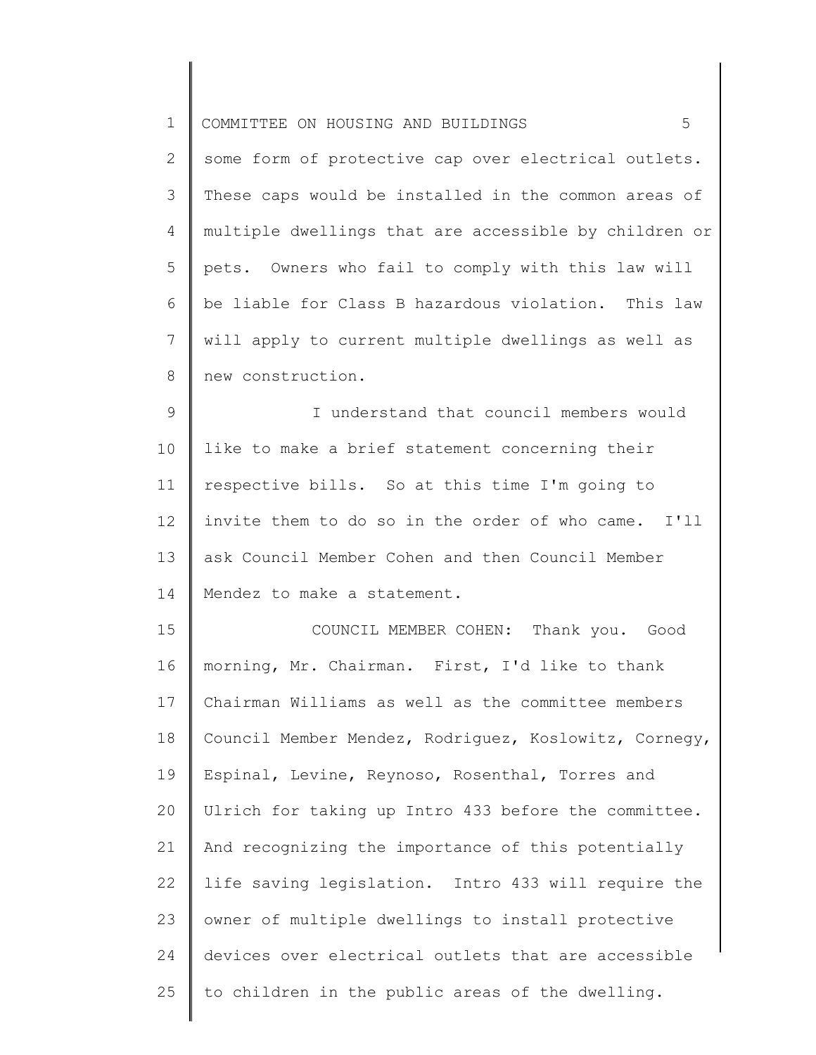some form of protective cap over electrical outlets. These caps would be installed in the common areas of multiple dwellings that are accessible by children or pets. Owners who fail to comply with this law will be liable for Class B hazardous violation. This law will apply to current multiple dwellings as well as new construction.

I understand that council members would like to make a brief statement concerning their respective bills. So at this time I'm going to invite them to do so in the order of who came. I'll ask Council Member Cohen and then Council Member Mendez to make a statement.

COUNCIL MEMBER COHEN: Thank you. Good morning, Mr. Chairman. First, I'd like to thank Chairman Williams as well as the committee members Council Member Mendez, Rodriguez, Koslowitz, Cornegy, Espinal, Levine, Reynoso, Rosenthal, Torres and Ulrich for taking up Intro 433 before the committee. And recognizing the importance of this potentially life saving legislation. Intro 433 will require the owner of multiple dwellings to install protective devices over electrical outlets that are accessible to children in the public areas of the dwelling.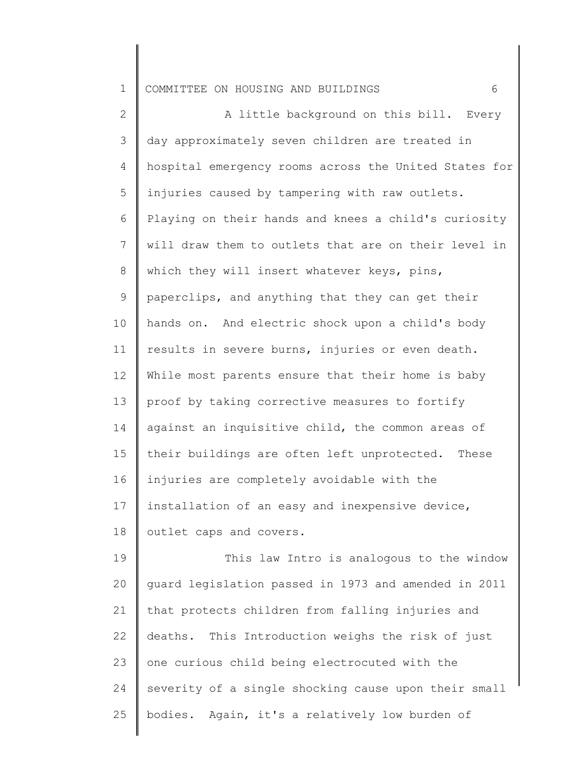A little background on this bill. Every day approximately seven children are treated in hospital emergency rooms across the United States for injuries caused by tampering with raw outlets. Playing on their hands and knees a child's curiosity will draw them to outlets that are on their level in which they will insert whatever keys, pins, paperclips, and anything that they can get their hands on. And electric shock upon a child's body results in severe burns, injuries or even death. While most parents ensure that their home is baby proof by taking corrective measures to fortify against an inquisitive child, the common areas of their buildings are often left unprotected. These injuries are completely avoidable with the installation of an easy and inexpensive device, outlet caps and covers.

This law Intro is analogous to the window guard legislation passed in 1973 and amended in 2011 that protects children from falling injuries and deaths. This Introduction weighs the risk of just one curious child being electrocuted with the severity of a single shocking cause upon their small bodies. Again, it's a relatively low burden of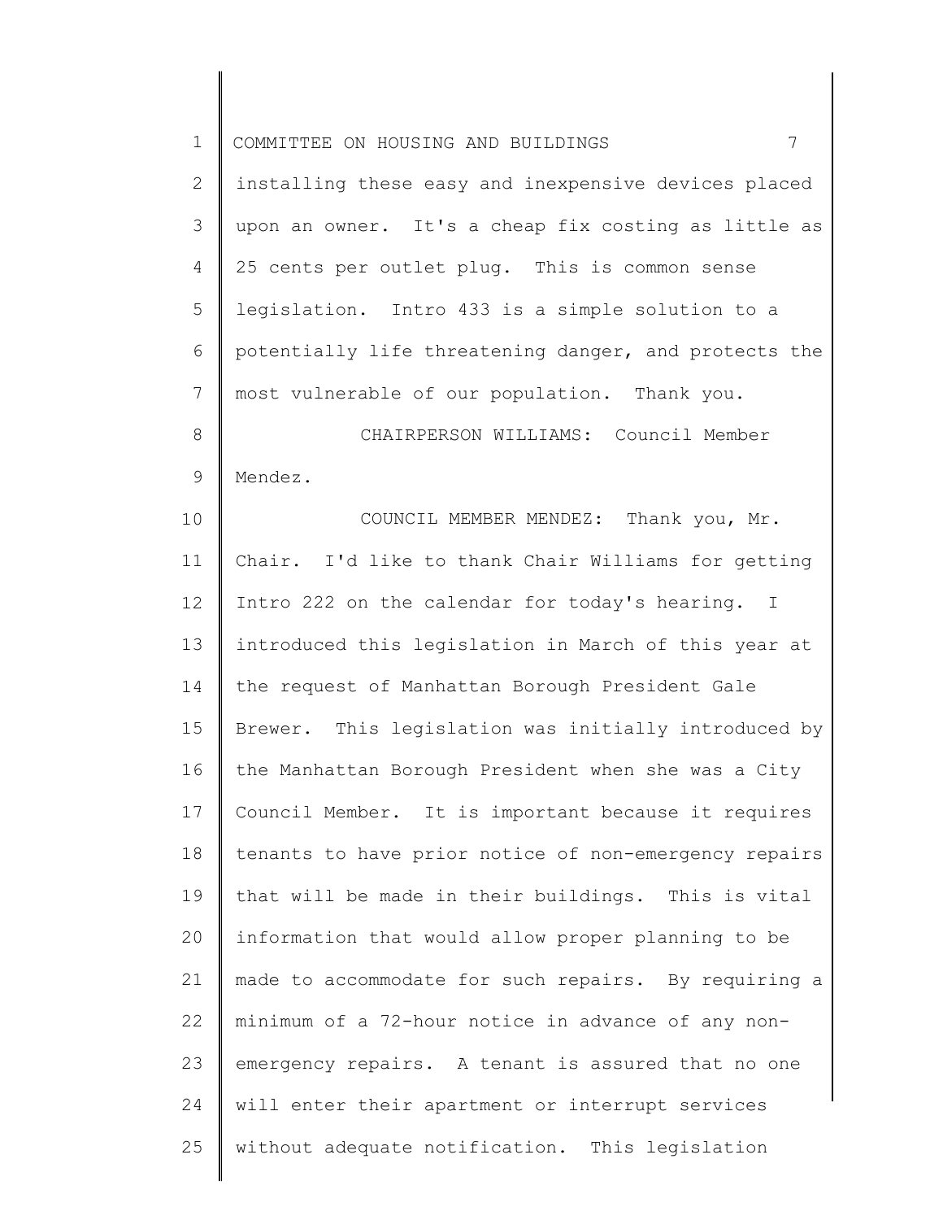installing these easy and inexpensive devices placed upon an owner. It's a cheap fix costing as little as 25 cents per outlet plug. This is common sense legislation. Intro 433 is a simple solution to a potentially life threatening danger, and protects the most vulnerable of our population. Thank you.

CHAIRPERSON WILLIAMS: Council Member Mendez.

COUNCIL MEMBER MENDEZ: Thank you, Mr. Chair. I'd like to thank Chair Williams for getting Intro 222 on the calendar for today's hearing. I introduced this legislation in March of this year at the request of Manhattan Borough President Gale Brewer. This legislation was initially introduced by the Manhattan Borough President when she was a City Council Member. It is important because it requires tenants to have prior notice of non-emergency repairs that will be made in their buildings. This is vital information that would allow proper planning to be made to accommodate for such repairs. By requiring a minimum of a 72-hour notice in advance of any non-emergency repairs. A tenant is assured that no one will enter their apartment or interrupt services without adequate notification. This legislation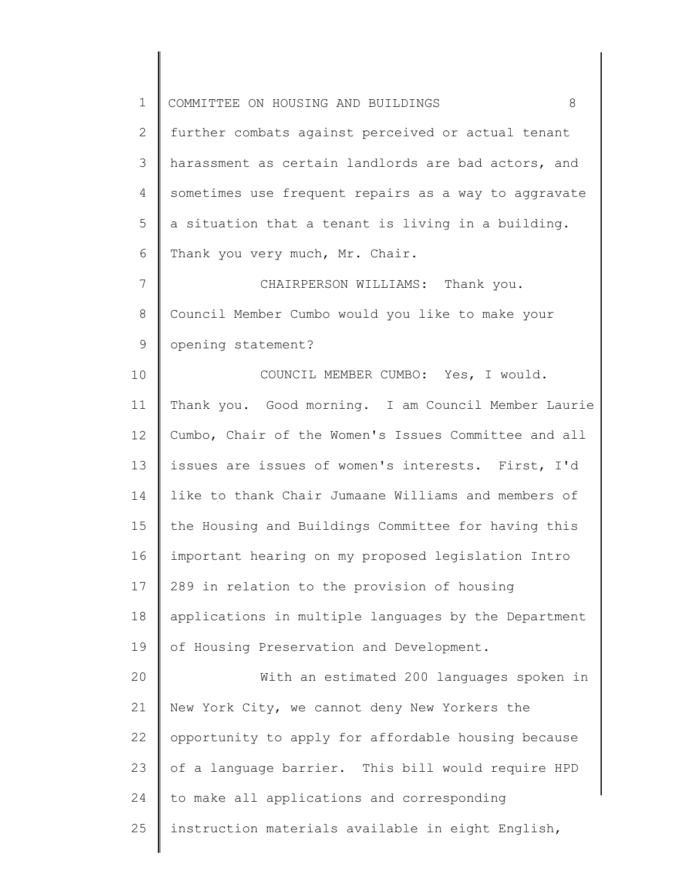further combats against perceived or actual tenant harassment as certain landlords are bad actors, and sometimes use frequent repairs as a way to aggravate a situation that a tenant is living in a building. Thank you very much, Mr. Chair.

CHAIRPERSON WILLIAMS: Thank you. Council Member Cumbo would you like to make your opening statement?

COUNCIL MEMBER CUMBO: Yes, I would. Thank you. Good morning. I am Council Member Laurie Cumbo, Chair of the Women's Issues Committee and all issues are issues of women's interests. First, I'd like to thank Chair Jumaane Williams and members of the Housing and Buildings Committee for having this important hearing on my proposed legislation Intro 289 in relation to the provision of housing applications in multiple languages by the Department of Housing Preservation and Development.

With an estimated 200 languages spoken in New York City, we cannot deny New Yorkers the opportunity to apply for affordable housing because of a language barrier. This bill would require HPD to make all applications and corresponding instruction materials available in eight English,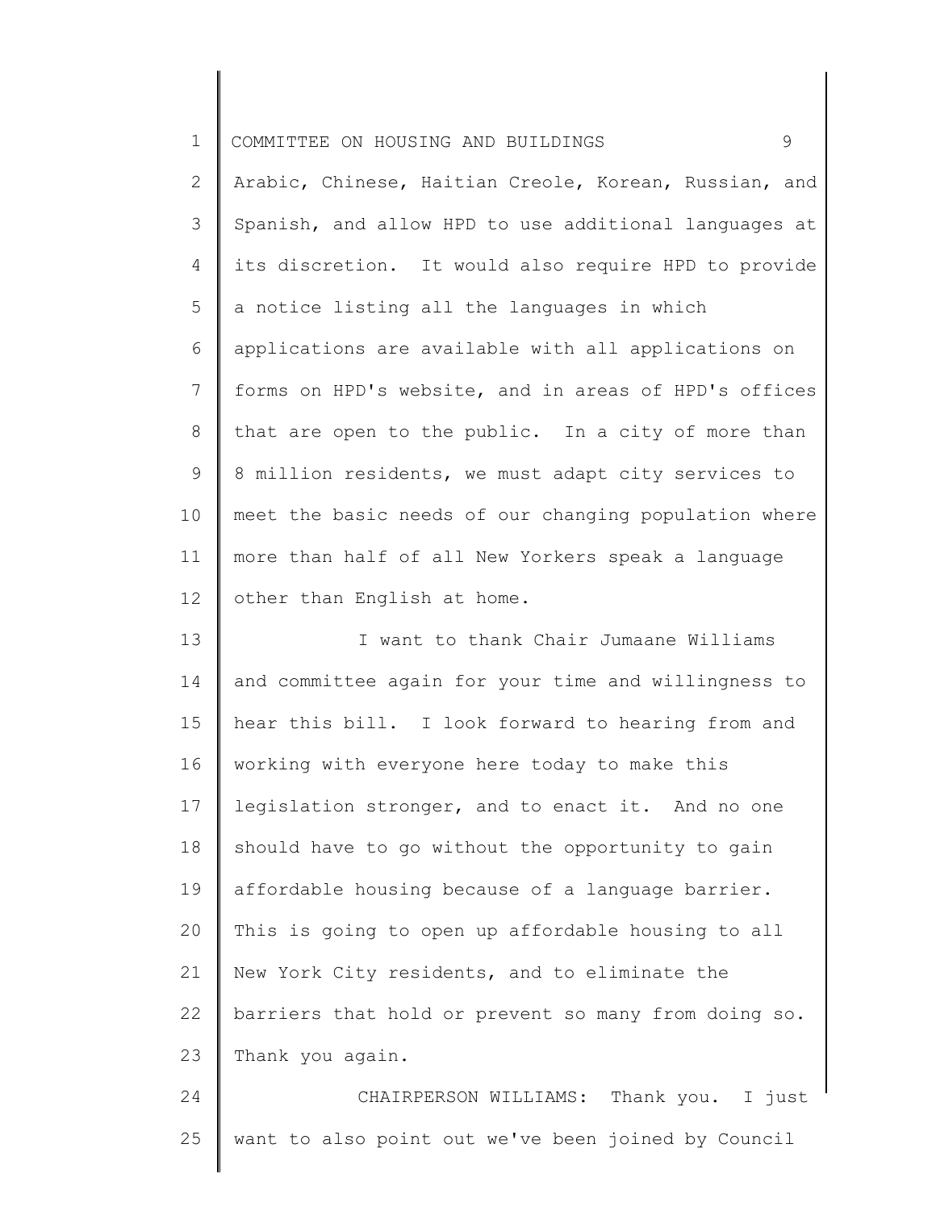Arabic, Chinese, Haitian Creole, Korean, Russian, and Spanish, and allow HPD to use additional languages at its discretion. It would also require HPD to provide a notice listing all the languages in which applications are available with all applications on forms on HPD's website, and in areas of HPD's offices that are open to the public. In a city of more than 8 million residents, we must adapt city services to meet the basic needs of our changing population where more than half of all New Yorkers speak a language other than English at home.

I want to thank Chair Jumaane Williams and committee again for your time and willingness to hear this bill. I look forward to hearing from and working with everyone here today to make this legislation stronger, and to enact it. And no one should have to go without the opportunity to gain affordable housing because of a language barrier. This is going to open up affordable housing to all New York City residents, and to eliminate the barriers that hold or prevent so many from doing so. Thank you again.

CHAIRPERSON WILLIAMS: Thank you. I just want to also point out we've been joined by Council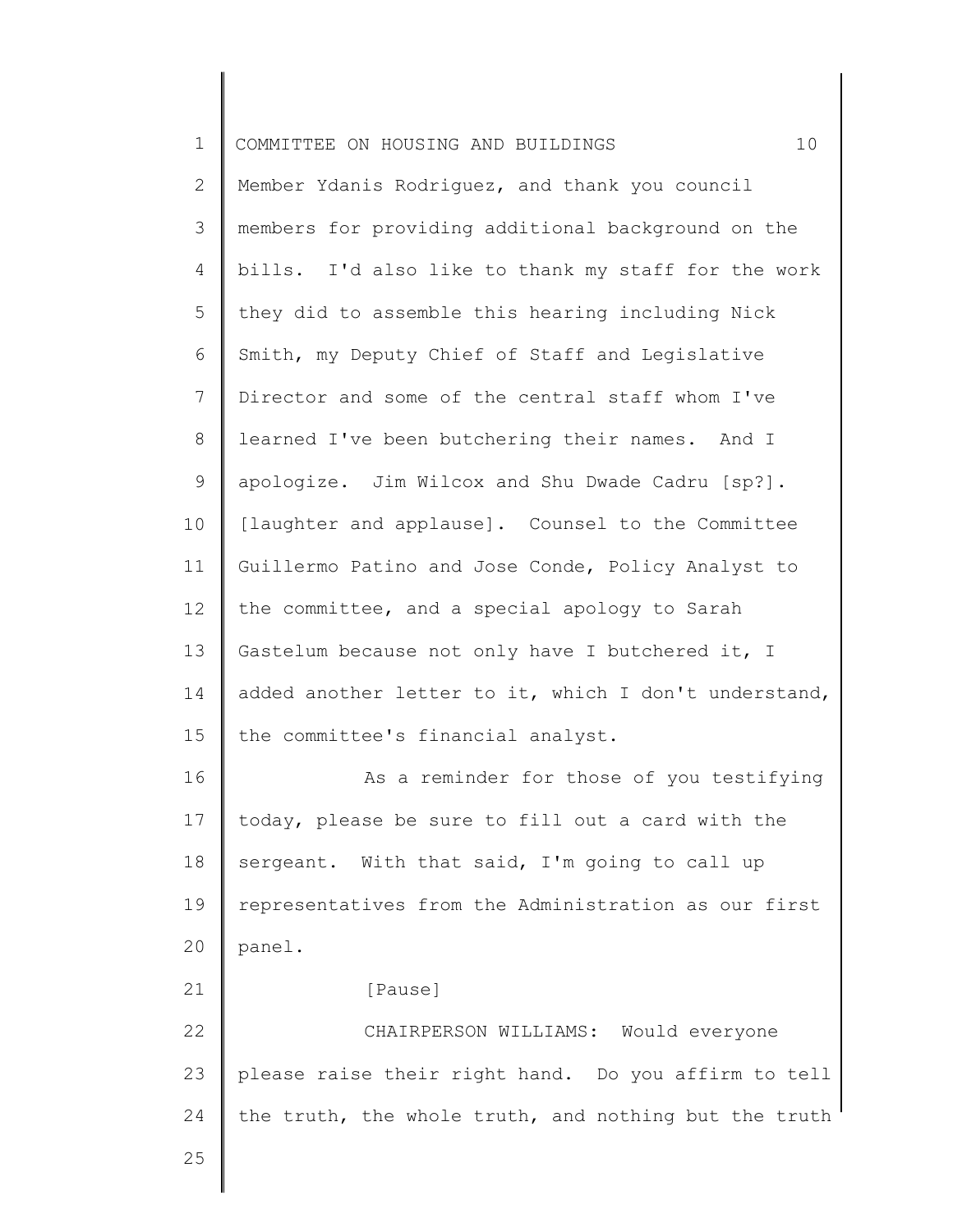Member Ydanis Rodriguez, and thank you council members for providing additional background on the bills. I'd also like to thank my staff for the work they did to assemble this hearing including Nick Smith, my Deputy Chief of Staff and Legislative Director and some of the central staff whom I've learned I've been butchering their names. And I apologize. Jim Wilcox and Shu Dwade Cadru [sp?]. [laughter and applause]. Counsel to the Committee Guillermo Patino and Jose Conde, Policy Analyst to the committee, and a special apology to Sarah Gastelum because not only have I butchered it, I added another letter to it, which I don't understand, the committee's financial analyst.

As a reminder for those of you testifying today, please be sure to fill out a card with the sergeant. With that said, I'm going to call up representatives from the Administration as our first panel.

[Pause]

CHAIRPERSON WILLIAMS: Would everyone please raise their right hand. Do you affirm to tell the truth, the whole truth, and nothing but the truth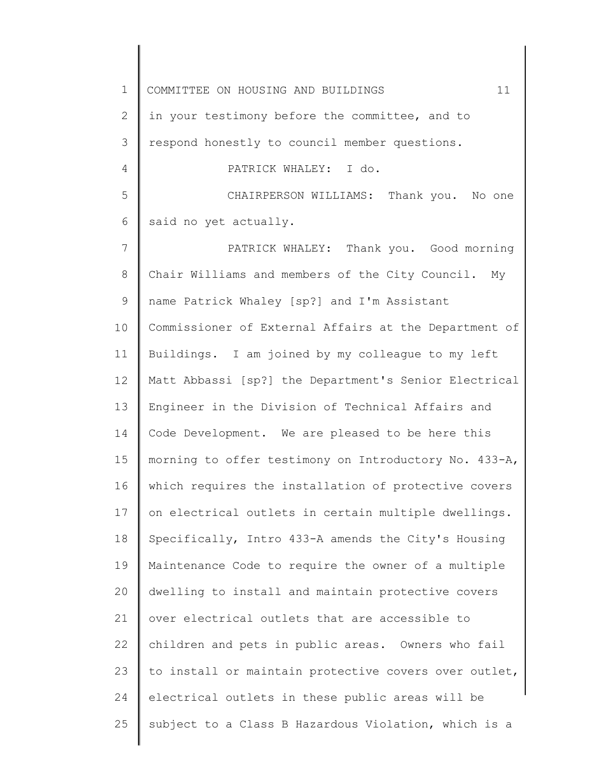in your testimony before the committee, and to respond honestly to council member questions.

PATRICK WHALEY: I do.

CHAIRPERSON WILLIAMS: Thank you. No one said no yet actually.

PATRICK WHALEY: Thank you. Good morning Chair Williams and members of the City Council. My name Patrick Whaley [sp?] and I'm Assistant Commissioner of External Affairs at the Department of Buildings. I am joined by my colleague to my left Matt Abbassi [sp?] the Department's Senior Electrical Engineer in the Division of Technical Affairs and Code Development. We are pleased to be here this morning to offer testimony on Introductory No. 433-A, which requires the installation of protective covers on electrical outlets in certain multiple dwellings. Specifically, Intro 433-A amends the City's Housing Maintenance Code to require the owner of a multiple dwelling to install and maintain protective covers over electrical outlets that are accessible to children and pets in public areas. Owners who fail to install or maintain protective covers over outlet, electrical outlets in these public areas will be subject to a Class B Hazardous Violation, which is a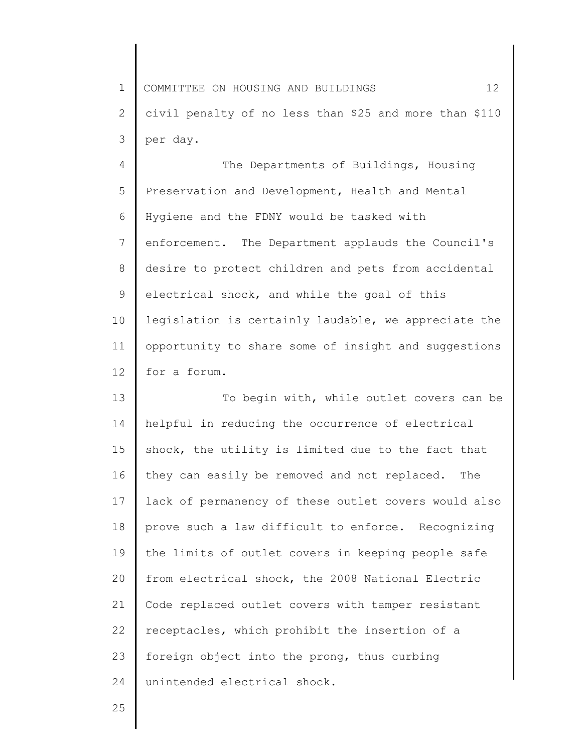civil penalty of no less than $25 and more than $110 per day.

The Departments of Buildings, Housing Preservation and Development, Health and Mental Hygiene and the FDNY would be tasked with enforcement. The Department applauds the Council's desire to protect children and pets from accidental electrical shock, and while the goal of this legislation is certainly laudable, we appreciate the opportunity to share some of insight and suggestions for a forum.

To begin with, while outlet covers can be helpful in reducing the occurrence of electrical shock, the utility is limited due to the fact that they can easily be removed and not replaced. The lack of permanency of these outlet covers would also prove such a law difficult to enforce. Recognizing the limits of outlet covers in keeping people safe from electrical shock, the 2008 National Electric Code replaced outlet covers with tamper resistant receptacles, which prohibit the insertion of a foreign object into the prong, thus curbing unintended electrical shock.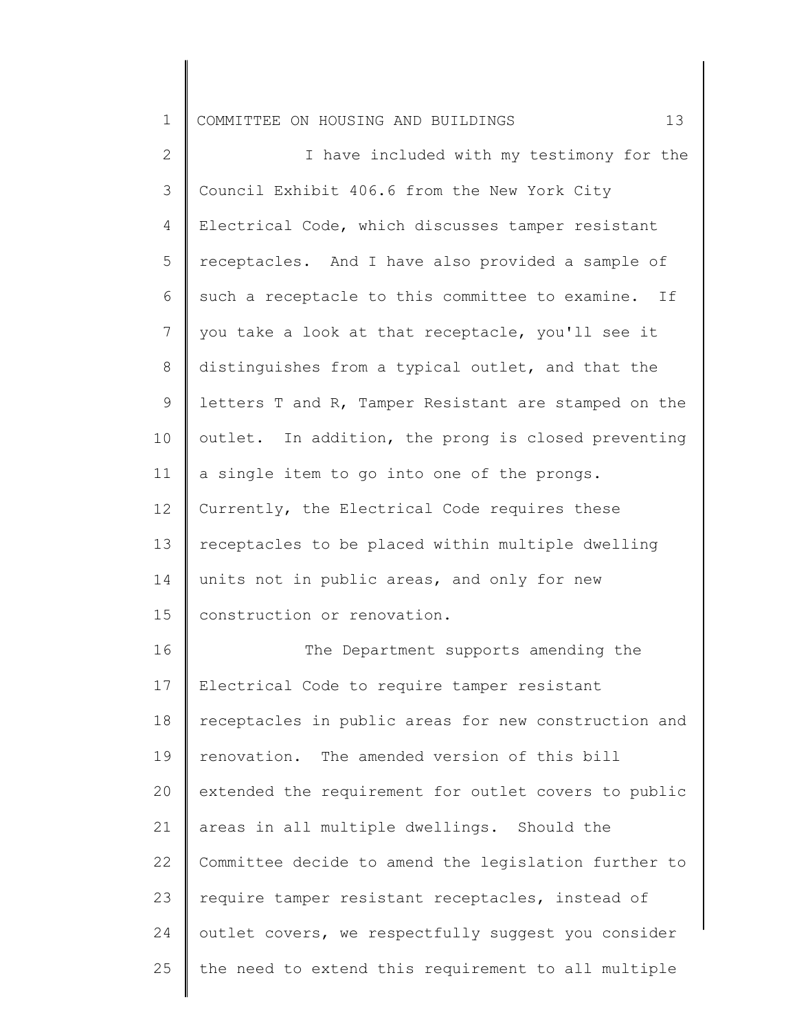I have included with my testimony for the Council Exhibit 406.6 from the New York City Electrical Code, which discusses tamper resistant receptacles. And I have also provided a sample of such a receptacle to this committee to examine. If you take a look at that receptacle, you'll see it distinguishes from a typical outlet, and that the letters T and R, Tamper Resistant are stamped on the outlet. In addition, the prong is closed preventing a single item to go into one of the prongs. Currently, the Electrical Code requires these receptacles to be placed within multiple dwelling units not in public areas, and only for new construction or renovation.

The Department supports amending the Electrical Code to require tamper resistant receptacles in public areas for new construction and renovation. The amended version of this bill extended the requirement for outlet covers to public areas in all multiple dwellings. Should the Committee decide to amend the legislation further to require tamper resistant receptacles, instead of outlet covers, we respectfully suggest you consider the need to extend this requirement to all multiple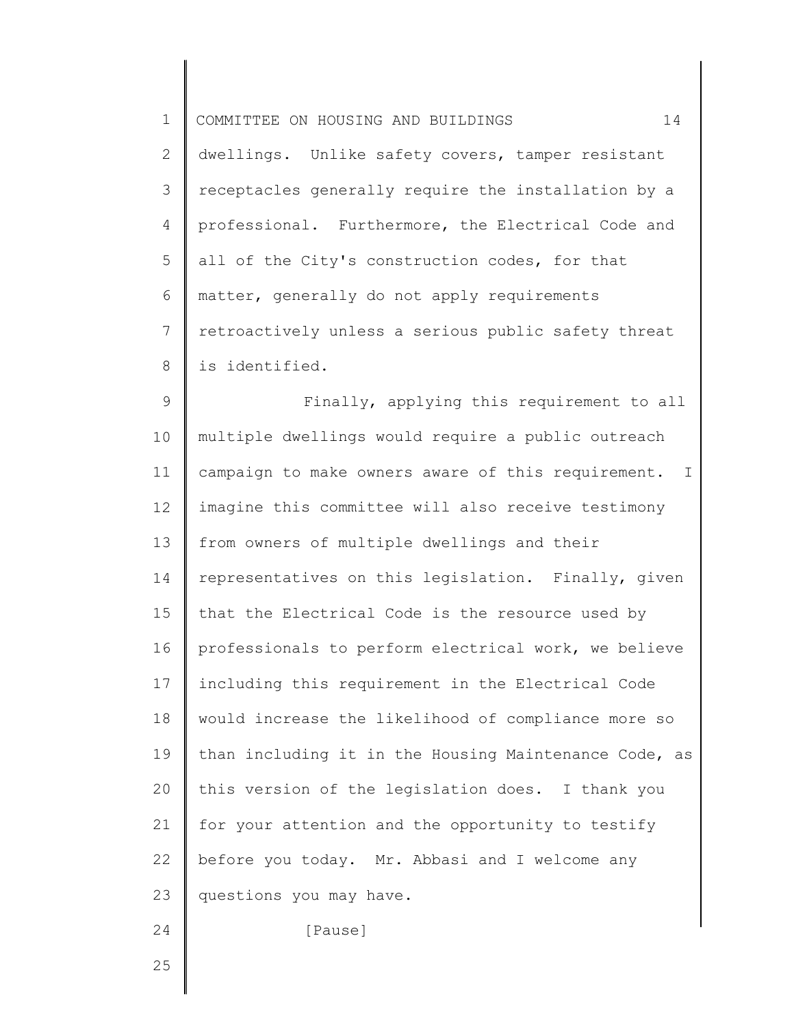dwellings. Unlike safety covers, tamper resistant receptacles generally require the installation by a professional. Furthermore, the Electrical Code and all of the City's construction codes, for that matter, generally do not apply requirements retroactively unless a serious public safety threat is identified.

Finally, applying this requirement to all multiple dwellings would require a public outreach campaign to make owners aware of this requirement. I imagine this committee will also receive testimony from owners of multiple dwellings and their representatives on this legislation. Finally, given that the Electrical Code is the resource used by professionals to perform electrical work, we believe including this requirement in the Electrical Code would increase the likelihood of compliance more so than including it in the Housing Maintenance Code, as this version of the legislation does. I thank you for your attention and the opportunity to testify before you today. Mr. Abbasi and I welcome any questions you may have.

[Pause]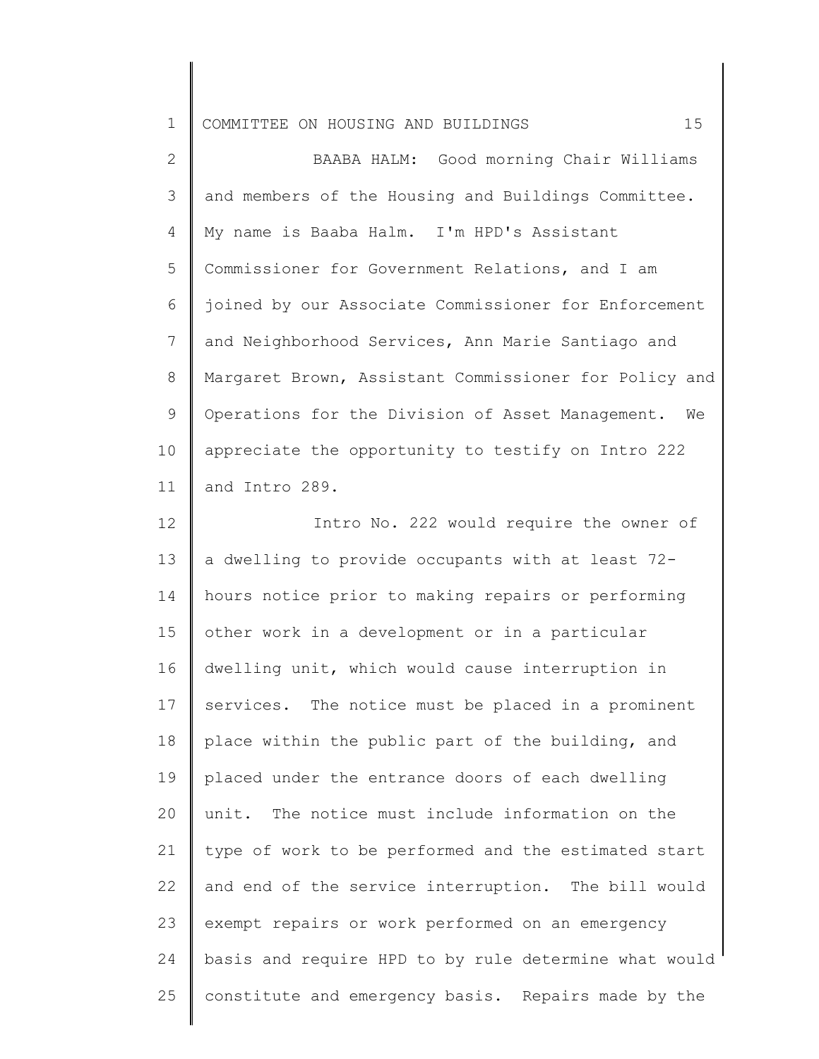BAABA HALM: Good morning Chair Williams and members of the Housing and Buildings Committee. My name is Baaba Halm. I'm HPD's Assistant Commissioner for Government Relations, and I am joined by our Associate Commissioner for Enforcement and Neighborhood Services, Ann Marie Santiago and Margaret Brown, Assistant Commissioner for Policy and Operations for the Division of Asset Management. We appreciate the opportunity to testify on Intro 222 and Intro 289.

Intro No. 222 would require the owner of a dwelling to provide occupants with at least 72-hours notice prior to making repairs or performing other work in a development or in a particular dwelling unit, which would cause interruption in services. The notice must be placed in a prominent place within the public part of the building, and placed under the entrance doors of each dwelling unit. The notice must include information on the type of work to be performed and the estimated start and end of the service interruption. The bill would exempt repairs or work performed on an emergency basis and require HPD to by rule determine what would constitute and emergency basis. Repairs made by the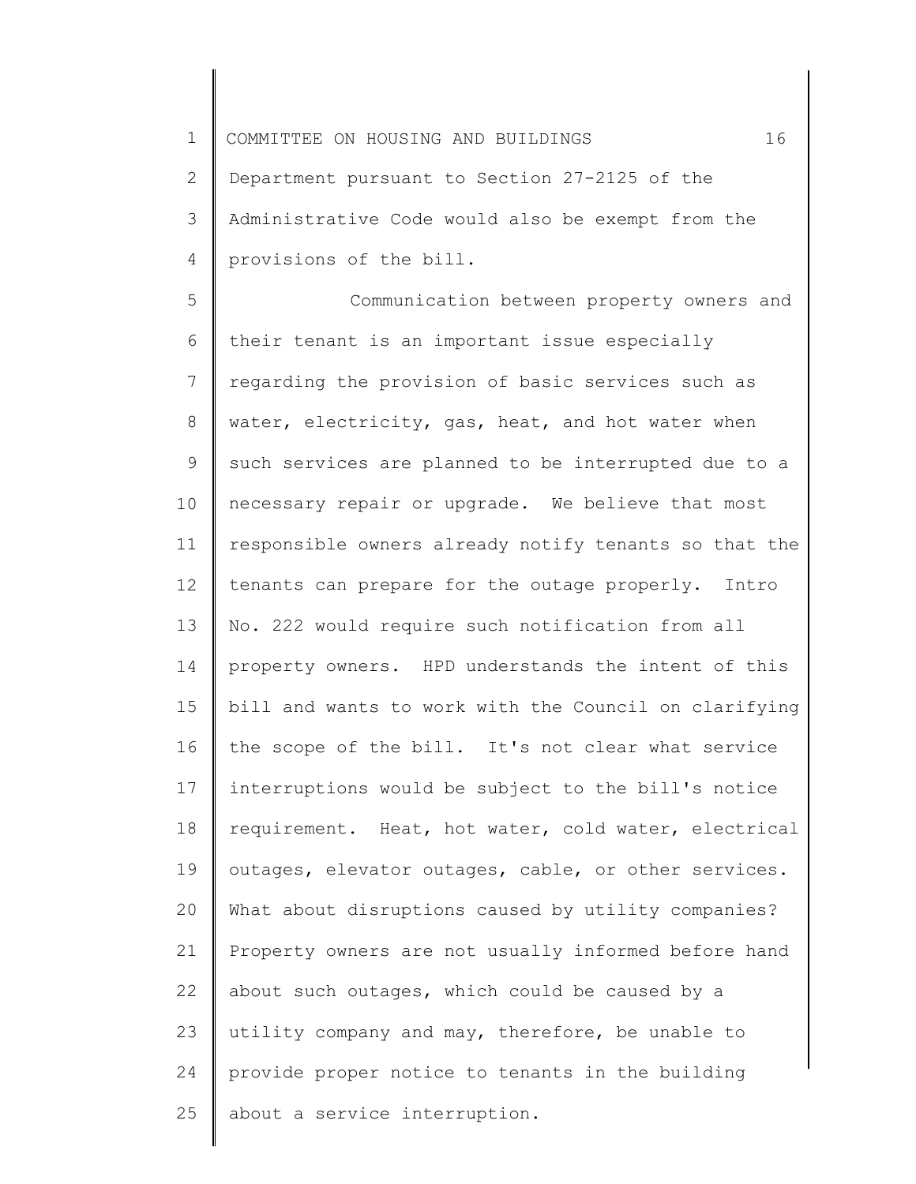Department pursuant to Section 27-2125 of the Administrative Code would also be exempt from the provisions of the bill.

Communication between property owners and their tenant is an important issue especially regarding the provision of basic services such as water, electricity, gas, heat, and hot water when such services are planned to be interrupted due to a necessary repair or upgrade. We believe that most responsible owners already notify tenants so that the tenants can prepare for the outage properly. Intro No. 222 would require such notification from all property owners. HPD understands the intent of this bill and wants to work with the Council on clarifying the scope of the bill. It's not clear what service interruptions would be subject to the bill's notice requirement. Heat, hot water, cold water, electrical outages, elevator outages, cable, or other services. What about disruptions caused by utility companies? Property owners are not usually informed before hand about such outages, which could be caused by a utility company and may, therefore, be unable to provide proper notice to tenants in the building about a service interruption.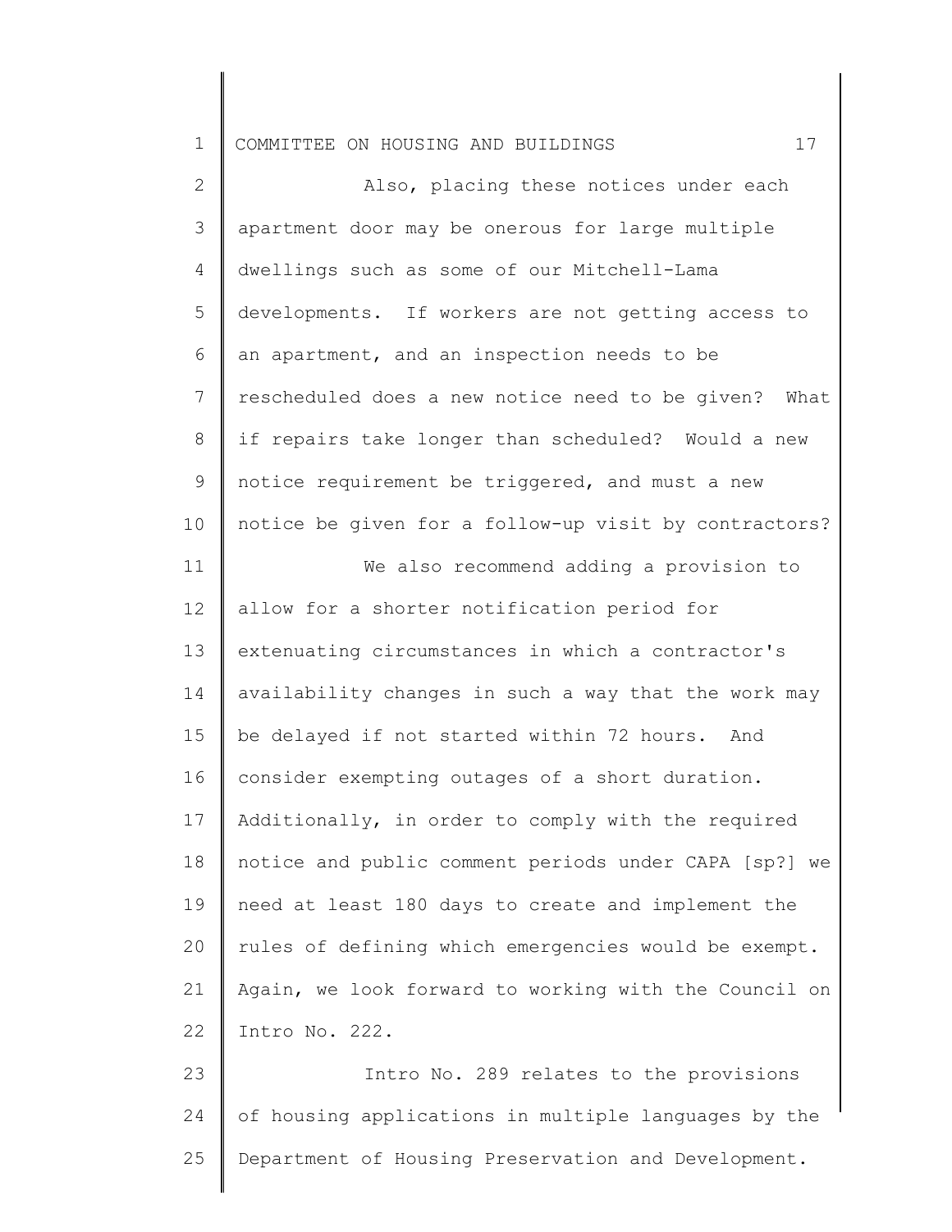Also, placing these notices under each apartment door may be onerous for large multiple dwellings such as some of our Mitchell-Lama developments. If workers are not getting access to an apartment, and an inspection needs to be rescheduled does a new notice need to be given? What if repairs take longer than scheduled? Would a new notice requirement be triggered, and must a new notice be given for a follow-up visit by contractors?

We also recommend adding a provision to allow for a shorter notification period for extenuating circumstances in which a contractor's availability changes in such a way that the work may be delayed if not started within 72 hours. And consider exempting outages of a short duration. Additionally, in order to comply with the required notice and public comment periods under CAPA [sp?] we need at least 180 days to create and implement the rules of defining which emergencies would be exempt. Again, we look forward to working with the Council on Intro No. 222.

Intro No. 289 relates to the provisions of housing applications in multiple languages by the Department of Housing Preservation and Development.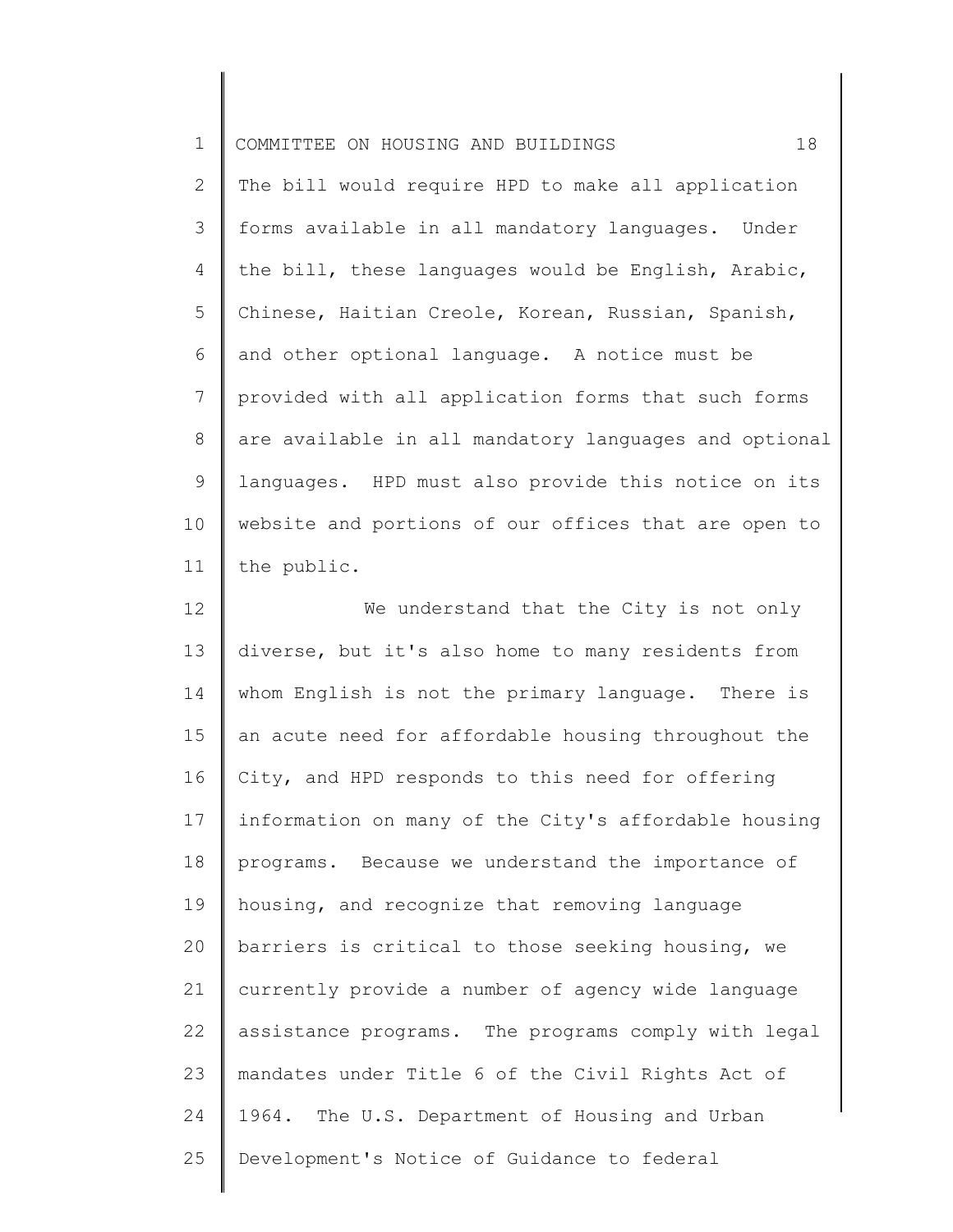The bill would require HPD to make all application forms available in all mandatory languages. Under the bill, these languages would be English, Arabic, Chinese, Haitian Creole, Korean, Russian, Spanish, and other optional language. A notice must be provided with all application forms that such forms are available in all mandatory languages and optional languages. HPD must also provide this notice on its website and portions of our offices that are open to the public.

We understand that the City is not only diverse, but it's also home to many residents from whom English is not the primary language. There is an acute need for affordable housing throughout the City, and HPD responds to this need for offering information on many of the City's affordable housing programs. Because we understand the importance of housing, and recognize that removing language barriers is critical to those seeking housing, we currently provide a number of agency wide language assistance programs. The programs comply with legal mandates under Title 6 of the Civil Rights Act of 1964. The U.S. Department of Housing and Urban Development's Notice of Guidance to federal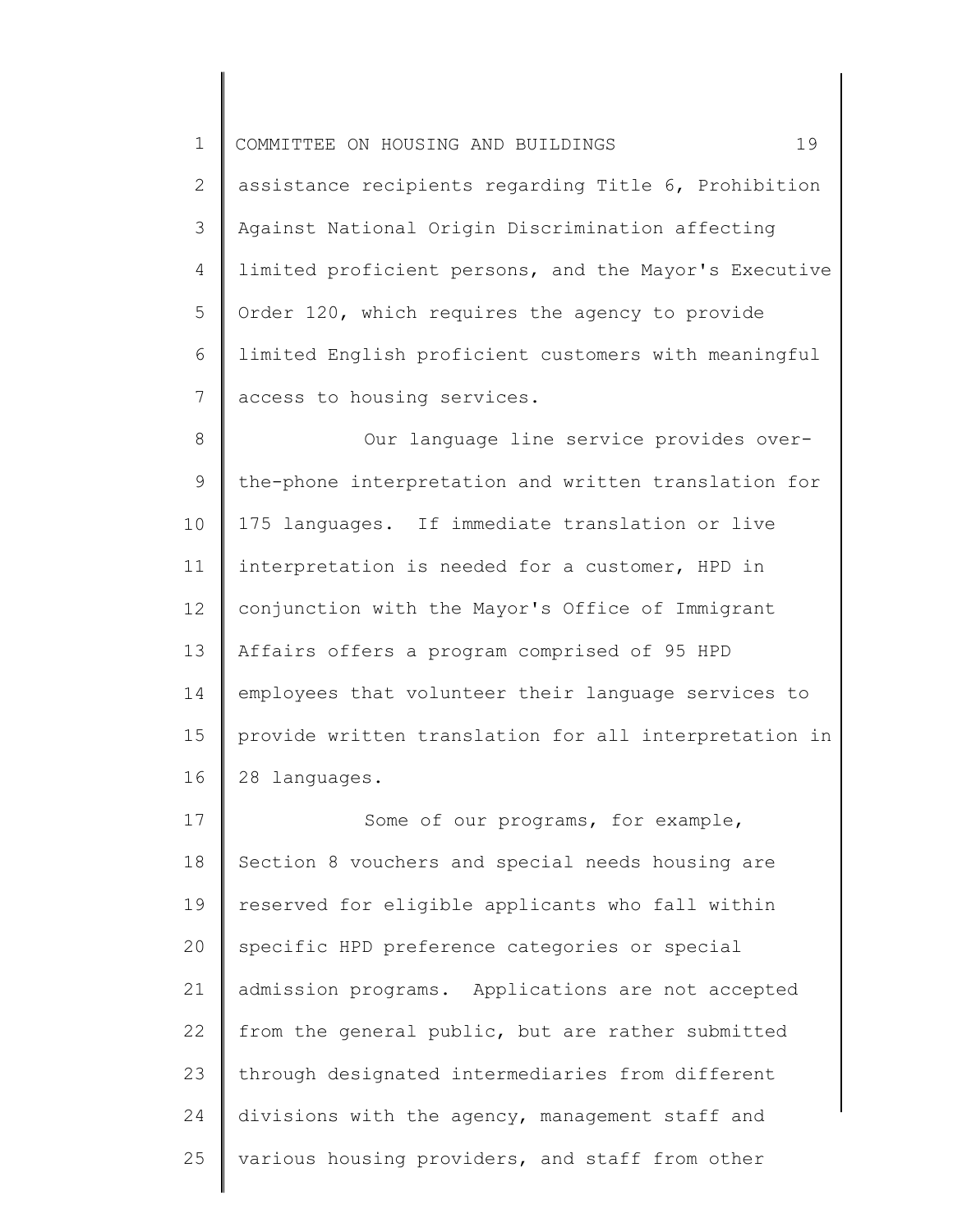assistance recipients regarding Title 6, Prohibition Against National Origin Discrimination affecting limited proficient persons, and the Mayor's Executive Order 120, which requires the agency to provide limited English proficient customers with meaningful access to housing services.

Our language line service provides over-the-phone interpretation and written translation for 175 languages. If immediate translation or live interpretation is needed for a customer, HPD in conjunction with the Mayor's Office of Immigrant Affairs offers a program comprised of 95 HPD employees that volunteer their language services to provide written translation for all interpretation in 28 languages.

Some of our programs, for example, Section 8 vouchers and special needs housing are reserved for eligible applicants who fall within specific HPD preference categories or special admission programs. Applications are not accepted from the general public, but are rather submitted through designated intermediaries from different divisions with the agency, management staff and various housing providers, and staff from other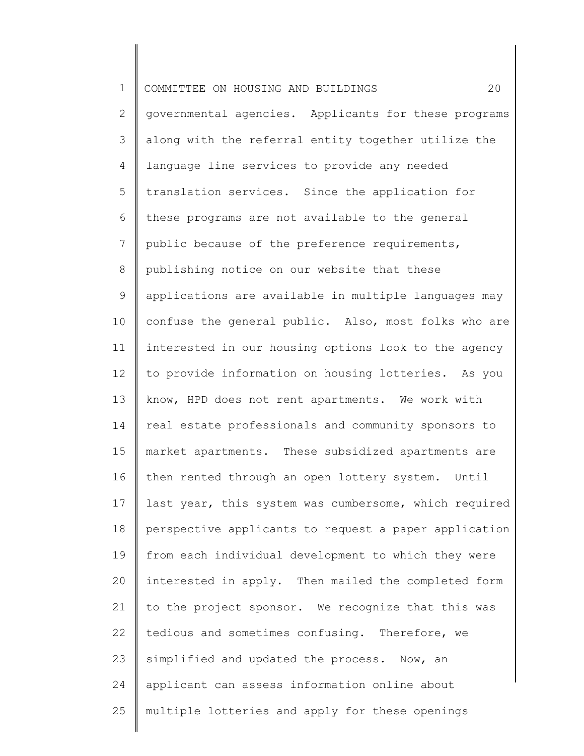governmental agencies. Applicants for these programs along with the referral entity together utilize the language line services to provide any needed translation services. Since the application for these programs are not available to the general public because of the preference requirements, publishing notice on our website that these applications are available in multiple languages may confuse the general public. Also, most folks who are interested in our housing options look to the agency to provide information on housing lotteries. As you know, HPD does not rent apartments. We work with real estate professionals and community sponsors to market apartments. These subsidized apartments are then rented through an open lottery system. Until last year, this system was cumbersome, which required perspective applicants to request a paper application from each individual development to which they were interested in apply. Then mailed the completed form to the project sponsor. We recognize that this was tedious and sometimes confusing. Therefore, we simplified and updated the process. Now, an applicant can assess information online about multiple lotteries and apply for these openings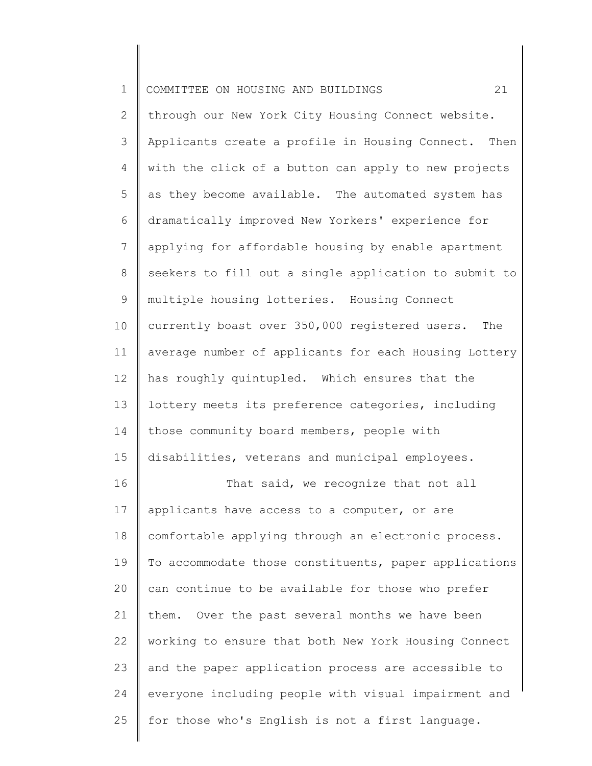through our New York City Housing Connect website. Applicants create a profile in Housing Connect. Then with the click of a button can apply to new projects as they become available. The automated system has dramatically improved New Yorkers' experience for applying for affordable housing by enable apartment seekers to fill out a single application to submit to multiple housing lotteries. Housing Connect currently boast over 350,000 registered users. The average number of applicants for each Housing Lottery has roughly quintupled. Which ensures that the lottery meets its preference categories, including those community board members, people with disabilities, veterans and municipal employees.

That said, we recognize that not all applicants have access to a computer, or are comfortable applying through an electronic process. To accommodate those constituents, paper applications can continue to be available for those who prefer them. Over the past several months we have been working to ensure that both New York Housing Connect and the paper application process are accessible to everyone including people with visual impairment and for those who's English is not a first language.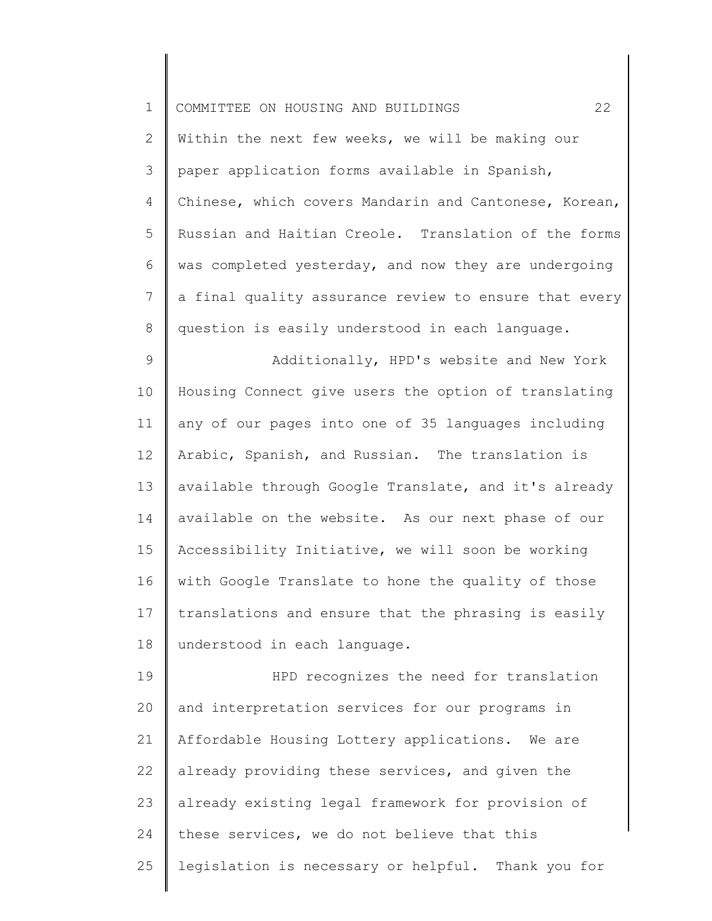Within the next few weeks, we will be making our paper application forms available in Spanish, Chinese, which covers Mandarin and Cantonese, Korean, Russian and Haitian Creole. Translation of the forms was completed yesterday, and now they are undergoing a final quality assurance review to ensure that every question is easily understood in each language.

Additionally, HPD's website and New York Housing Connect give users the option of translating any of our pages into one of 35 languages including Arabic, Spanish, and Russian. The translation is available through Google Translate, and it's already available on the website. As our next phase of our Accessibility Initiative, we will soon be working with Google Translate to hone the quality of those translations and ensure that the phrasing is easily understood in each language.

HPD recognizes the need for translation and interpretation services for our programs in Affordable Housing Lottery applications. We are already providing these services, and given the already existing legal framework for provision of these services, we do not believe that this legislation is necessary or helpful. Thank you for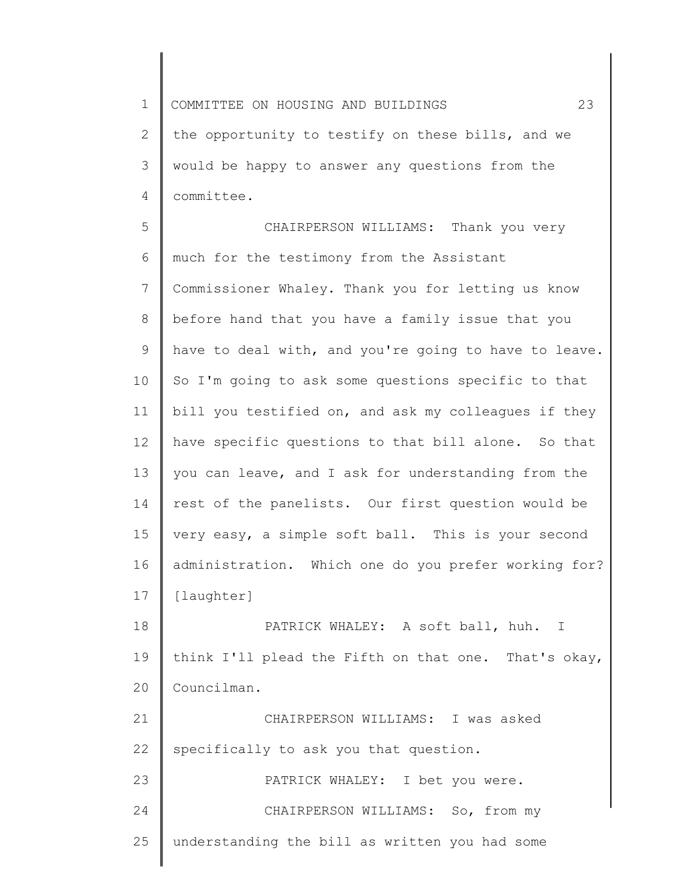the opportunity to testify on these bills, and we would be happy to answer any questions from the committee.

CHAIRPERSON WILLIAMS: Thank you very much for the testimony from the Assistant Commissioner Whaley. Thank you for letting us know before hand that you have a family issue that you have to deal with, and you're going to have to leave. So I'm going to ask some questions specific to that bill you testified on, and ask my colleagues if they have specific questions to that bill alone. So that you can leave, and I ask for understanding from the rest of the panelists. Our first question would be very easy, a simple soft ball. This is your second administration. Which one do you prefer working for? [laughter]

PATRICK WHALEY: A soft ball, huh. I think I'll plead the Fifth on that one. That's okay, Councilman.

CHAIRPERSON WILLIAMS: I was asked specifically to ask you that question.

PATRICK WHALEY: I bet you were.

CHAIRPERSON WILLIAMS: So, from my understanding the bill as written you had some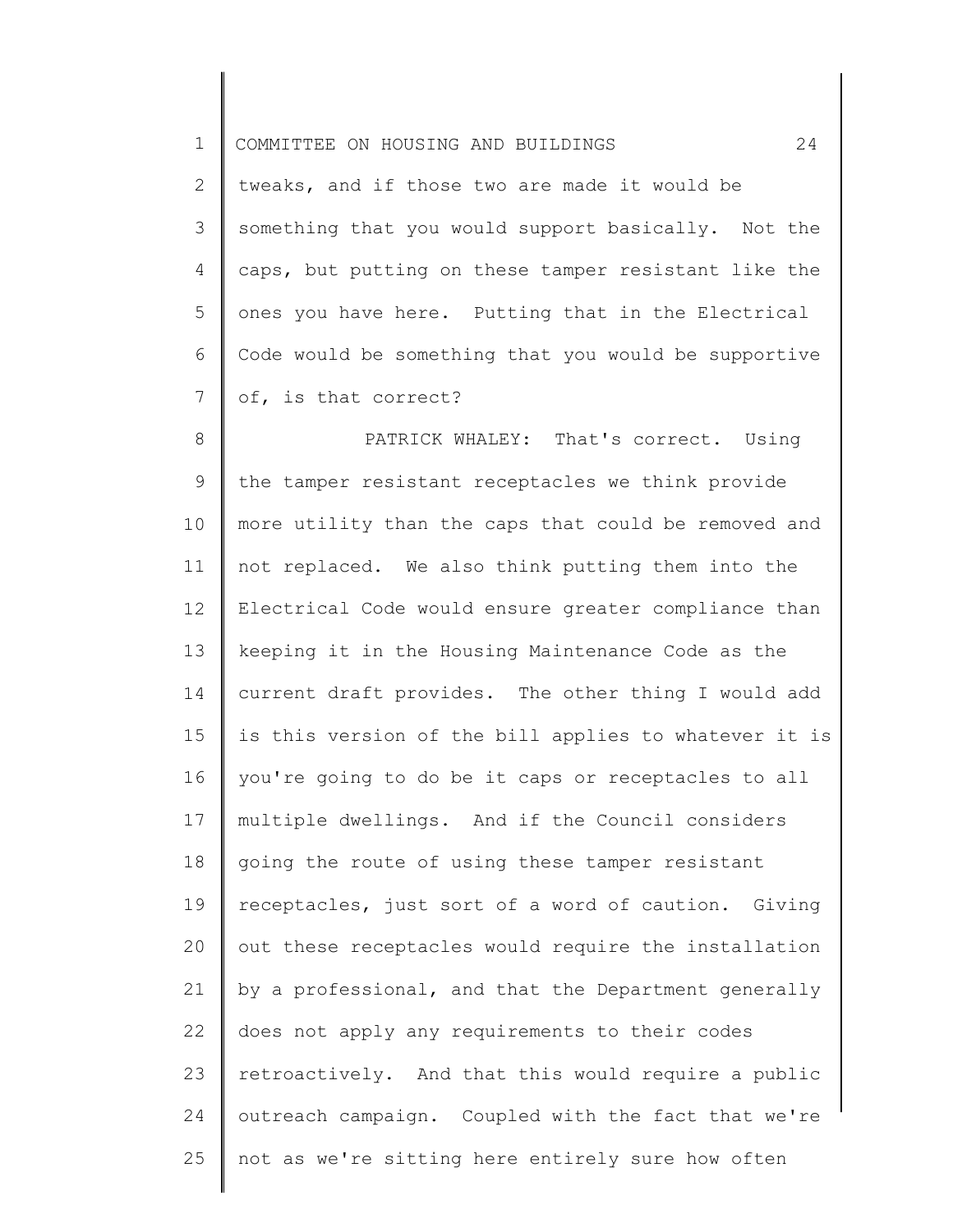tweaks, and if those two are made it would be something that you would support basically. Not the caps, but putting on these tamper resistant like the ones you have here. Putting that in the Electrical Code would be something that you would be supportive of, is that correct?

PATRICK WHALEY: That's correct. Using the tamper resistant receptacles we think provide more utility than the caps that could be removed and not replaced. We also think putting them into the Electrical Code would ensure greater compliance than keeping it in the Housing Maintenance Code as the current draft provides. The other thing I would add is this version of the bill applies to whatever it is you're going to do be it caps or receptacles to all multiple dwellings. And if the Council considers going the route of using these tamper resistant receptacles, just sort of a word of caution. Giving out these receptacles would require the installation by a professional, and that the Department generally does not apply any requirements to their codes retroactively. And that this would require a public outreach campaign. Coupled with the fact that we're not as we're sitting here entirely sure how often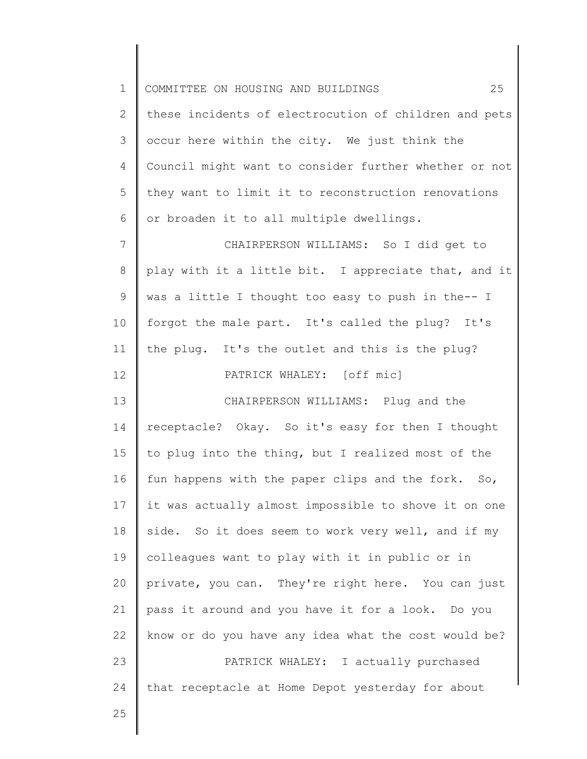these incidents of electrocution of children and pets occur here within the city. We just think the Council might want to consider further whether or not they want to limit it to reconstruction renovations or broaden it to all multiple dwellings.

CHAIRPERSON WILLIAMS: So I did get to play with it a little bit. I appreciate that, and it was a little I thought too easy to push in the-- I forgot the male part. It's called the plug? It's the plug. It's the outlet and this is the plug?

PATRICK WHALEY: [off mic]

CHAIRPERSON WILLIAMS: Plug and the receptacle? Okay. So it's easy for then I thought to plug into the thing, but I realized most of the fun happens with the paper clips and the fork. So, it was actually almost impossible to shove it on one side. So it does seem to work very well, and if my colleagues want to play with it in public or in private, you can. They're right here. You can just pass it around and you have it for a look. Do you know or do you have any idea what the cost would be?

PATRICK WHALEY: I actually purchased that receptacle at Home Depot yesterday for about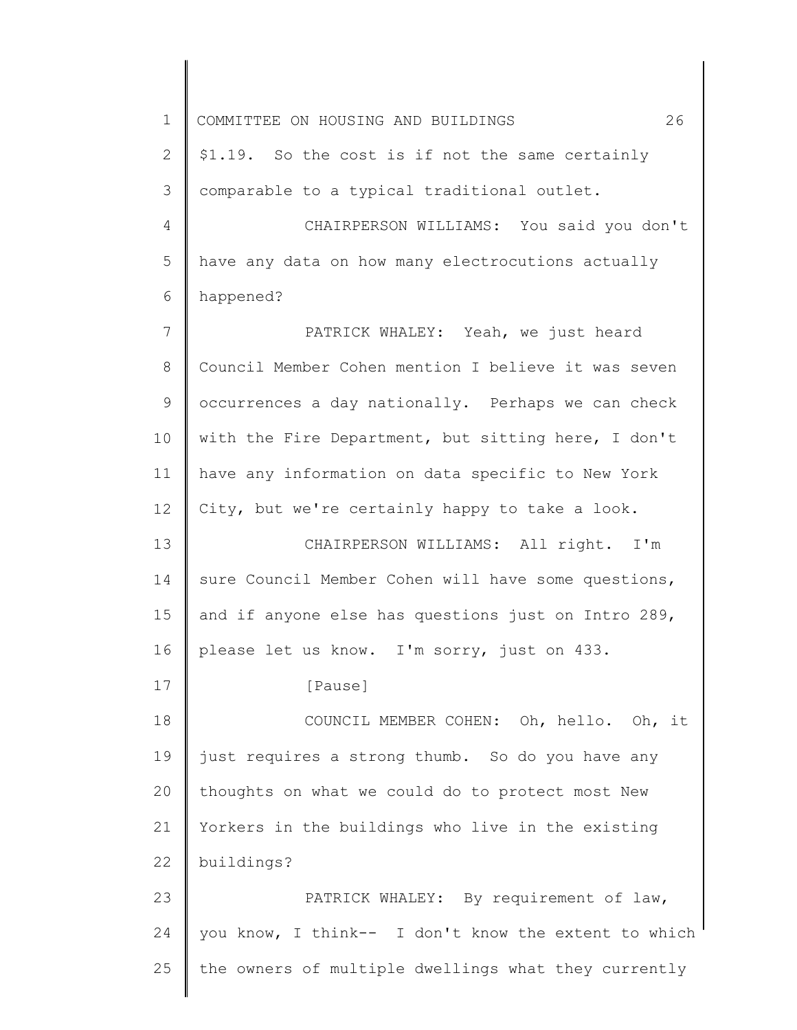$1.19. So the cost is if not the same certainly comparable to a typical traditional outlet.

CHAIRPERSON WILLIAMS: You said you don't have any data on how many electrocutions actually happened?

PATRICK WHALEY: Yeah, we just heard Council Member Cohen mention I believe it was seven occurrences a day nationally. Perhaps we can check with the Fire Department, but sitting here, I don't have any information on data specific to New York City, but we're certainly happy to take a look.

CHAIRPERSON WILLIAMS: All right. I'm sure Council Member Cohen will have some questions, and if anyone else has questions just on Intro 289, please let us know. I'm sorry, just on 433.

[Pause]

COUNCIL MEMBER COHEN: Oh, hello. Oh, it just requires a strong thumb. So do you have any thoughts on what we could do to protect most New Yorkers in the buildings who live in the existing buildings?

PATRICK WHALEY: By requirement of law, you know, I think-- I don't know the extent to which the owners of multiple dwellings what they currently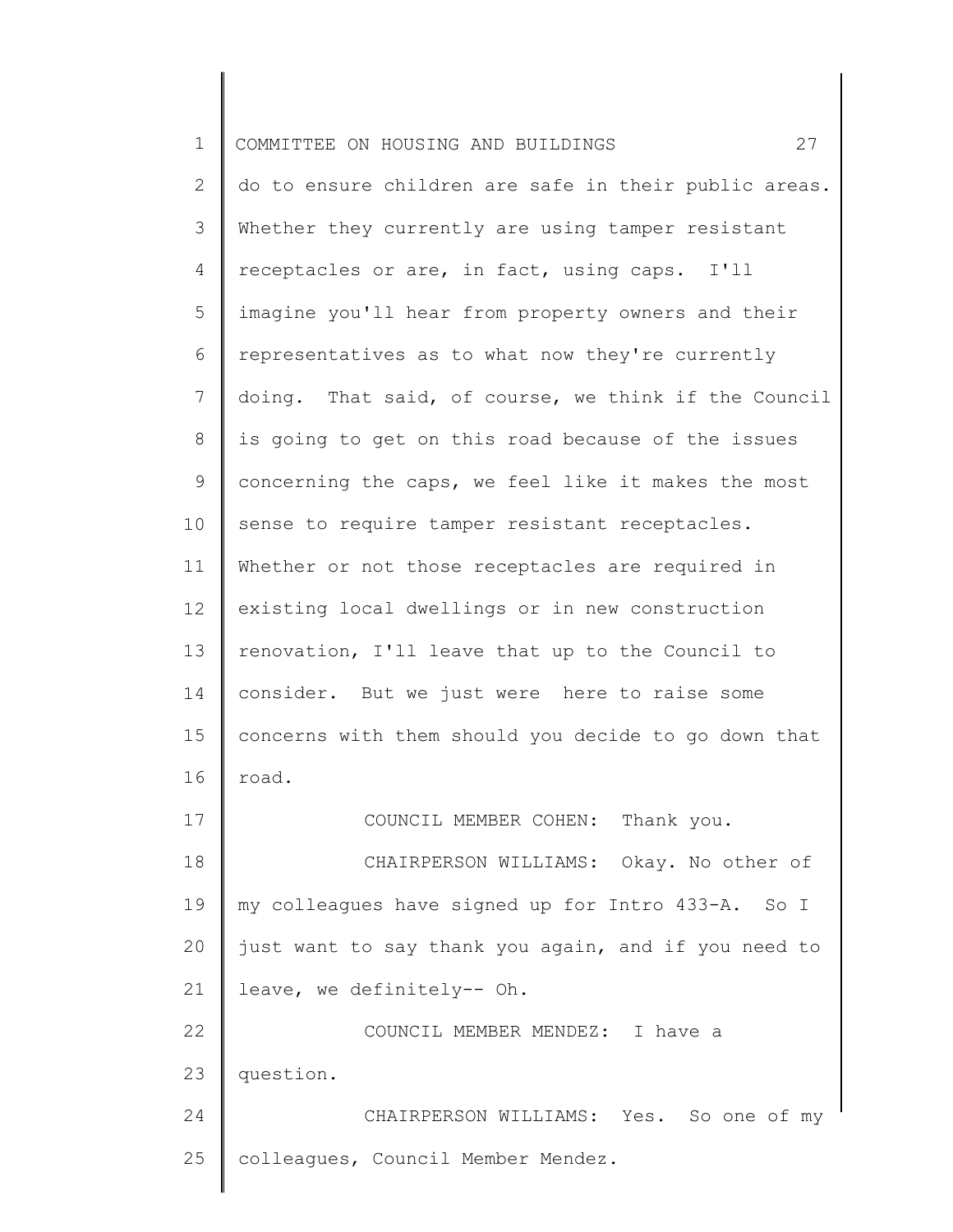do to ensure children are safe in their public areas. Whether they currently are using tamper resistant receptacles or are, in fact, using caps. I'll imagine you'll hear from property owners and their representatives as to what now they're currently doing. That said, of course, we think if the Council is going to get on this road because of the issues concerning the caps, we feel like it makes the most sense to require tamper resistant receptacles. Whether or not those receptacles are required in existing local dwellings or in new construction renovation, I'll leave that up to the Council to consider. But we just were here to raise some concerns with them should you decide to go down that road.

COUNCIL MEMBER COHEN: Thank you.

CHAIRPERSON WILLIAMS: Okay. No other of my colleagues have signed up for Intro 433-A. So I just want to say thank you again, and if you need to leave, we definitely-- Oh.

COUNCIL MEMBER MENDEZ: I have a question.

CHAIRPERSON WILLIAMS: Yes. So one of my colleagues, Council Member Mendez.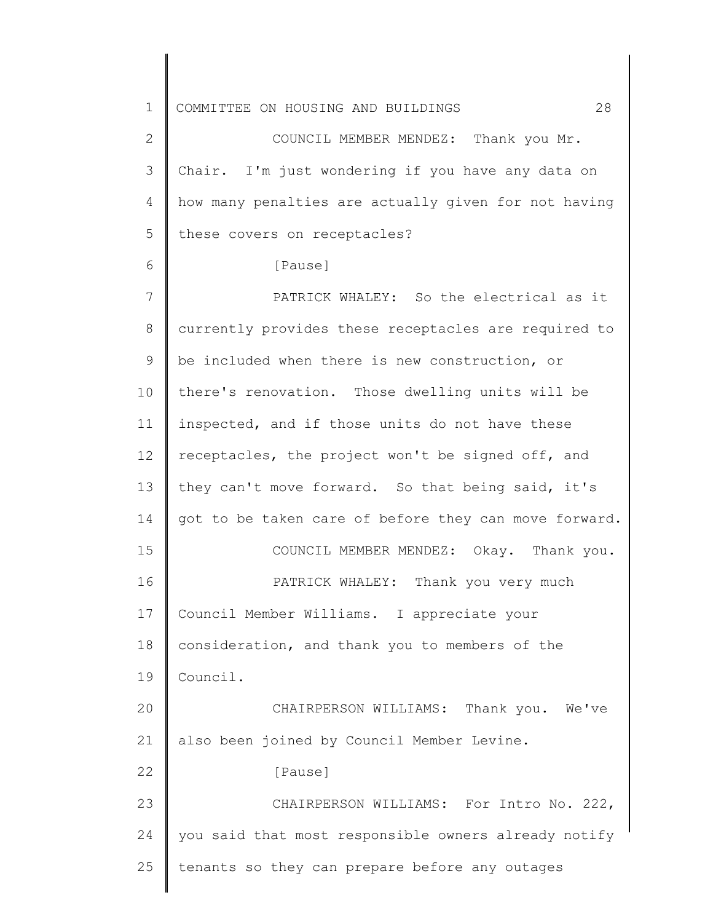COUNCIL MEMBER MENDEZ: Thank you Mr. Chair. I'm just wondering if you have any data on how many penalties are actually given for not having these covers on receptacles?

[Pause]

PATRICK WHALEY: So the electrical as it currently provides these receptacles are required to be included when there is new construction, or there's renovation. Those dwelling units will be inspected, and if those units do not have these receptacles, the project won't be signed off, and they can't move forward. So that being said, it's got to be taken care of before they can move forward.

COUNCIL MEMBER MENDEZ: Okay. Thank you.

PATRICK WHALEY: Thank you very much Council Member Williams. I appreciate your consideration, and thank you to members of the Council.

CHAIRPERSON WILLIAMS: Thank you. We've also been joined by Council Member Levine.

[Pause]

CHAIRPERSON WILLIAMS: For Intro No. 222, you said that most responsible owners already notify tenants so they can prepare before any outages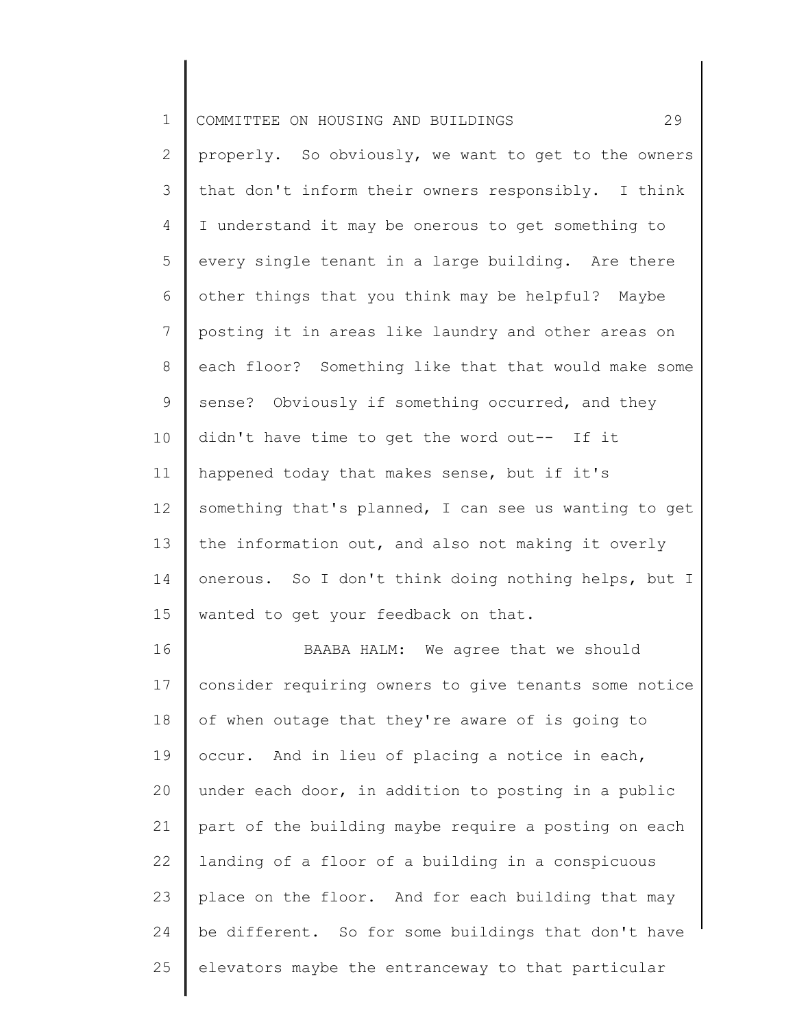properly. So obviously, we want to get to the owners that don't inform their owners responsibly. I think I understand it may be onerous to get something to every single tenant in a large building. Are there other things that you think may be helpful? Maybe posting it in areas like laundry and other areas on each floor? Something like that that would make some sense? Obviously if something occurred, and they didn't have time to get the word out-- If it happened today that makes sense, but if it's something that's planned, I can see us wanting to get the information out, and also not making it overly onerous. So I don't think doing nothing helps, but I wanted to get your feedback on that.

BAABA HALM: We agree that we should consider requiring owners to give tenants some notice of when outage that they're aware of is going to occur. And in lieu of placing a notice in each, under each door, in addition to posting in a public part of the building maybe require a posting on each landing of a floor of a building in a conspicuous place on the floor. And for each building that may be different. So for some buildings that don't have elevators maybe the entranceway to that particular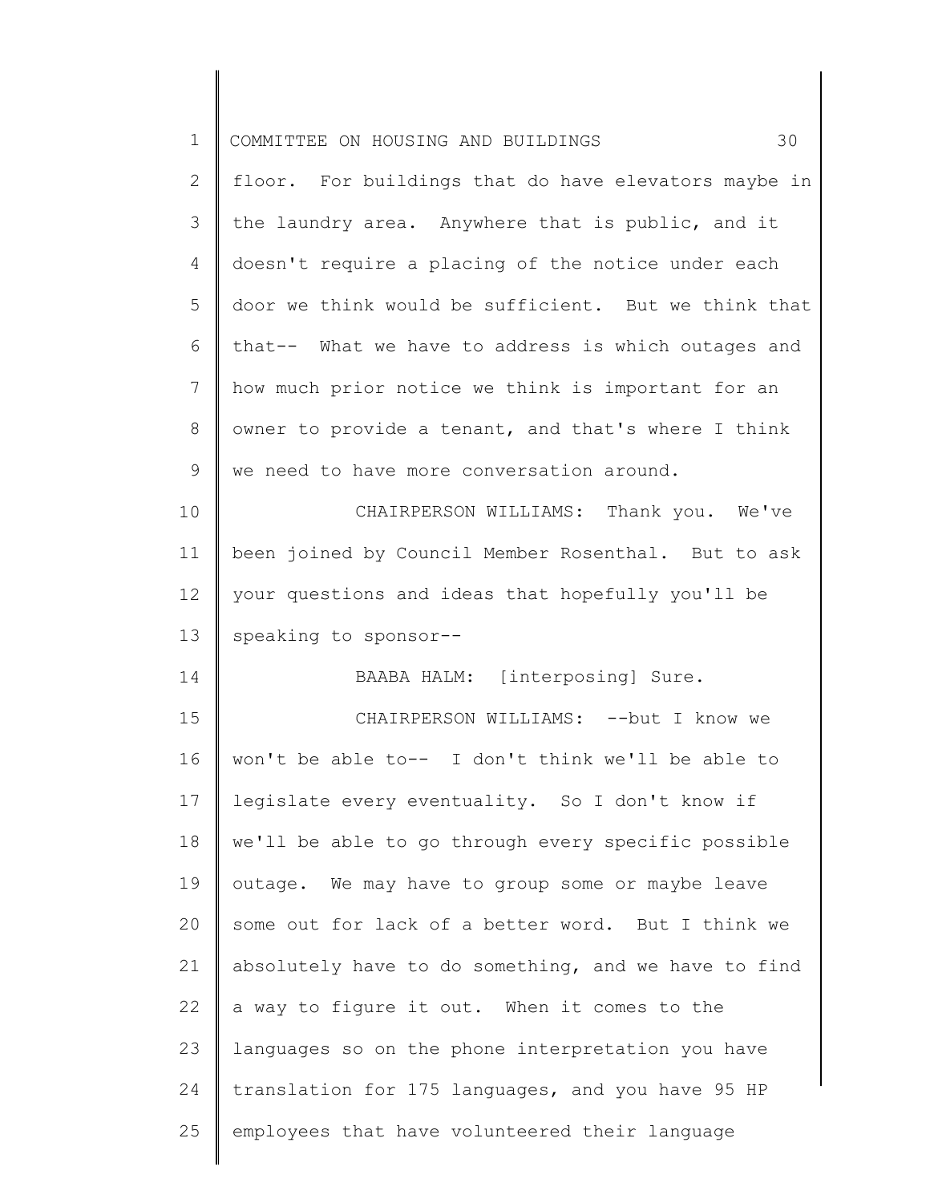floor. For buildings that do have elevators maybe in the laundry area. Anywhere that is public, and it doesn't require a placing of the notice under each door we think would be sufficient. But we think that that-- What we have to address is which outages and how much prior notice we think is important for an owner to provide a tenant, and that's where I think we need to have more conversation around.

CHAIRPERSON WILLIAMS: Thank you. We've been joined by Council Member Rosenthal. But to ask your questions and ideas that hopefully you'll be speaking to sponsor--

BAABA HALM: [interposing] Sure.

CHAIRPERSON WILLIAMS: --but I know we won't be able to-- I don't think we'll be able to legislate every eventuality. So I don't know if we'll be able to go through every specific possible outage. We may have to group some or maybe leave some out for lack of a better word. But I think we absolutely have to do something, and we have to find a way to figure it out. When it comes to the languages so on the phone interpretation you have translation for 175 languages, and you have 95 HP employees that have volunteered their language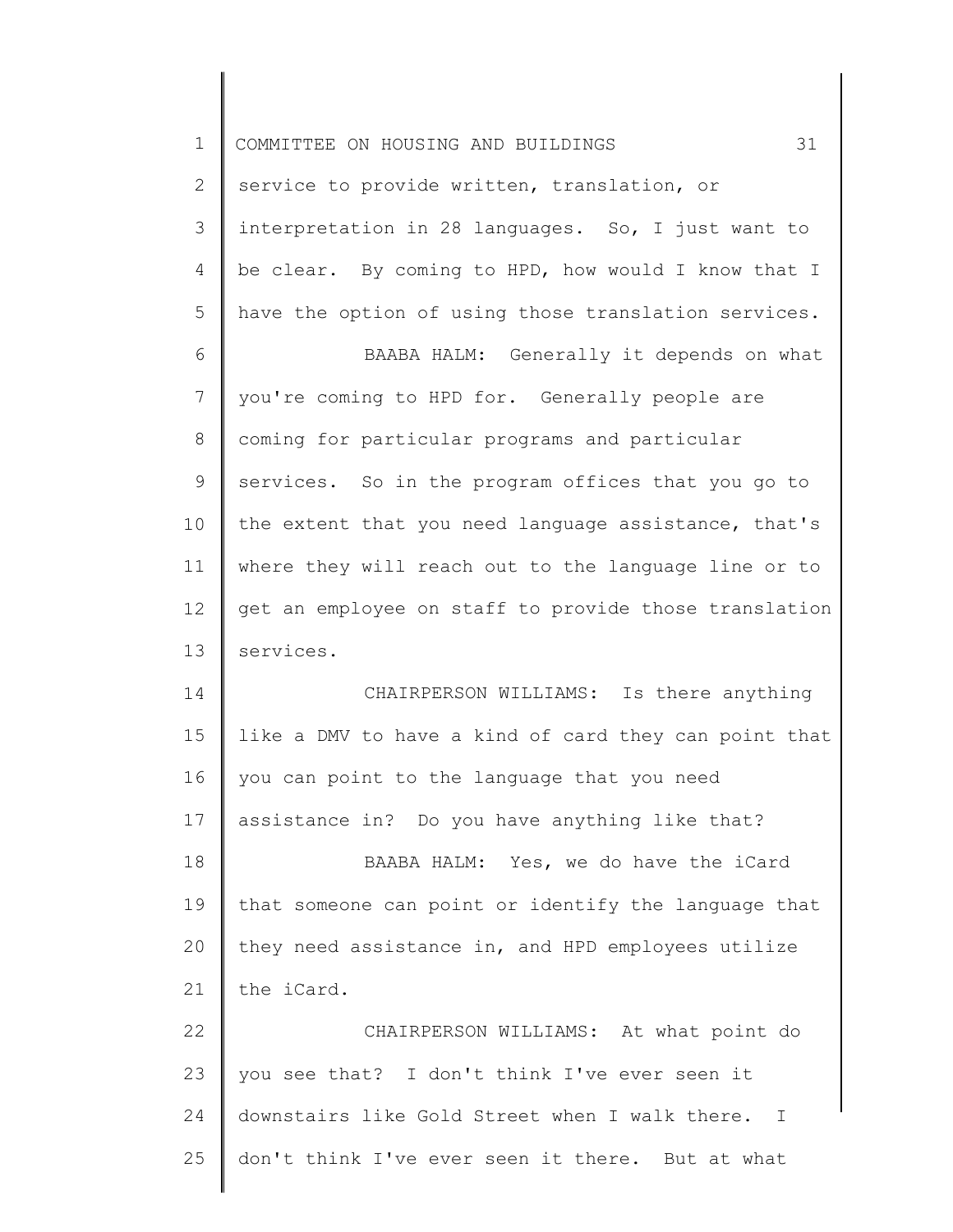service to provide written, translation, or interpretation in 28 languages. So, I just want to be clear. By coming to HPD, how would I know that I have the option of using those translation services.

BAABA HALM: Generally it depends on what you're coming to HPD for. Generally people are coming for particular programs and particular services. So in the program offices that you go to the extent that you need language assistance, that's where they will reach out to the language line or to get an employee on staff to provide those translation services.

CHAIRPERSON WILLIAMS: Is there anything like a DMV to have a kind of card they can point that you can point to the language that you need assistance in? Do you have anything like that?

BAABA HALM: Yes, we do have the iCard that someone can point or identify the language that they need assistance in, and HPD employees utilize the iCard.

CHAIRPERSON WILLIAMS: At what point do you see that? I don't think I've ever seen it downstairs like Gold Street when I walk there. I don't think I've ever seen it there. But at what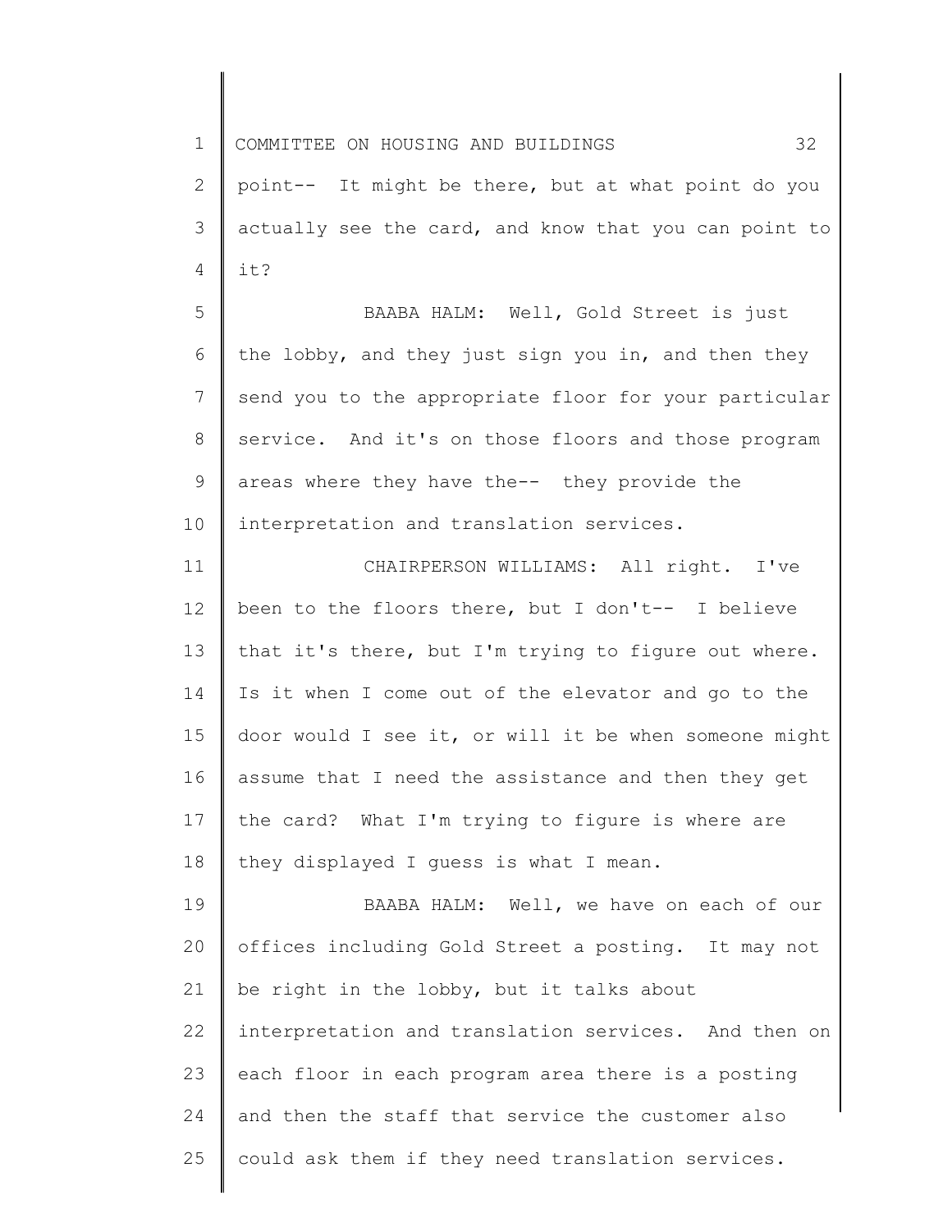point-- It might be there, but at what point do you actually see the card, and know that you can point to it?

BAABA HALM: Well, Gold Street is just the lobby, and they just sign you in, and then they send you to the appropriate floor for your particular service. And it's on those floors and those program areas where they have the-- they provide the interpretation and translation services.

CHAIRPERSON WILLIAMS: All right. I've been to the floors there, but I don't-- I believe that it's there, but I'm trying to figure out where. Is it when I come out of the elevator and go to the door would I see it, or will it be when someone might assume that I need the assistance and then they get the card? What I'm trying to figure is where are they displayed I guess is what I mean.

BAABA HALM: Well, we have on each of our offices including Gold Street a posting. It may not be right in the lobby, but it talks about interpretation and translation services. And then on each floor in each program area there is a posting and then the staff that service the customer also could ask them if they need translation services.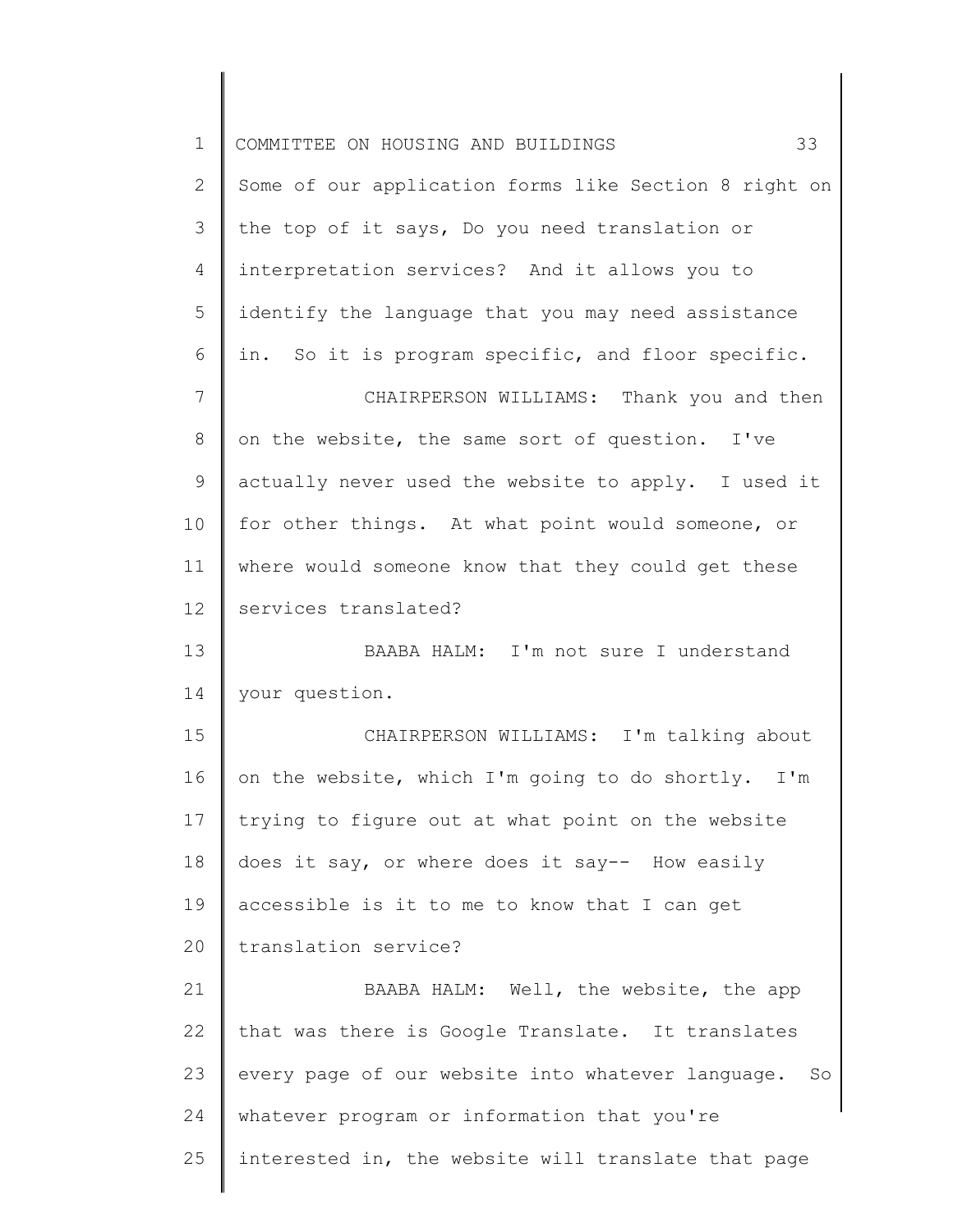Some of our application forms like Section 8 right on the top of it says, Do you need translation or interpretation services? And it allows you to identify the language that you may need assistance in. So it is program specific, and floor specific.

CHAIRPERSON WILLIAMS: Thank you and then on the website, the same sort of question. I've actually never used the website to apply. I used it for other things. At what point would someone, or where would someone know that they could get these services translated?

BAABA HALM: I'm not sure I understand your question.

CHAIRPERSON WILLIAMS: I'm talking about on the website, which I'm going to do shortly. I'm trying to figure out at what point on the website does it say, or where does it say-- How easily accessible is it to me to know that I can get translation service?

BAABA HALM: Well, the website, the app that was there is Google Translate. It translates every page of our website into whatever language. So whatever program or information that you're interested in, the website will translate that page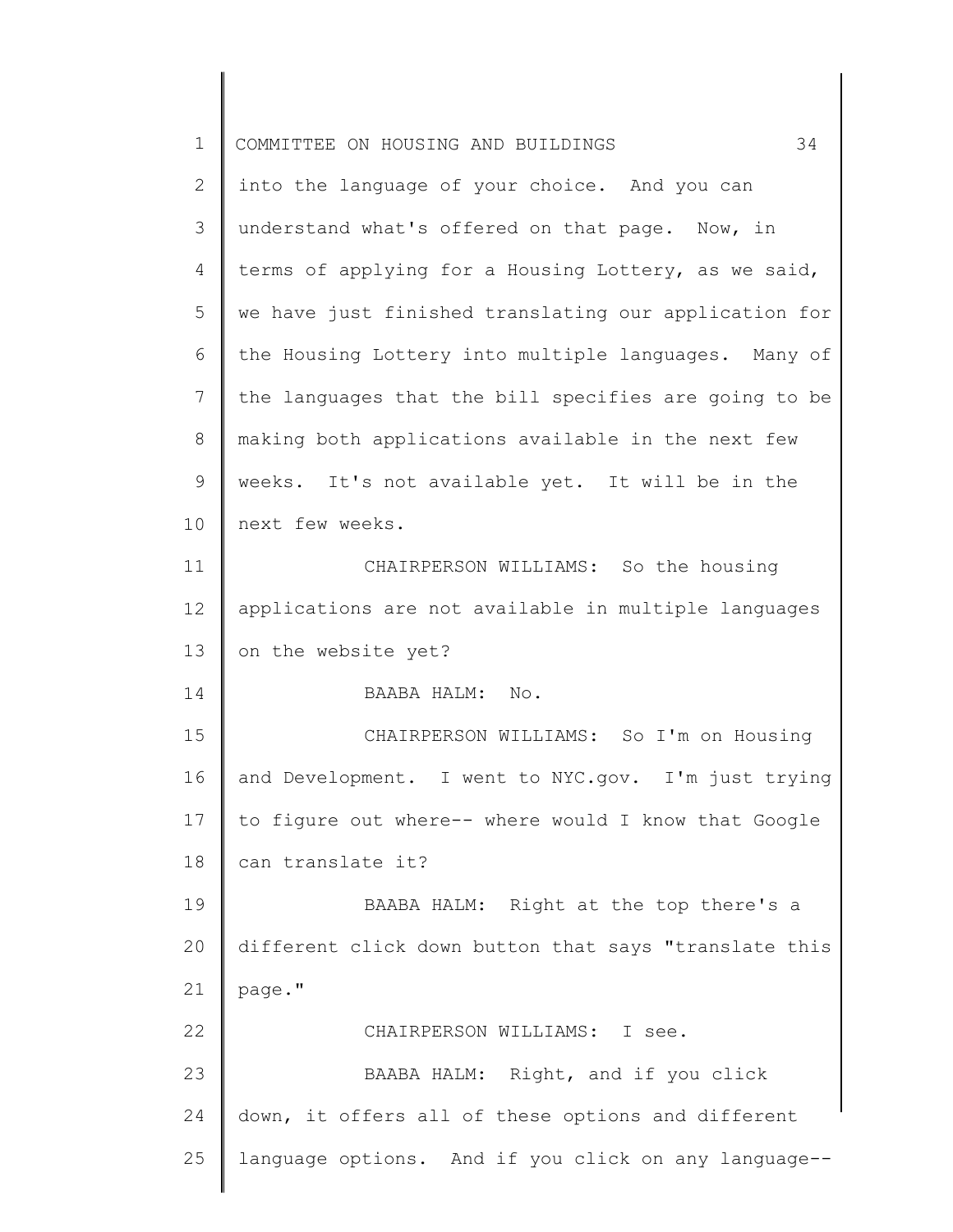into the language of your choice. And you can understand what's offered on that page. Now, in terms of applying for a Housing Lottery, as we said, we have just finished translating our application for the Housing Lottery into multiple languages. Many of the languages that the bill specifies are going to be making both applications available in the next few weeks. It's not available yet. It will be in the next few weeks.

CHAIRPERSON WILLIAMS: So the housing applications are not available in multiple languages on the website yet?

BAABA HALM: No.

CHAIRPERSON WILLIAMS: So I'm on Housing and Development. I went to NYC.gov. I'm just trying to figure out where-- where would I know that Google can translate it?

BAABA HALM: Right at the top there's a different click down button that says "translate this page."

CHAIRPERSON WILLIAMS: I see.

BAABA HALM: Right, and if you click down, it offers all of these options and different language options. And if you click on any language--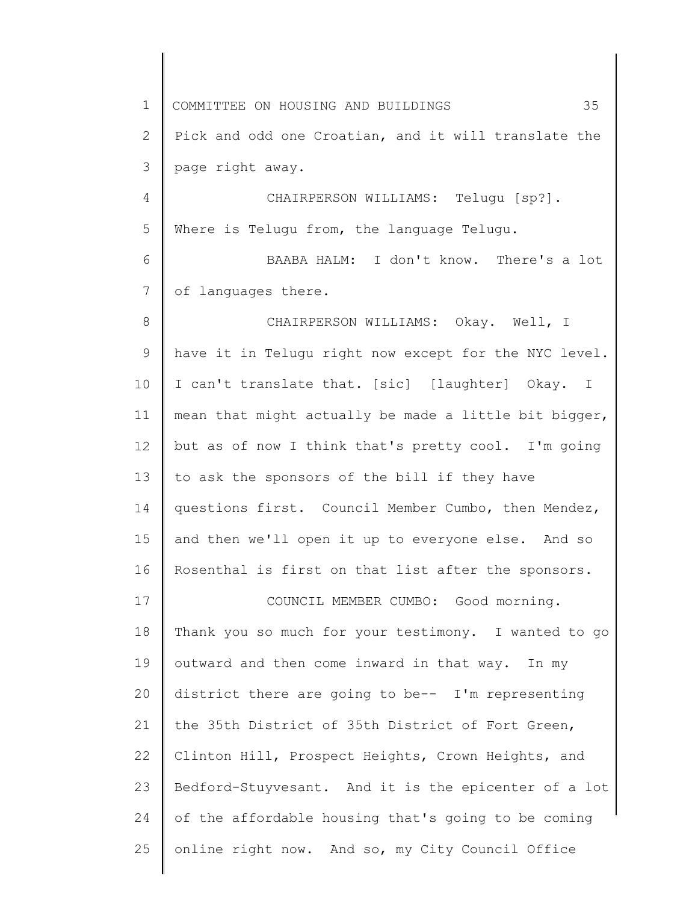Pick and odd one Croatian, and it will translate the page right away.

CHAIRPERSON WILLIAMS: Telugu [sp?]. Where is Telugu from, the language Telugu.

BAABA HALM: I don't know. There's a lot of languages there.

CHAIRPERSON WILLIAMS: Okay. Well, I have it in Telugu right now except for the NYC level. I can't translate that. [sic] [laughter] Okay. I mean that might actually be made a little bit bigger, but as of now I think that's pretty cool. I'm going to ask the sponsors of the bill if they have questions first. Council Member Cumbo, then Mendez, and then we'll open it up to everyone else. And so Rosenthal is first on that list after the sponsors.

COUNCIL MEMBER CUMBO: Good morning. Thank you so much for your testimony. I wanted to go outward and then come inward in that way. In my district there are going to be-- I'm representing the 35th District of 35th District of Fort Green, Clinton Hill, Prospect Heights, Crown Heights, and Bedford-Stuyvesant. And it is the epicenter of a lot of the affordable housing that's going to be coming online right now. And so, my City Council Office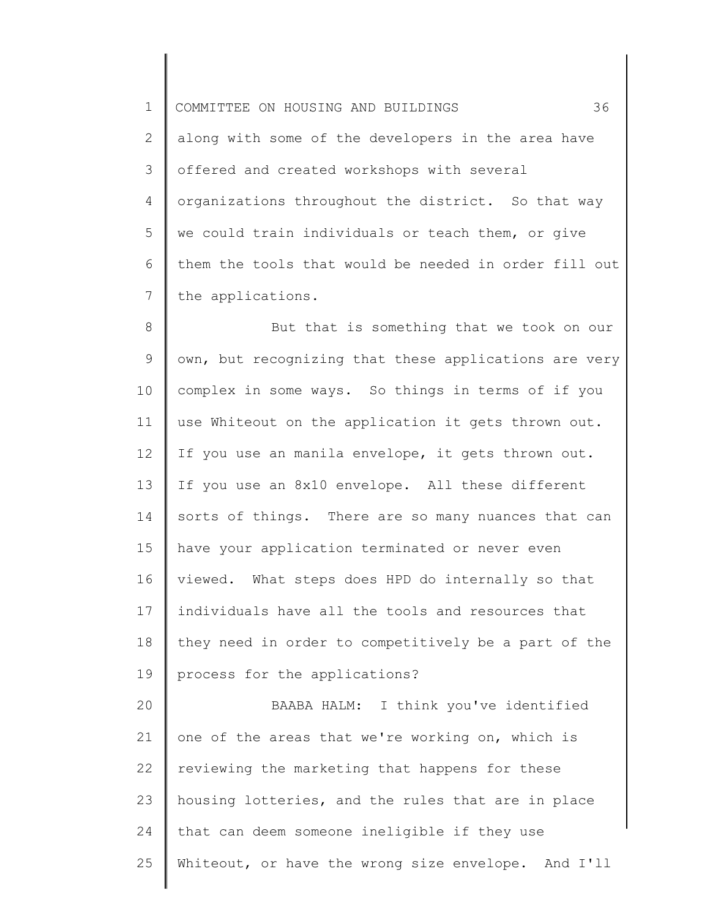along with some of the developers in the area have offered and created workshops with several organizations throughout the district. So that way we could train individuals or teach them, or give them the tools that would be needed in order fill out the applications.

But that is something that we took on our own, but recognizing that these applications are very complex in some ways. So things in terms of if you use Whiteout on the application it gets thrown out. If you use an manila envelope, it gets thrown out. If you use an 8x10 envelope. All these different sorts of things. There are so many nuances that can have your application terminated or never even viewed. What steps does HPD do internally so that individuals have all the tools and resources that they need in order to competitively be a part of the process for the applications?

BAABA HALM: I think you've identified one of the areas that we're working on, which is reviewing the marketing that happens for these housing lotteries, and the rules that are in place that can deem someone ineligible if they use Whiteout, or have the wrong size envelope. And I'll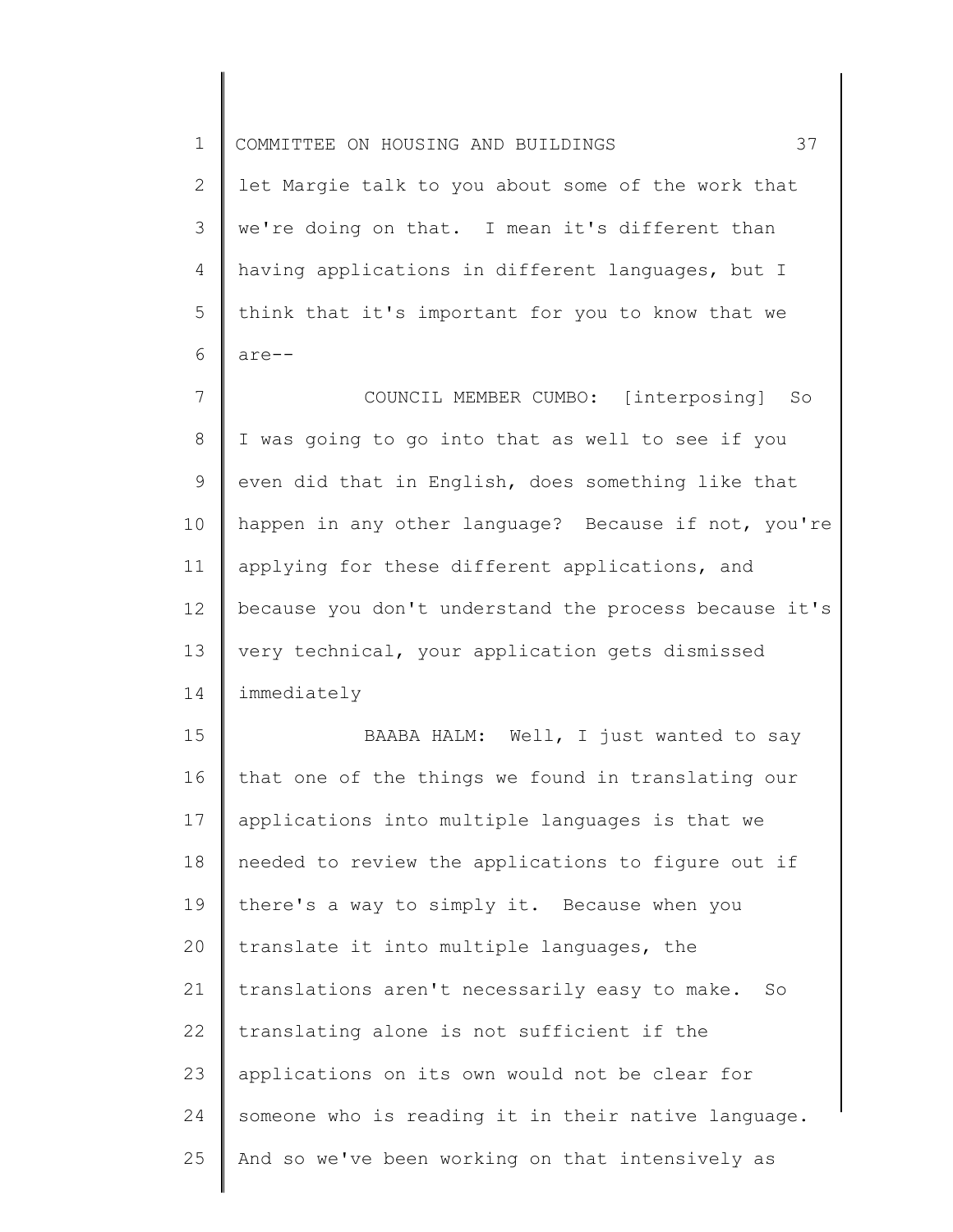let Margie talk to you about some of the work that we're doing on that. I mean it's different than having applications in different languages, but I think that it's important for you to know that we are--

COUNCIL MEMBER CUMBO: [interposing] So I was going to go into that as well to see if you even did that in English, does something like that happen in any other language? Because if not, you're applying for these different applications, and because you don't understand the process because it's very technical, your application gets dismissed immediately

BAABA HALM: Well, I just wanted to say that one of the things we found in translating our applications into multiple languages is that we needed to review the applications to figure out if there's a way to simply it. Because when you translate it into multiple languages, the translations aren't necessarily easy to make. So translating alone is not sufficient if the applications on its own would not be clear for someone who is reading it in their native language. And so we've been working on that intensively as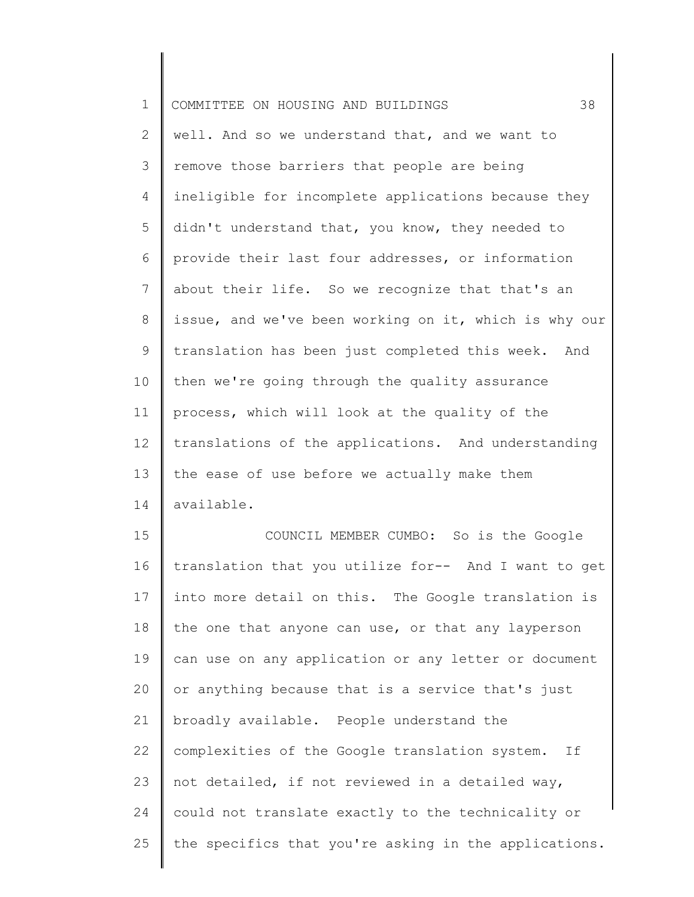well. And so we understand that, and we want to remove those barriers that people are being ineligible for incomplete applications because they didn't understand that, you know, they needed to provide their last four addresses, or information about their life. So we recognize that that's an issue, and we've been working on it, which is why our translation has been just completed this week. And then we're going through the quality assurance process, which will look at the quality of the translations of the applications. And understanding the ease of use before we actually make them available.

COUNCIL MEMBER CUMBO: So is the Google translation that you utilize for-- And I want to get into more detail on this. The Google translation is the one that anyone can use, or that any layperson can use on any application or any letter or document or anything because that is a service that's just broadly available. People understand the complexities of the Google translation system. If not detailed, if not reviewed in a detailed way, could not translate exactly to the technicality or the specifics that you're asking in the applications.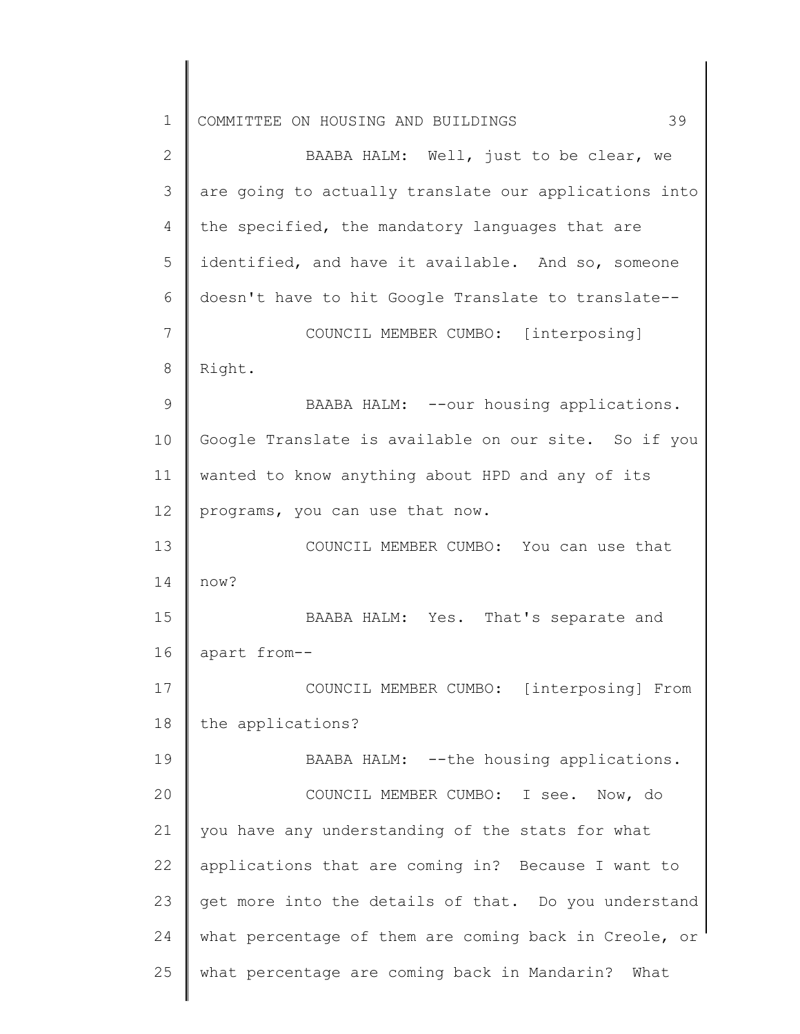BAABA HALM: Well, just to be clear, we are going to actually translate our applications into the specified, the mandatory languages that are identified, and have it available. And so, someone doesn't have to hit Google Translate to translate--

COUNCIL MEMBER CUMBO: [interposing] Right.

BAABA HALM: --our housing applications. Google Translate is available on our site. So if you wanted to know anything about HPD and any of its programs, you can use that now.

COUNCIL MEMBER CUMBO: You can use that now?

BAABA HALM: Yes. That's separate and apart from--

COUNCIL MEMBER CUMBO: [interposing] From the applications?

BAABA HALM: --the housing applications.

COUNCIL MEMBER CUMBO: I see. Now, do you have any understanding of the stats for what applications that are coming in? Because I want to get more into the details of that. Do you understand what percentage of them are coming back in Creole, or what percentage are coming back in Mandarin? What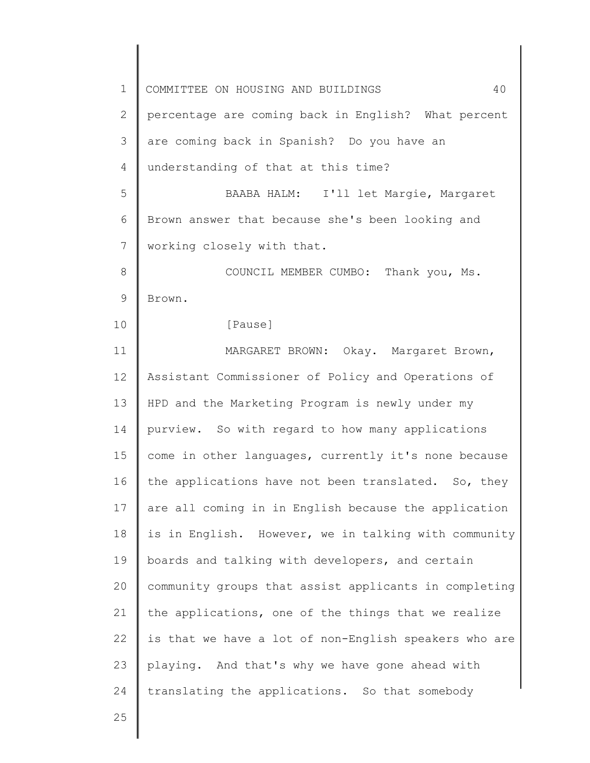percentage are coming back in English? What percent are coming back in Spanish? Do you have an understanding of that at this time?

BAABA HALM: I'll let Margie, Margaret Brown answer that because she's been looking and working closely with that.

COUNCIL MEMBER CUMBO: Thank you, Ms. Brown.

[Pause]

MARGARET BROWN: Okay. Margaret Brown, Assistant Commissioner of Policy and Operations of HPD and the Marketing Program is newly under my purview. So with regard to how many applications come in other languages, currently it's none because the applications have not been translated. So, they are all coming in in English because the application is in English. However, we in talking with community boards and talking with developers, and certain community groups that assist applicants in completing the applications, one of the things that we realize is that we have a lot of non-English speakers who are playing. And that's why we have gone ahead with translating the applications. So that somebody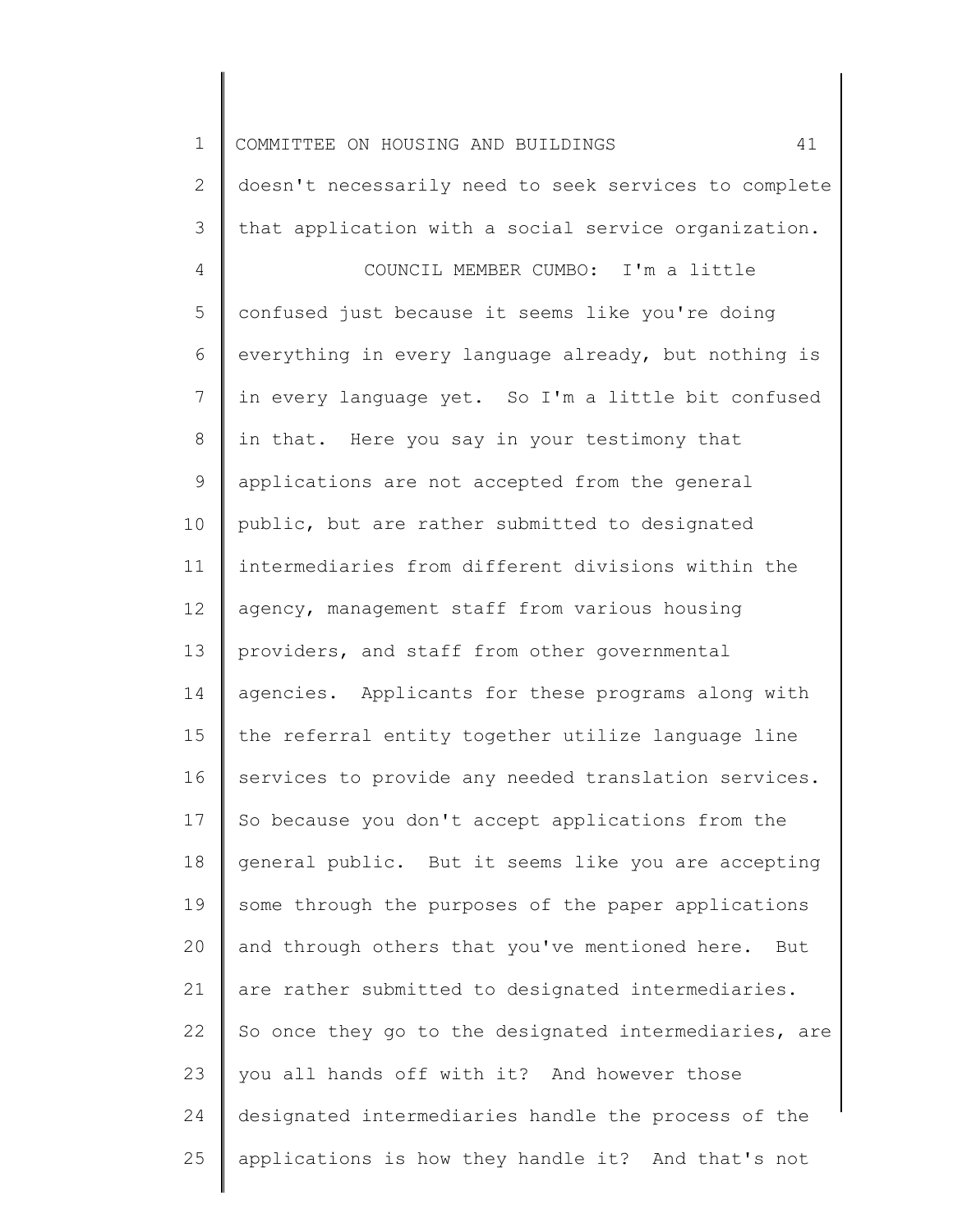doesn't necessarily need to seek services to complete that application with a social service organization.

COUNCIL MEMBER CUMBO: I'm a little confused just because it seems like you're doing everything in every language already, but nothing is in every language yet. So I'm a little bit confused in that. Here you say in your testimony that applications are not accepted from the general public, but are rather submitted to designated intermediaries from different divisions within the agency, management staff from various housing providers, and staff from other governmental agencies. Applicants for these programs along with the referral entity together utilize language line services to provide any needed translation services. So because you don't accept applications from the general public. But it seems like you are accepting some through the purposes of the paper applications and through others that you've mentioned here. But are rather submitted to designated intermediaries. So once they go to the designated intermediaries, are you all hands off with it? And however those designated intermediaries handle the process of the applications is how they handle it? And that's not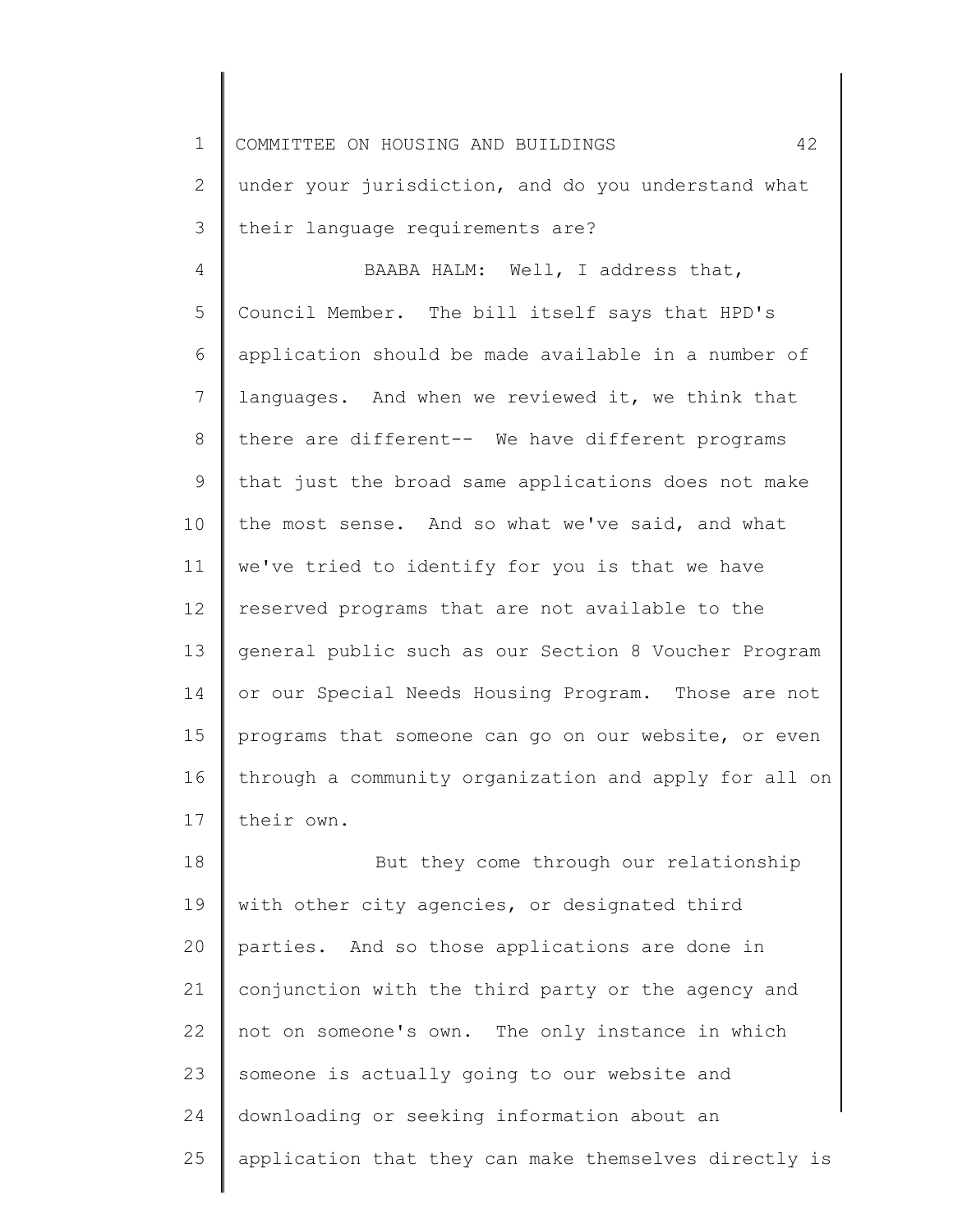under your jurisdiction, and do you understand what their language requirements are?

BAABA HALM: Well, I address that, Council Member. The bill itself says that HPD's application should be made available in a number of languages. And when we reviewed it, we think that there are different-- We have different programs that just the broad same applications does not make the most sense. And so what we've said, and what we've tried to identify for you is that we have reserved programs that are not available to the general public such as our Section 8 Voucher Program or our Special Needs Housing Program. Those are not programs that someone can go on our website, or even through a community organization and apply for all on their own.

But they come through our relationship with other city agencies, or designated third parties. And so those applications are done in conjunction with the third party or the agency and not on someone's own. The only instance in which someone is actually going to our website and downloading or seeking information about an application that they can make themselves directly is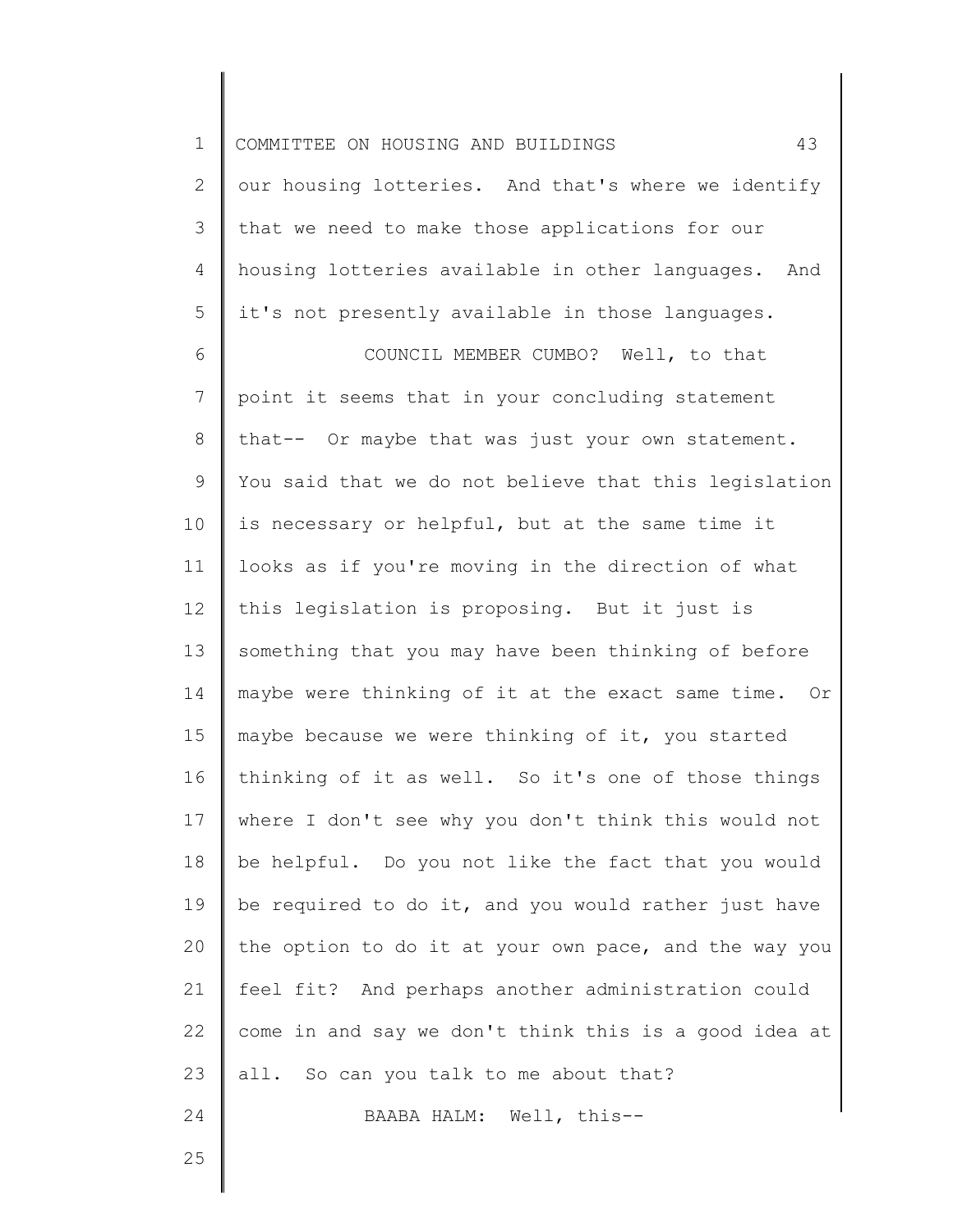our housing lotteries. And that's where we identify that we need to make those applications for our housing lotteries available in other languages. And it's not presently available in those languages.

COUNCIL MEMBER CUMBO? Well, to that point it seems that in your concluding statement that-- Or maybe that was just your own statement. You said that we do not believe that this legislation is necessary or helpful, but at the same time it looks as if you're moving in the direction of what this legislation is proposing. But it just is something that you may have been thinking of before maybe were thinking of it at the exact same time. Or maybe because we were thinking of it, you started thinking of it as well. So it's one of those things where I don't see why you don't think this would not be helpful. Do you not like the fact that you would be required to do it, and you would rather just have the option to do it at your own pace, and the way you feel fit? And perhaps another administration could come in and say we don't think this is a good idea at all. So can you talk to me about that?

BAABA HALM: Well, this--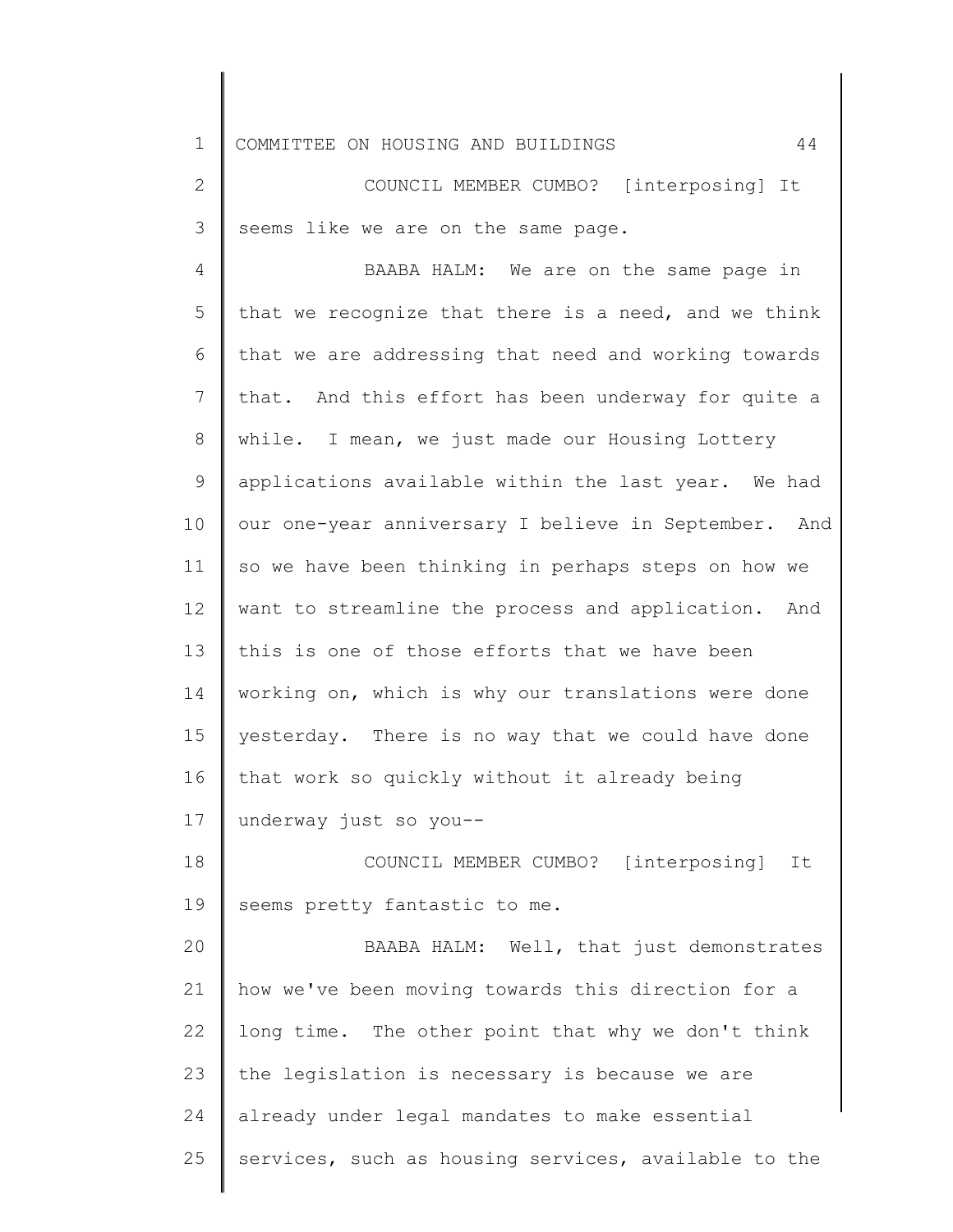COUNCIL MEMBER CUMBO? [interposing] It seems like we are on the same page.

BAABA HALM: We are on the same page in that we recognize that there is a need, and we think that we are addressing that need and working towards that. And this effort has been underway for quite a while. I mean, we just made our Housing Lottery applications available within the last year. We had our one-year anniversary I believe in September. And so we have been thinking in perhaps steps on how we want to streamline the process and application. And this is one of those efforts that we have been working on, which is why our translations were done yesterday. There is no way that we could have done that work so quickly without it already being underway just so you--

COUNCIL MEMBER CUMBO? [interposing] It seems pretty fantastic to me.

BAABA HALM: Well, that just demonstrates how we've been moving towards this direction for a long time. The other point that why we don't think the legislation is necessary is because we are already under legal mandates to make essential services, such as housing services, available to the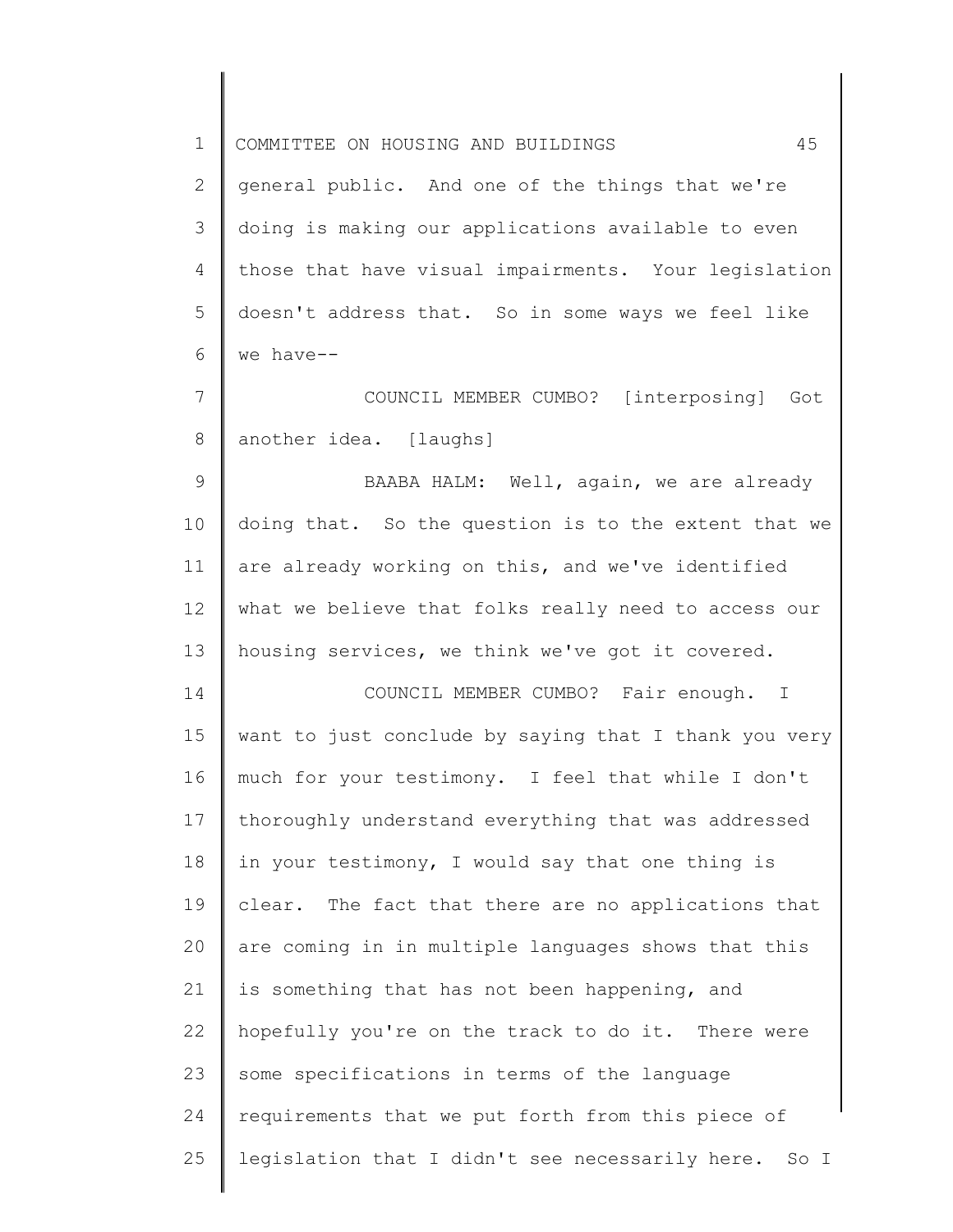general public. And one of the things that we're doing is making our applications available to even those that have visual impairments. Your legislation doesn't address that. So in some ways we feel like we have--

COUNCIL MEMBER CUMBO? [interposing] Got another idea. [laughs]

BAABA HALM: Well, again, we are already doing that. So the question is to the extent that we are already working on this, and we've identified what we believe that folks really need to access our housing services, we think we've got it covered.

COUNCIL MEMBER CUMBO? Fair enough. I want to just conclude by saying that I thank you very much for your testimony. I feel that while I don't thoroughly understand everything that was addressed in your testimony, I would say that one thing is clear. The fact that there are no applications that are coming in in multiple languages shows that this is something that has not been happening, and hopefully you're on the track to do it. There were some specifications in terms of the language requirements that we put forth from this piece of legislation that I didn't see necessarily here. So I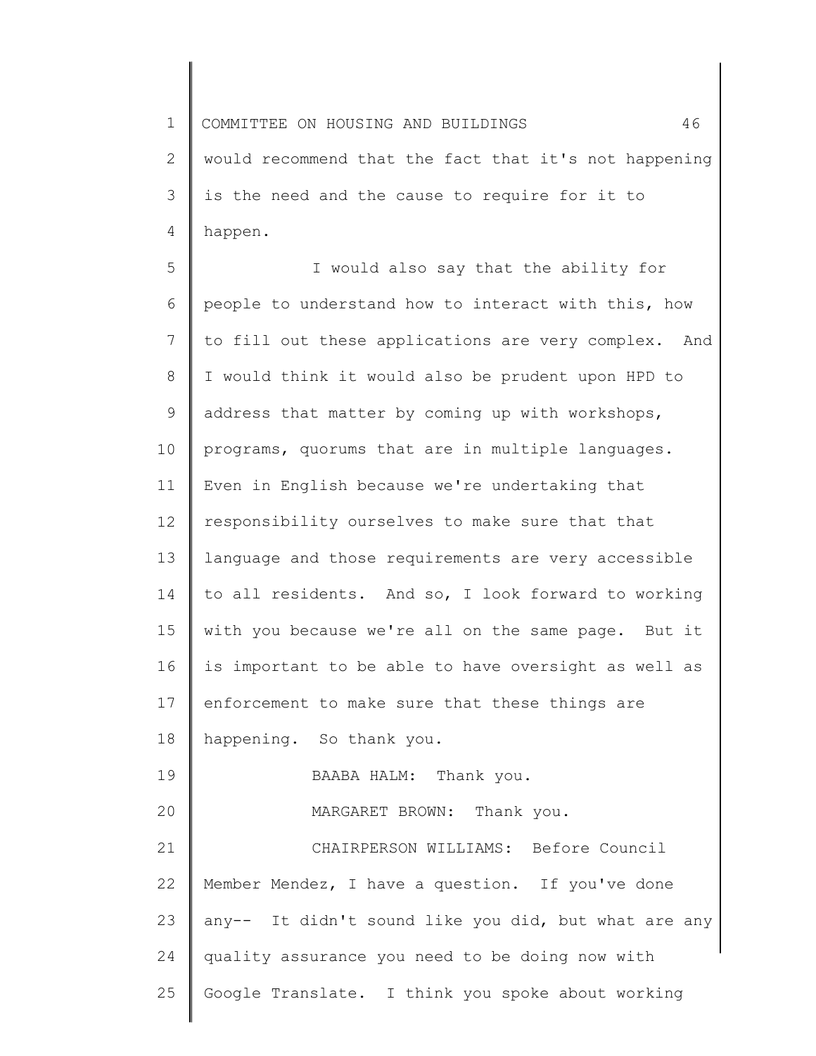would recommend that the fact that it's not happening is the need and the cause to require for it to happen.

I would also say that the ability for people to understand how to interact with this, how to fill out these applications are very complex. And I would think it would also be prudent upon HPD to address that matter by coming up with workshops, programs, quorums that are in multiple languages. Even in English because we're undertaking that responsibility ourselves to make sure that that language and those requirements are very accessible to all residents. And so, I look forward to working with you because we're all on the same page. But it is important to be able to have oversight as well as enforcement to make sure that these things are happening. So thank you.

BAABA HALM: Thank you.

MARGARET BROWN: Thank you.

CHAIRPERSON WILLIAMS: Before Council Member Mendez, I have a question. If you've done any-- It didn't sound like you did, but what are any quality assurance you need to be doing now with Google Translate. I think you spoke about working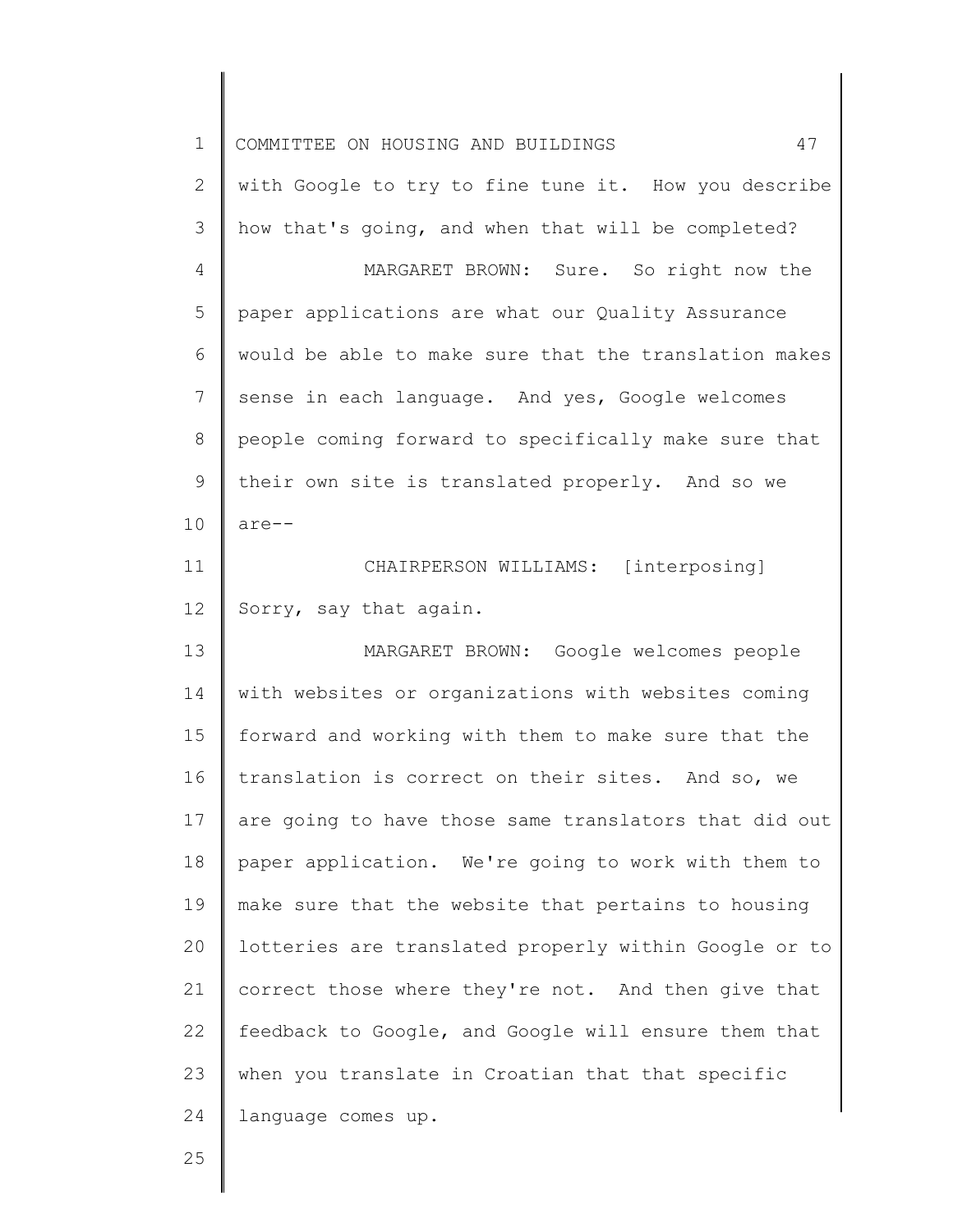with Google to try to fine tune it. How you describe how that's going, and when that will be completed?

MARGARET BROWN: Sure. So right now the paper applications are what our Quality Assurance would be able to make sure that the translation makes sense in each language. And yes, Google welcomes people coming forward to specifically make sure that their own site is translated properly. And so we are--

CHAIRPERSON WILLIAMS: [interposing] Sorry, say that again.

MARGARET BROWN: Google welcomes people with websites or organizations with websites coming forward and working with them to make sure that the translation is correct on their sites. And so, we are going to have those same translators that did out paper application. We're going to work with them to make sure that the website that pertains to housing lotteries are translated properly within Google or to correct those where they're not. And then give that feedback to Google, and Google will ensure them that when you translate in Croatian that that specific language comes up.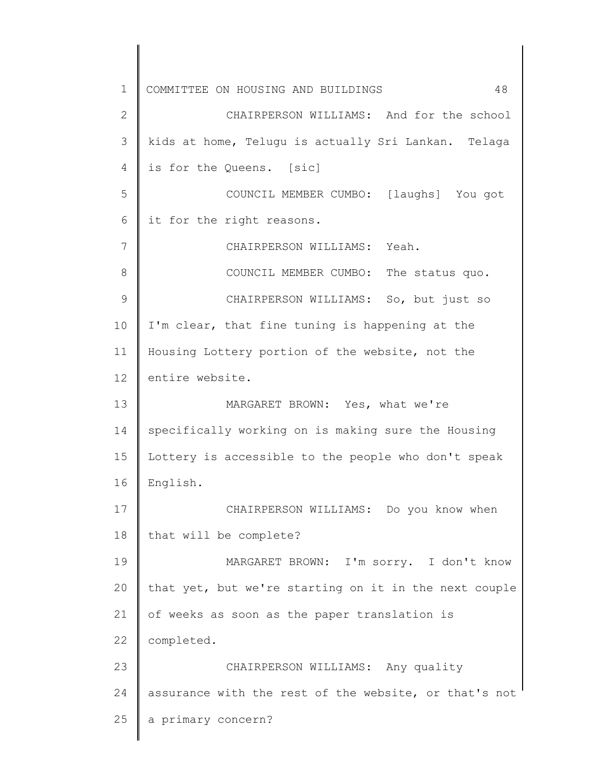CHAIRPERSON WILLIAMS: And for the school kids at home, Telugu is actually Sri Lankan. Telaga is for the Queens. [sic]

COUNCIL MEMBER CUMBO: [laughs] You got it for the right reasons.

CHAIRPERSON WILLIAMS: Yeah.

COUNCIL MEMBER CUMBO: The status quo.

CHAIRPERSON WILLIAMS: So, but just so I'm clear, that fine tuning is happening at the Housing Lottery portion of the website, not the entire website.

MARGARET BROWN: Yes, what we're specifically working on is making sure the Housing Lottery is accessible to the people who don't speak English.

CHAIRPERSON WILLIAMS: Do you know when that will be complete?

MARGARET BROWN: I'm sorry. I don't know that yet, but we're starting on it in the next couple of weeks as soon as the paper translation is completed.

CHAIRPERSON WILLIAMS: Any quality assurance with the rest of the website, or that's not a primary concern?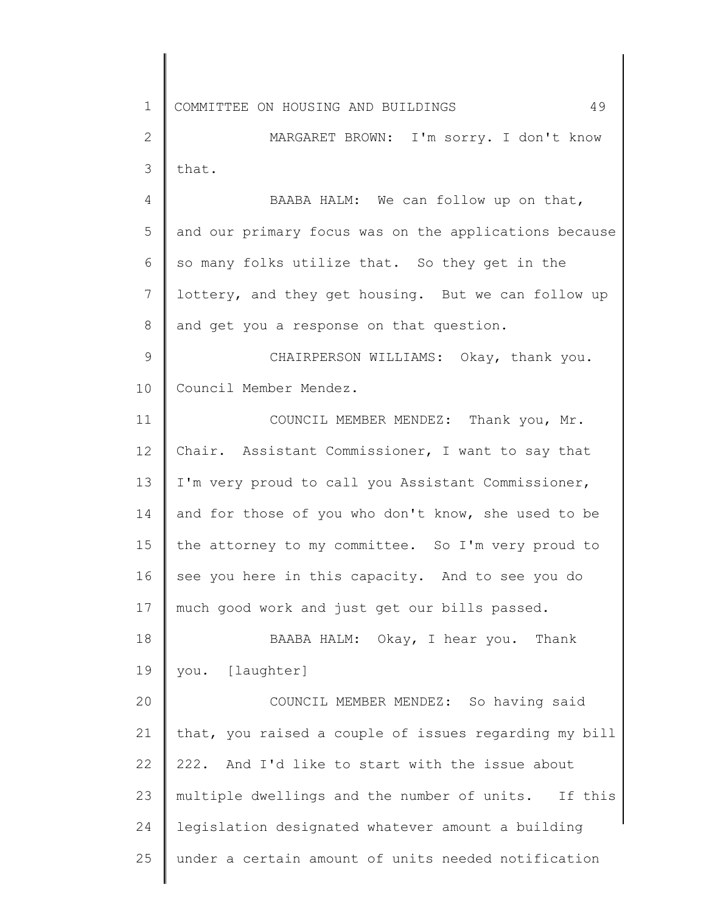MARGARET BROWN: I'm sorry. I don't know that.

BAABA HALM: We can follow up on that, and our primary focus was on the applications because so many folks utilize that. So they get in the lottery, and they get housing. But we can follow up and get you a response on that question.

CHAIRPERSON WILLIAMS: Okay, thank you. Council Member Mendez.

COUNCIL MEMBER MENDEZ: Thank you, Mr. Chair. Assistant Commissioner, I want to say that I'm very proud to call you Assistant Commissioner, and for those of you who don't know, she used to be the attorney to my committee. So I'm very proud to see you here in this capacity. And to see you do much good work and just get our bills passed.

BAABA HALM: Okay, I hear you. Thank you. [laughter]

COUNCIL MEMBER MENDEZ: So having said that, you raised a couple of issues regarding my bill 222. And I'd like to start with the issue about multiple dwellings and the number of units. If this legislation designated whatever amount a building under a certain amount of units needed notification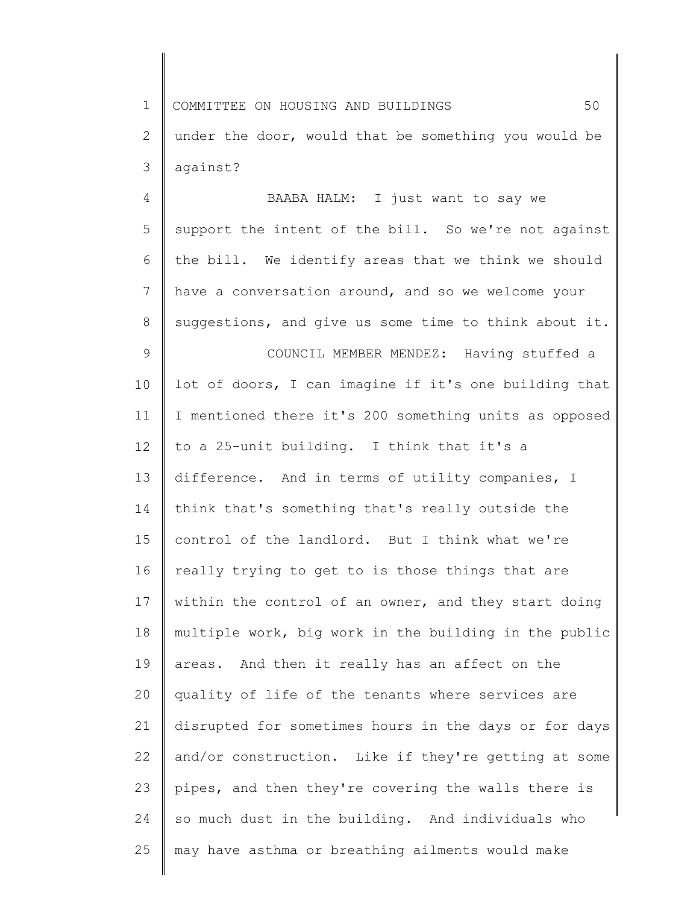under the door, would that be something you would be against?

BAABA HALM: I just want to say we support the intent of the bill. So we're not against the bill. We identify areas that we think we should have a conversation around, and so we welcome your suggestions, and give us some time to think about it.

COUNCIL MEMBER MENDEZ: Having stuffed a lot of doors, I can imagine if it's one building that I mentioned there it's 200 something units as opposed to a 25-unit building. I think that it's a difference. And in terms of utility companies, I think that's something that's really outside the control of the landlord. But I think what we're really trying to get to is those things that are within the control of an owner, and they start doing multiple work, big work in the building in the public areas. And then it really has an affect on the quality of life of the tenants where services are disrupted for sometimes hours in the days or for days and/or construction. Like if they're getting at some pipes, and then they're covering the walls there is so much dust in the building. And individuals who may have asthma or breathing ailments would make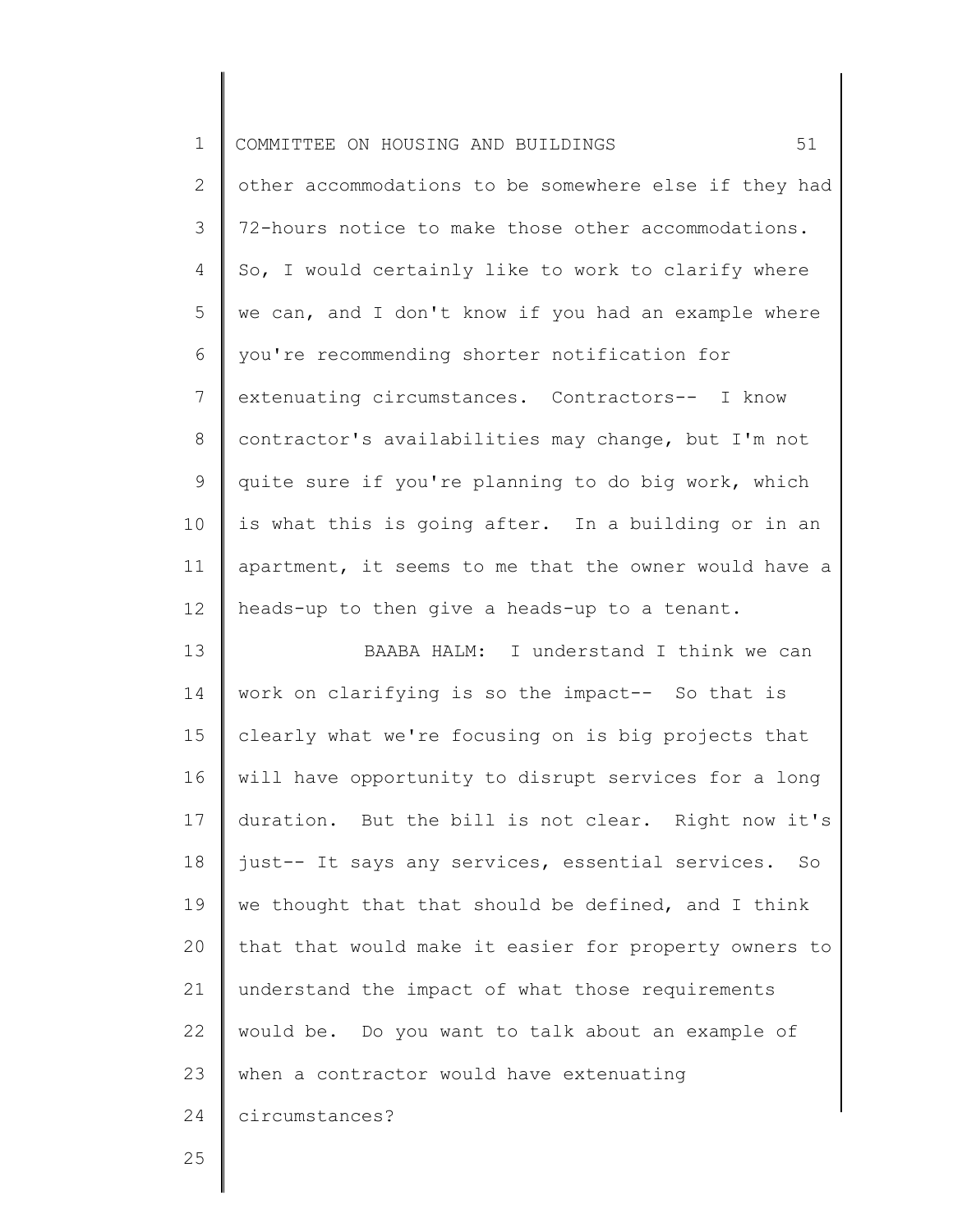other accommodations to be somewhere else if they had 72-hours notice to make those other accommodations. So, I would certainly like to work to clarify where we can, and I don't know if you had an example where you're recommending shorter notification for extenuating circumstances. Contractors-- I know contractor's availabilities may change, but I'm not quite sure if you're planning to do big work, which is what this is going after. In a building or in an apartment, it seems to me that the owner would have a heads-up to then give a heads-up to a tenant.

BAABA HALM: I understand I think we can work on clarifying is so the impact-- So that is clearly what we're focusing on is big projects that will have opportunity to disrupt services for a long duration. But the bill is not clear. Right now it's just-- It says any services, essential services. So we thought that that should be defined, and I think that that would make it easier for property owners to understand the impact of what those requirements would be. Do you want to talk about an example of when a contractor would have extenuating circumstances?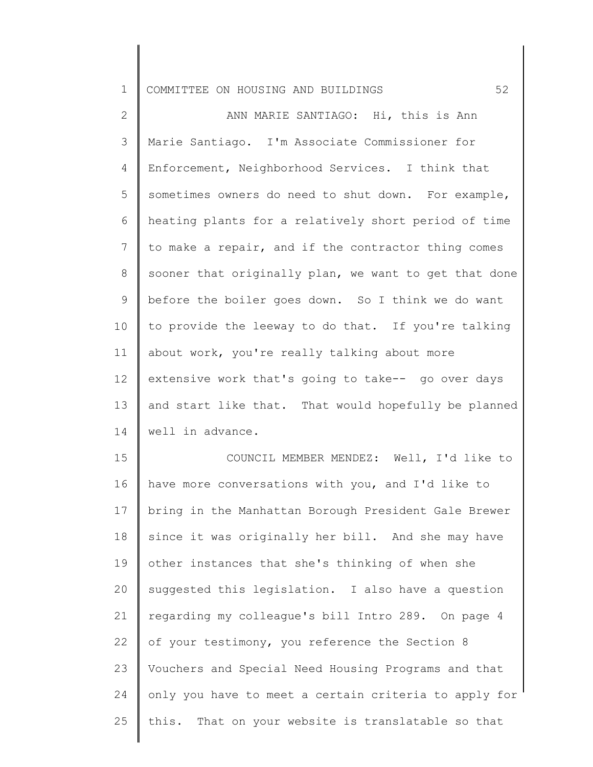ANN MARIE SANTIAGO: Hi, this is Ann Marie Santiago. I'm Associate Commissioner for Enforcement, Neighborhood Services. I think that sometimes owners do need to shut down. For example, heating plants for a relatively short period of time to make a repair, and if the contractor thing comes sooner that originally plan, we want to get that done before the boiler goes down. So I think we do want to provide the leeway to do that. If you're talking about work, you're really talking about more extensive work that's going to take-- go over days and start like that. That would hopefully be planned well in advance.

COUNCIL MEMBER MENDEZ: Well, I'd like to have more conversations with you, and I'd like to bring in the Manhattan Borough President Gale Brewer since it was originally her bill. And she may have other instances that she's thinking of when she suggested this legislation. I also have a question regarding my colleague's bill Intro 289. On page 4 of your testimony, you reference the Section 8 Vouchers and Special Need Housing Programs and that only you have to meet a certain criteria to apply for this. That on your website is translatable so that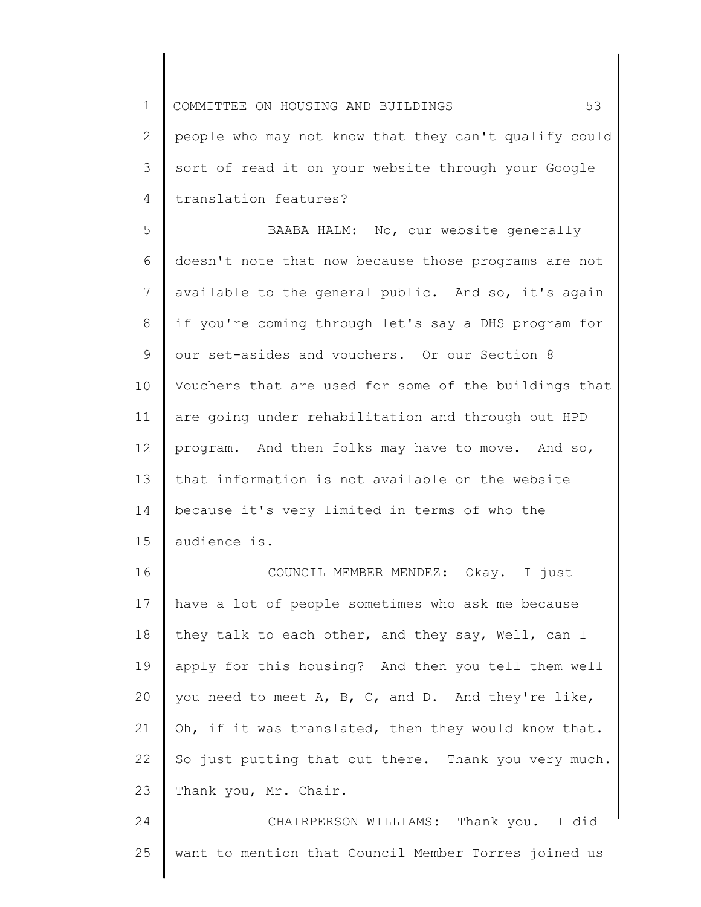people who may not know that they can't qualify could sort of read it on your website through your Google translation features?

BAABA HALM: No, our website generally doesn't note that now because those programs are not available to the general public. And so, it's again if you're coming through let's say a DHS program for our set-asides and vouchers. Or our Section 8 Vouchers that are used for some of the buildings that are going under rehabilitation and through out HPD program. And then folks may have to move. And so, that information is not available on the website because it's very limited in terms of who the audience is.

COUNCIL MEMBER MENDEZ: Okay. I just have a lot of people sometimes who ask me because they talk to each other, and they say, Well, can I apply for this housing? And then you tell them well you need to meet A, B, C, and D. And they're like, Oh, if it was translated, then they would know that. So just putting that out there. Thank you very much. Thank you, Mr. Chair.

CHAIRPERSON WILLIAMS: Thank you. I did want to mention that Council Member Torres joined us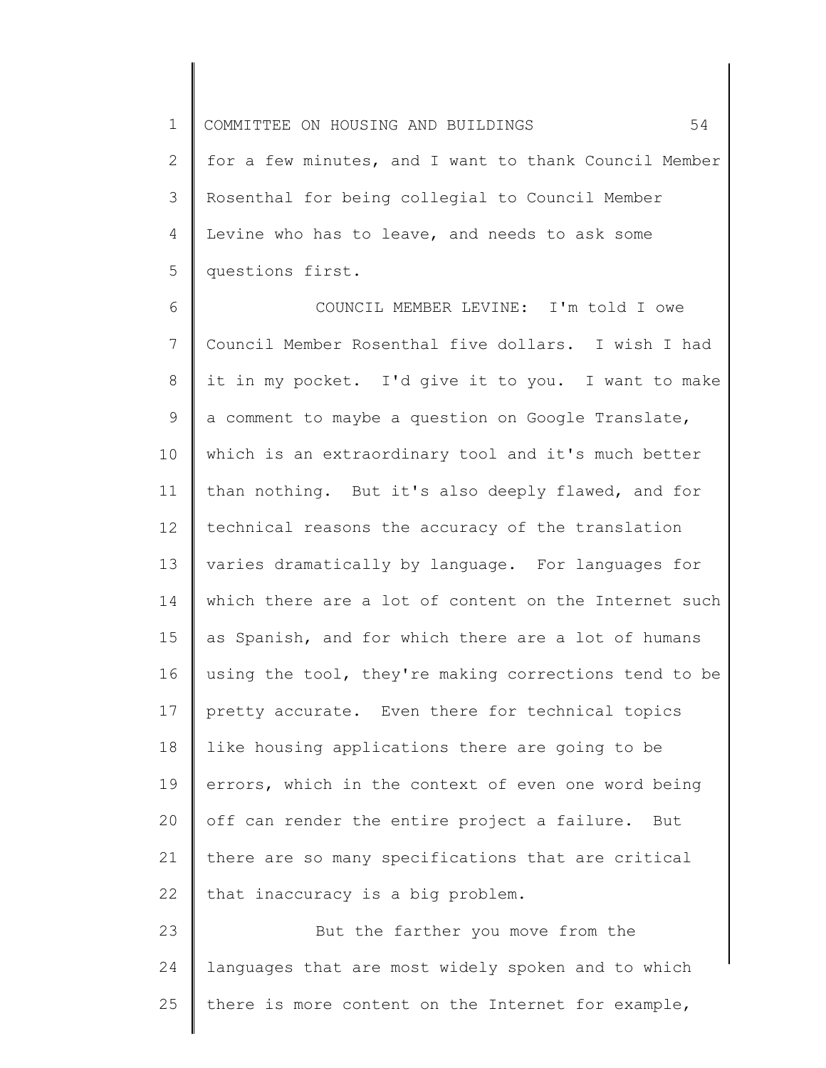for a few minutes, and I want to thank Council Member Rosenthal for being collegial to Council Member Levine who has to leave, and needs to ask some questions first.

COUNCIL MEMBER LEVINE: I'm told I owe Council Member Rosenthal five dollars. I wish I had it in my pocket. I'd give it to you. I want to make a comment to maybe a question on Google Translate, which is an extraordinary tool and it's much better than nothing. But it's also deeply flawed, and for technical reasons the accuracy of the translation varies dramatically by language. For languages for which there are a lot of content on the Internet such as Spanish, and for which there are a lot of humans using the tool, they're making corrections tend to be pretty accurate. Even there for technical topics like housing applications there are going to be errors, which in the context of even one word being off can render the entire project a failure. But there are so many specifications that are critical that inaccuracy is a big problem.

But the farther you move from the languages that are most widely spoken and to which there is more content on the Internet for example,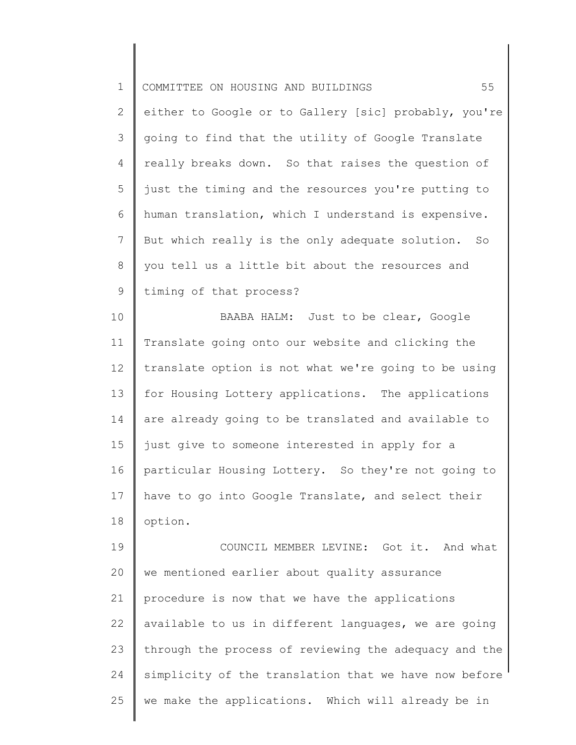either to Google or to Gallery [sic] probably, you're going to find that the utility of Google Translate really breaks down. So that raises the question of just the timing and the resources you're putting to human translation, which I understand is expensive. But which really is the only adequate solution. So you tell us a little bit about the resources and timing of that process?

BAABA HALM: Just to be clear, Google Translate going onto our website and clicking the translate option is not what we're going to be using for Housing Lottery applications. The applications are already going to be translated and available to just give to someone interested in apply for a particular Housing Lottery. So they're not going to have to go into Google Translate, and select their option.

COUNCIL MEMBER LEVINE: Got it. And what we mentioned earlier about quality assurance procedure is now that we have the applications available to us in different languages, we are going through the process of reviewing the adequacy and the simplicity of the translation that we have now before we make the applications. Which will already be in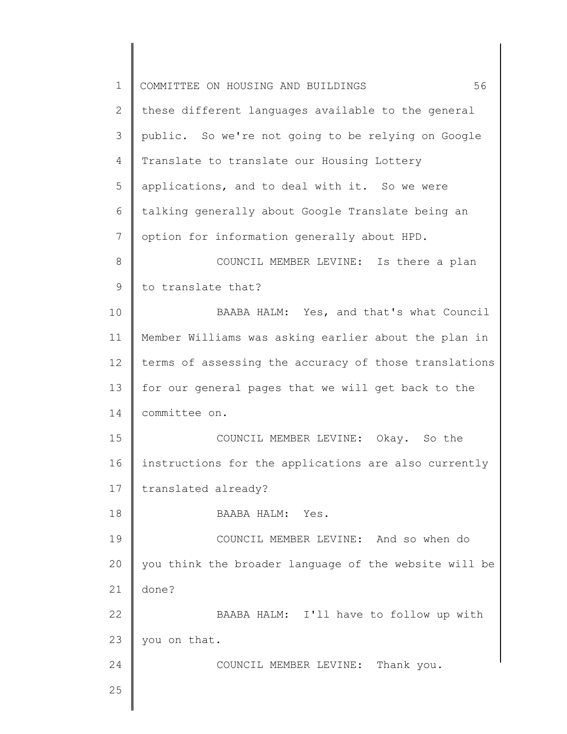these different languages available to the general public. So we're not going to be relying on Google Translate to translate our Housing Lottery applications, and to deal with it. So we were talking generally about Google Translate being an option for information generally about HPD.

COUNCIL MEMBER LEVINE: Is there a plan to translate that?

BAABA HALM: Yes, and that's what Council Member Williams was asking earlier about the plan in terms of assessing the accuracy of those translations for our general pages that we will get back to the committee on.

COUNCIL MEMBER LEVINE: Okay. So the instructions for the applications are also currently translated already?

BAABA HALM: Yes.

COUNCIL MEMBER LEVINE: And so when do you think the broader language of the website will be done?

BAABA HALM: I'll have to follow up with you on that.

COUNCIL MEMBER LEVINE: Thank you.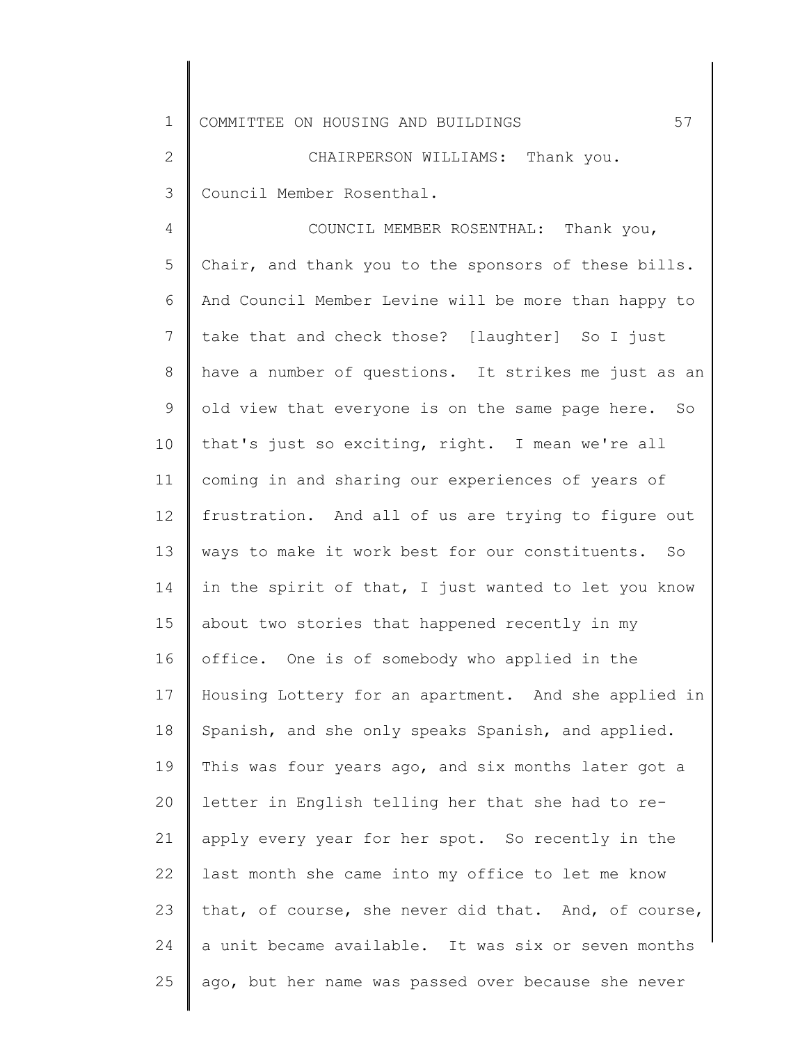CHAIRPERSON WILLIAMS: Thank you. Council Member Rosenthal.

COUNCIL MEMBER ROSENTHAL: Thank you, Chair, and thank you to the sponsors of these bills. And Council Member Levine will be more than happy to take that and check those? [laughter] So I just have a number of questions. It strikes me just as an old view that everyone is on the same page here. So that's just so exciting, right. I mean we're all coming in and sharing our experiences of years of frustration. And all of us are trying to figure out ways to make it work best for our constituents. So in the spirit of that, I just wanted to let you know about two stories that happened recently in my office. One is of somebody who applied in the Housing Lottery for an apartment. And she applied in Spanish, and she only speaks Spanish, and applied. This was four years ago, and six months later got a letter in English telling her that she had to re-apply every year for her spot. So recently in the last month she came into my office to let me know that, of course, she never did that. And, of course, a unit became available. It was six or seven months ago, but her name was passed over because she never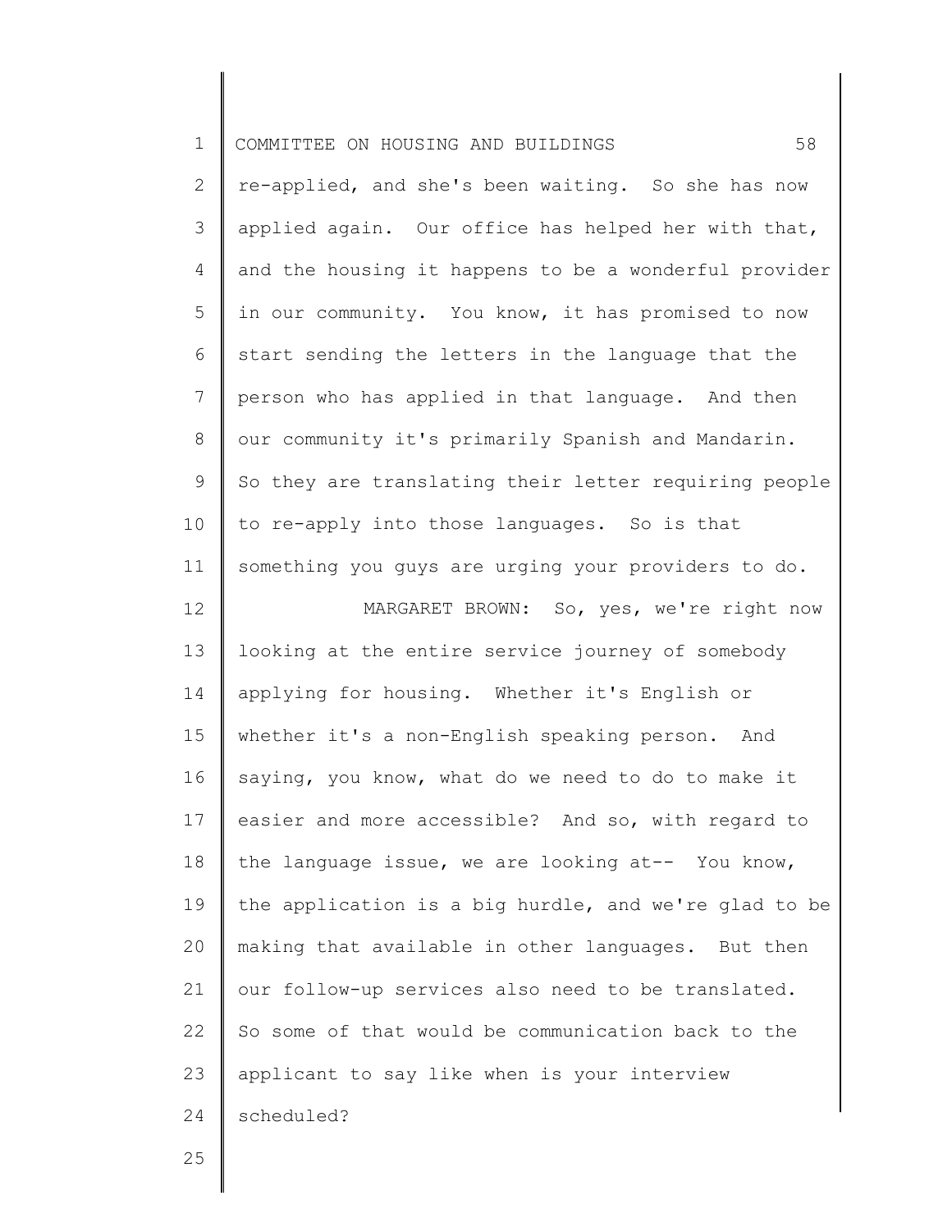re-applied, and she's been waiting. So she has now applied again. Our office has helped her with that, and the housing it happens to be a wonderful provider in our community. You know, it has promised to now start sending the letters in the language that the person who has applied in that language. And then our community it's primarily Spanish and Mandarin. So they are translating their letter requiring people to re-apply into those languages. So is that something you guys are urging your providers to do.

MARGARET BROWN: So, yes, we're right now looking at the entire service journey of somebody applying for housing. Whether it's English or whether it's a non-English speaking person. And saying, you know, what do we need to do to make it easier and more accessible? And so, with regard to the language issue, we are looking at-- You know, the application is a big hurdle, and we're glad to be making that available in other languages. But then our follow-up services also need to be translated. So some of that would be communication back to the applicant to say like when is your interview scheduled?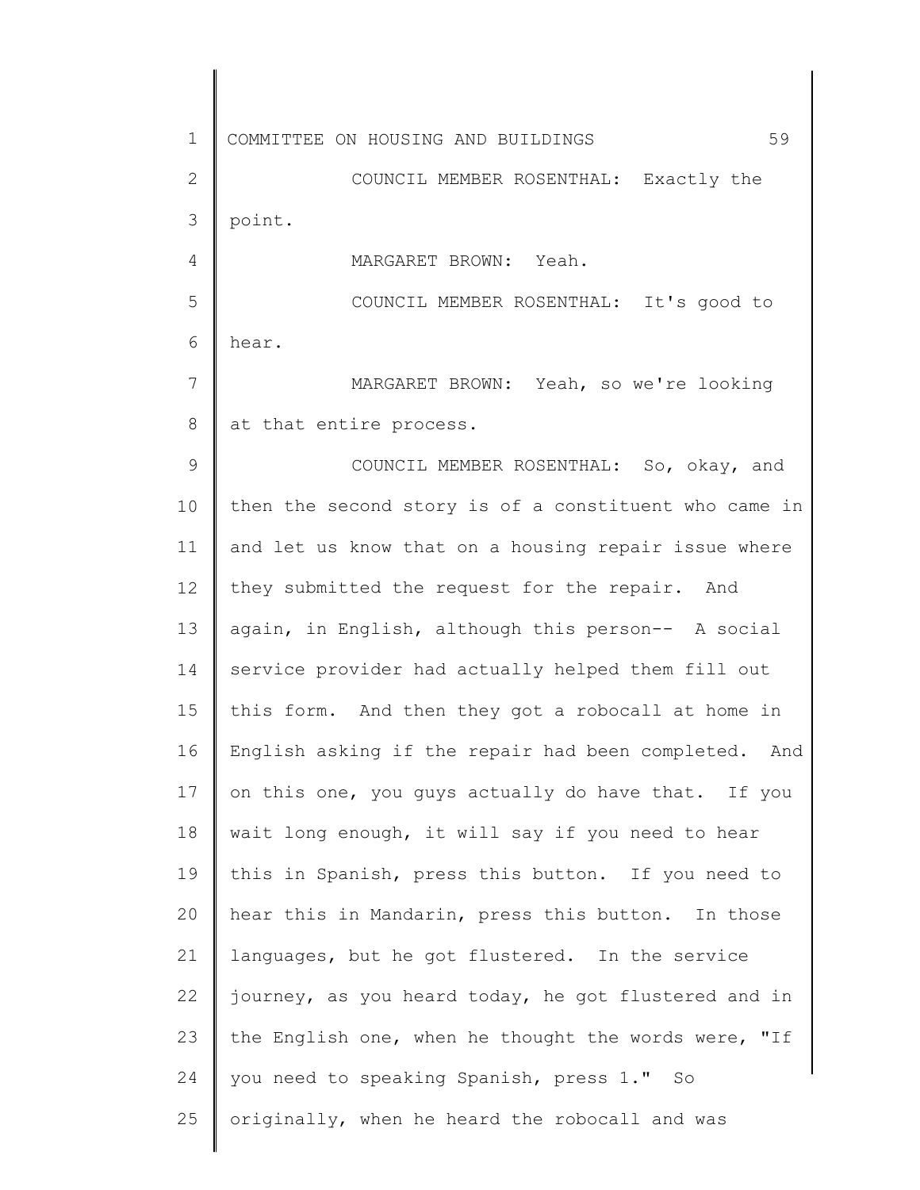COUNCIL MEMBER ROSENTHAL: Exactly the point.

MARGARET BROWN: Yeah.

COUNCIL MEMBER ROSENTHAL: It's good to hear.

MARGARET BROWN: Yeah, so we're looking at that entire process.

COUNCIL MEMBER ROSENTHAL: So, okay, and then the second story is of a constituent who came in and let us know that on a housing repair issue where they submitted the request for the repair. And again, in English, although this person-- A social service provider had actually helped them fill out this form. And then they got a robocall at home in English asking if the repair had been completed. And on this one, you guys actually do have that. If you wait long enough, it will say if you need to hear this in Spanish, press this button. If you need to hear this in Mandarin, press this button. In those languages, but he got flustered. In the service journey, as you heard today, he got flustered and in the English one, when he thought the words were, "If you need to speaking Spanish, press 1." So originally, when he heard the robocall and was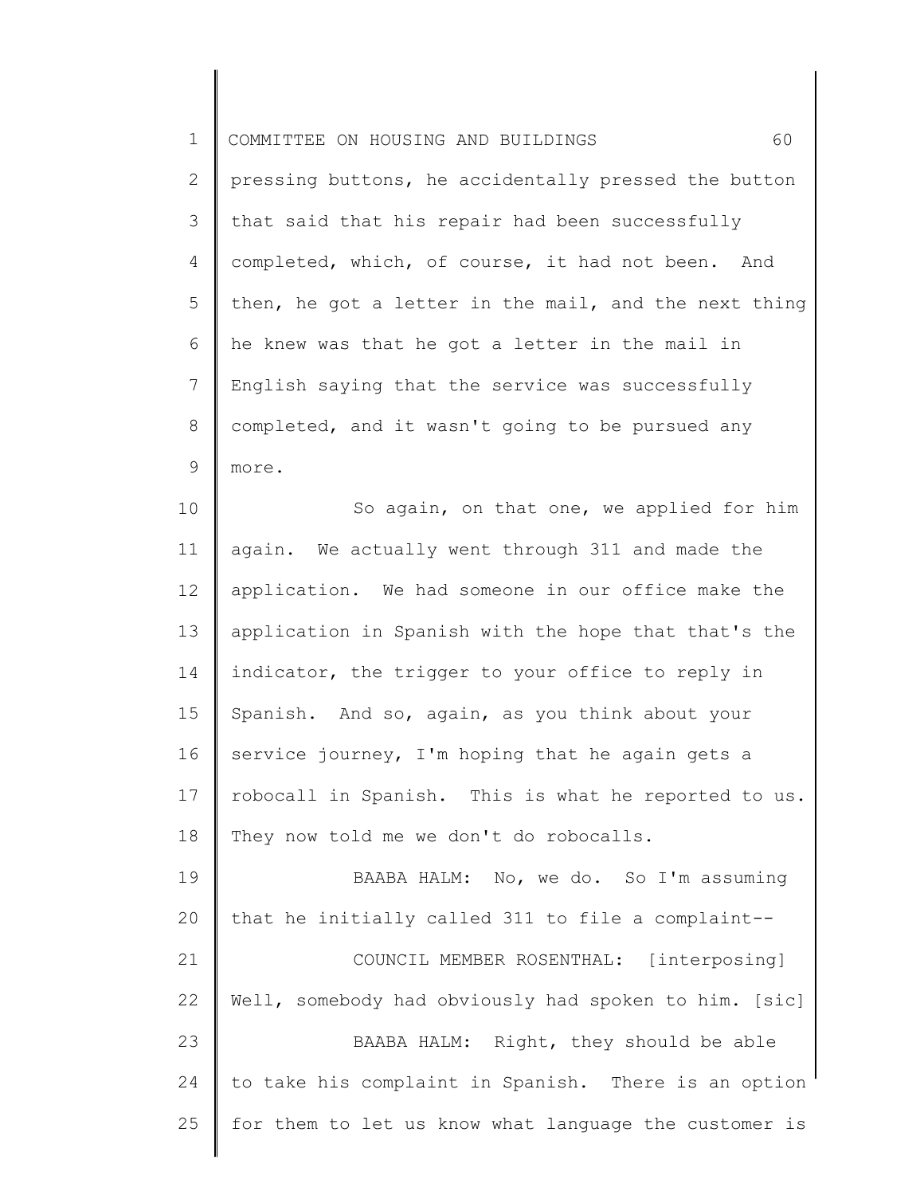pressing buttons, he accidentally pressed the button that said that his repair had been successfully completed, which, of course, it had not been. And then, he got a letter in the mail, and the next thing he knew was that he got a letter in the mail in English saying that the service was successfully completed, and it wasn't going to be pursued any more.

So again, on that one, we applied for him again. We actually went through 311 and made the application. We had someone in our office make the application in Spanish with the hope that that's the indicator, the trigger to your office to reply in Spanish. And so, again, as you think about your service journey, I'm hoping that he again gets a robocall in Spanish. This is what he reported to us. They now told me we don't do robocalls.

BAABA HALM: No, we do. So I'm assuming that he initially called 311 to file a complaint--

COUNCIL MEMBER ROSENTHAL: [interposing] Well, somebody had obviously had spoken to him. [sic]

BAABA HALM: Right, they should be able to take his complaint in Spanish. There is an option for them to let us know what language the customer is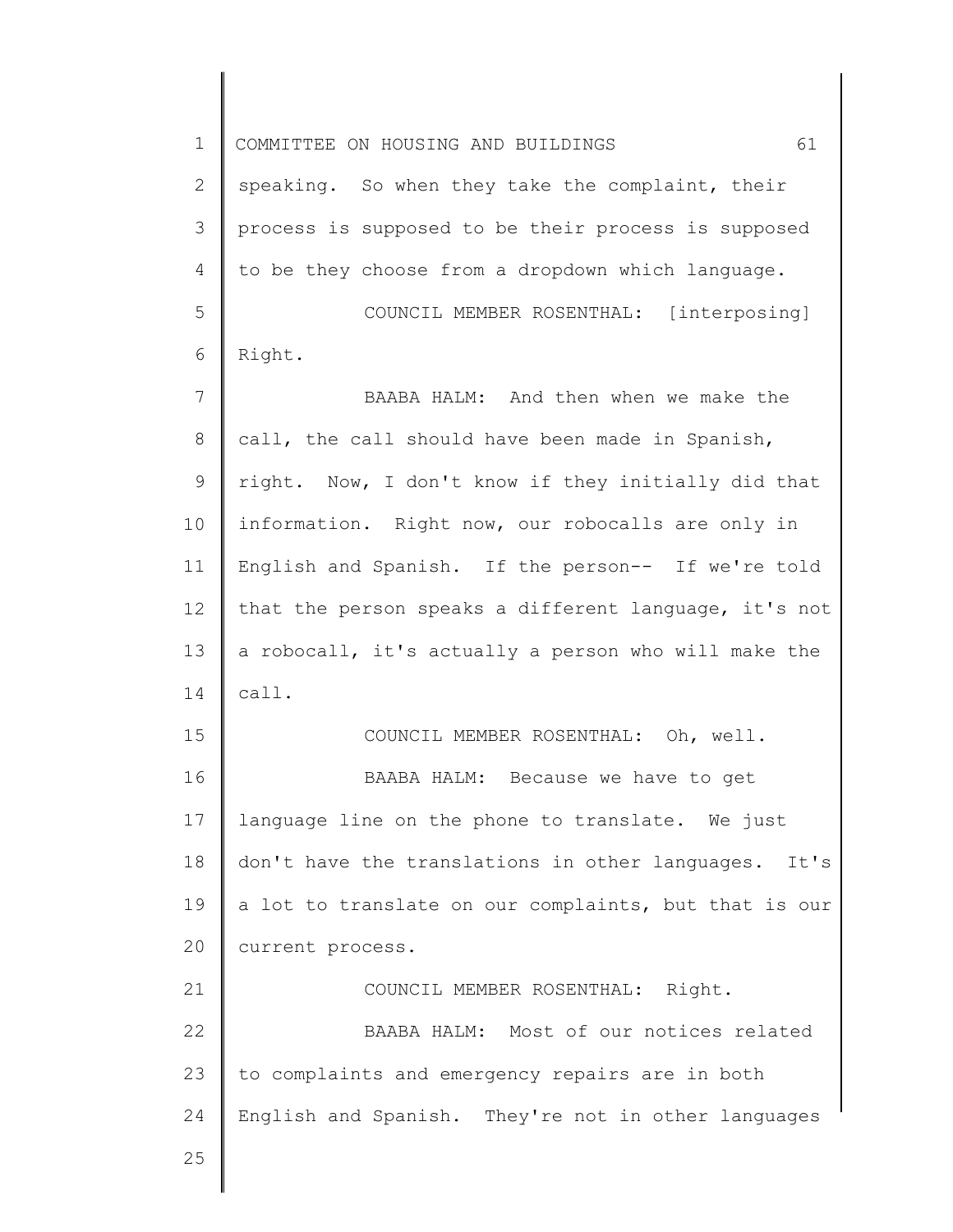speaking. So when they take the complaint, their process is supposed to be their process is supposed to be they choose from a dropdown which language.

COUNCIL MEMBER ROSENTHAL: [interposing] Right.

BAABA HALM: And then when we make the call, the call should have been made in Spanish, right. Now, I don't know if they initially did that information. Right now, our robocalls are only in English and Spanish. If the person-- If we're told that the person speaks a different language, it's not a robocall, it's actually a person who will make the call.

COUNCIL MEMBER ROSENTHAL: Oh, well.

BAABA HALM: Because we have to get language line on the phone to translate. We just don't have the translations in other languages. It's a lot to translate on our complaints, but that is our current process.

COUNCIL MEMBER ROSENTHAL: Right.

BAABA HALM: Most of our notices related to complaints and emergency repairs are in both English and Spanish. They're not in other languages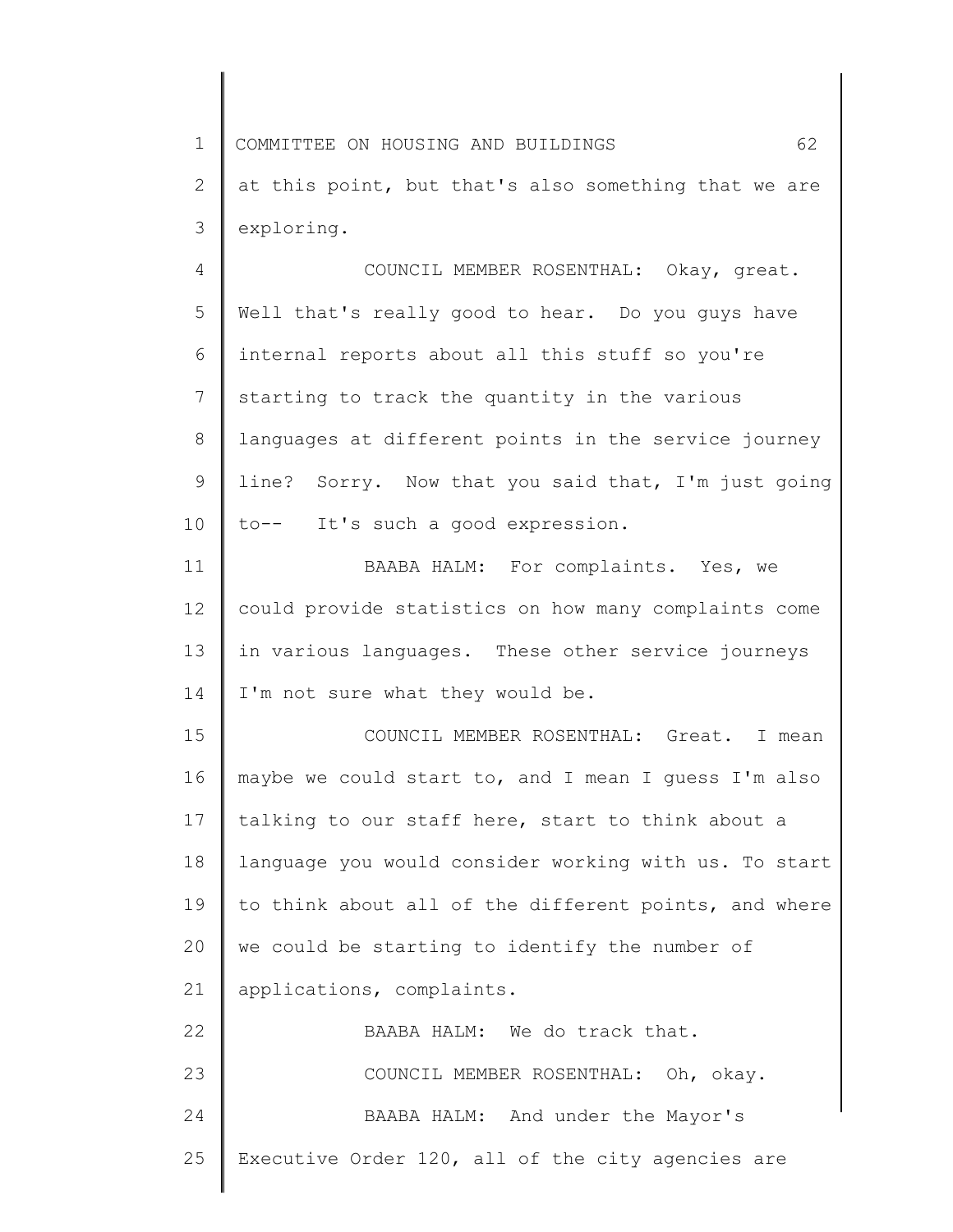at this point, but that's also something that we are exploring.

COUNCIL MEMBER ROSENTHAL: Okay, great. Well that's really good to hear. Do you guys have internal reports about all this stuff so you're starting to track the quantity in the various languages at different points in the service journey line? Sorry. Now that you said that, I'm just going to-- It's such a good expression.

BAABA HALM: For complaints. Yes, we could provide statistics on how many complaints come in various languages. These other service journeys I'm not sure what they would be.

COUNCIL MEMBER ROSENTHAL: Great. I mean maybe we could start to, and I mean I guess I'm also talking to our staff here, start to think about a language you would consider working with us. To start to think about all of the different points, and where we could be starting to identify the number of applications, complaints.

BAABA HALM: We do track that.

COUNCIL MEMBER ROSENTHAL: Oh, okay.

BAABA HALM: And under the Mayor's Executive Order 120, all of the city agencies are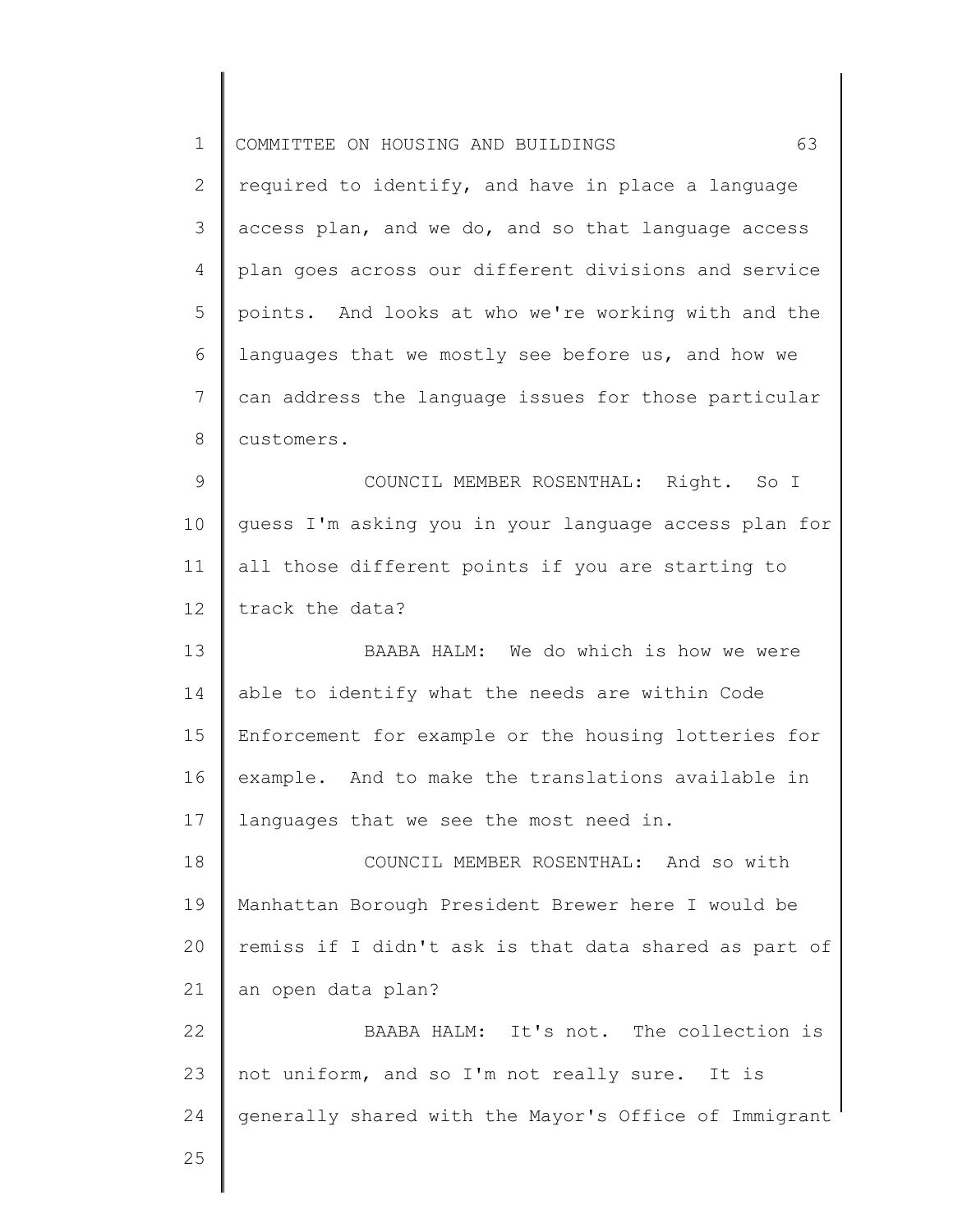required to identify, and have in place a language access plan, and we do, and so that language access plan goes across our different divisions and service points. And looks at who we're working with and the languages that we mostly see before us, and how we can address the language issues for those particular customers.

COUNCIL MEMBER ROSENTHAL: Right. So I guess I'm asking you in your language access plan for all those different points if you are starting to track the data?

BAABA HALM: We do which is how we were able to identify what the needs are within Code Enforcement for example or the housing lotteries for example. And to make the translations available in languages that we see the most need in.

COUNCIL MEMBER ROSENTHAL: And so with Manhattan Borough President Brewer here I would be remiss if I didn't ask is that data shared as part of an open data plan?

BAABA HALM: It's not. The collection is not uniform, and so I'm not really sure. It is generally shared with the Mayor's Office of Immigrant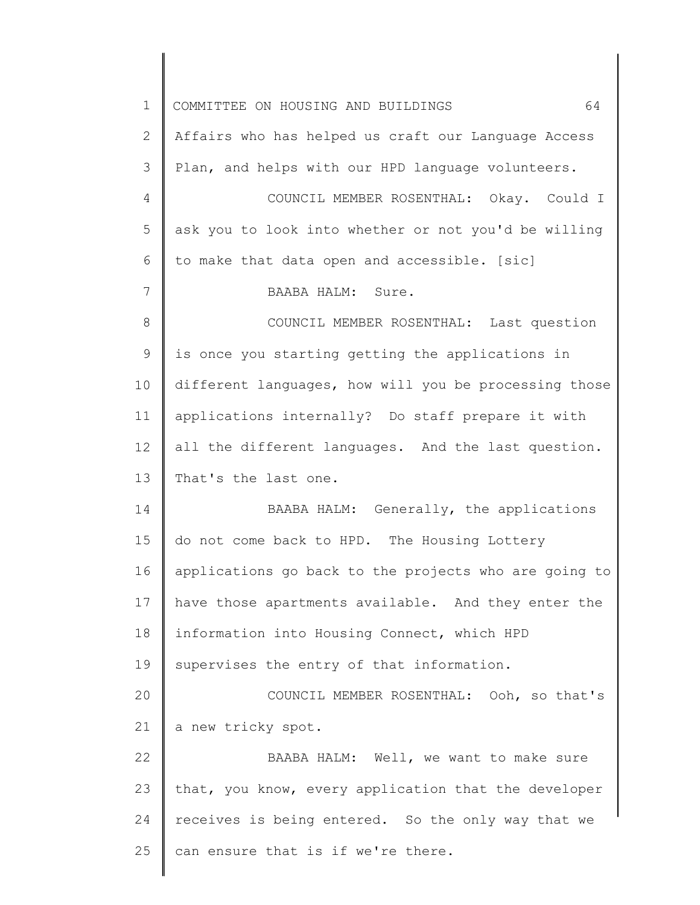Affairs who has helped us craft our Language Access Plan, and helps with our HPD language volunteers.

COUNCIL MEMBER ROSENTHAL: Okay. Could I ask you to look into whether or not you'd be willing to make that data open and accessible. [sic]

BAABA HALM: Sure.

COUNCIL MEMBER ROSENTHAL: Last question is once you starting getting the applications in different languages, how will you be processing those applications internally? Do staff prepare it with all the different languages. And the last question. That's the last one.

BAABA HALM: Generally, the applications do not come back to HPD. The Housing Lottery applications go back to the projects who are going to have those apartments available. And they enter the information into Housing Connect, which HPD supervises the entry of that information.

COUNCIL MEMBER ROSENTHAL: Ooh, so that's a new tricky spot.

BAABA HALM: Well, we want to make sure that, you know, every application that the developer receives is being entered. So the only way that we can ensure that is if we're there.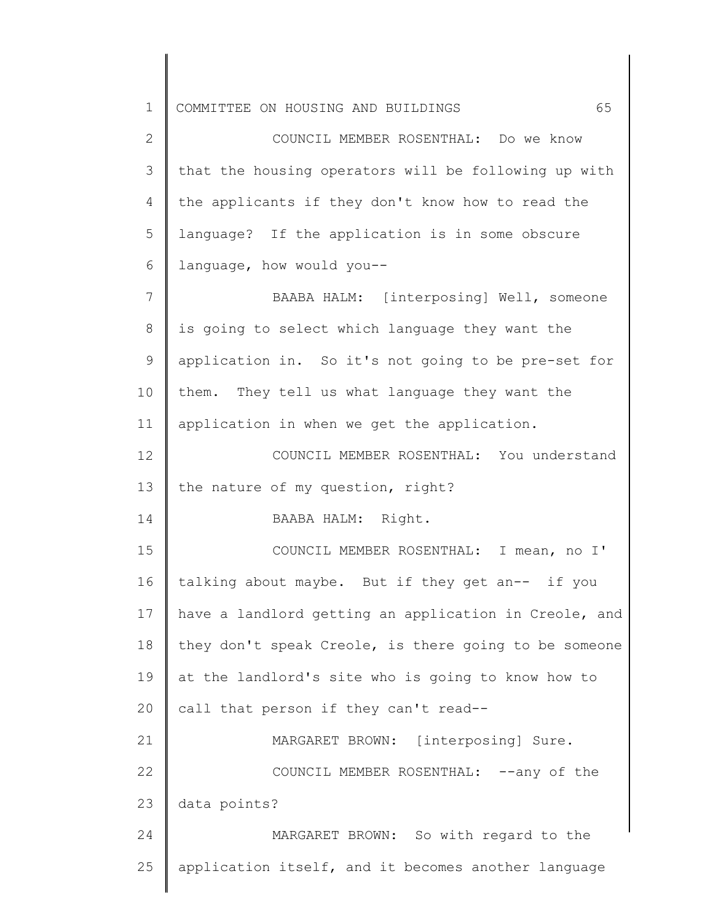COUNCIL MEMBER ROSENTHAL: Do we know that the housing operators will be following up with the applicants if they don't know how to read the language? If the application is in some obscure language, how would you--

BAABA HALM: [interposing] Well, someone is going to select which language they want the application in. So it's not going to be pre-set for them. They tell us what language they want the application in when we get the application.

COUNCIL MEMBER ROSENTHAL: You understand the nature of my question, right?

BAABA HALM: Right.

COUNCIL MEMBER ROSENTHAL: I mean, no I' talking about maybe. But if they get an-- if you have a landlord getting an application in Creole, and they don't speak Creole, is there going to be someone at the landlord's site who is going to know how to call that person if they can't read--

MARGARET BROWN: [interposing] Sure.

COUNCIL MEMBER ROSENTHAL: --any of the data points?

MARGARET BROWN: So with regard to the application itself, and it becomes another language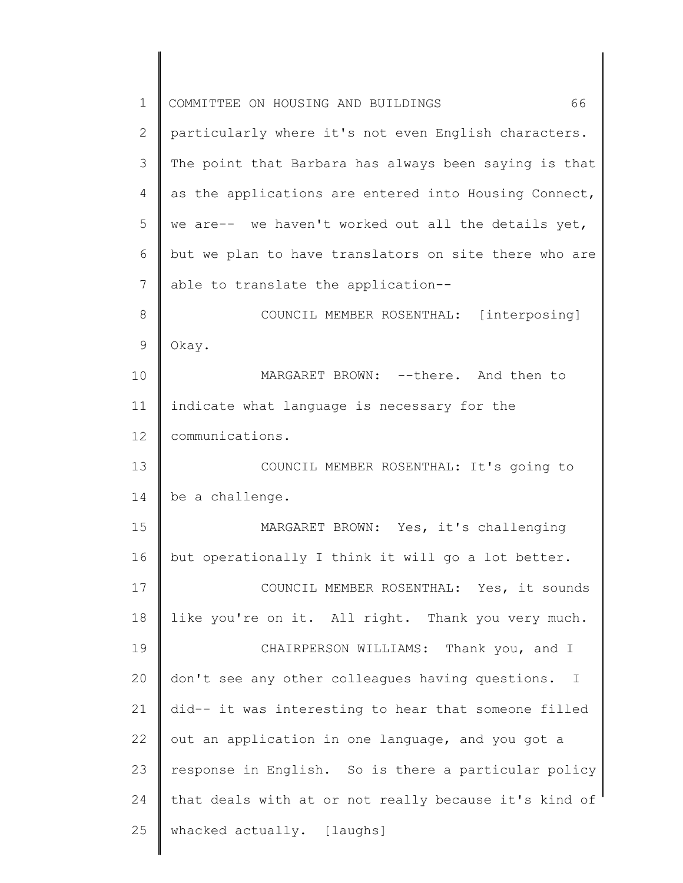particularly where it's not even English characters. The point that Barbara has always been saying is that as the applications are entered into Housing Connect, we are-- we haven't worked out all the details yet, but we plan to have translators on site there who are able to translate the application--

COUNCIL MEMBER ROSENTHAL: [interposing] Okay.

MARGARET BROWN: --there. And then to indicate what language is necessary for the communications.

COUNCIL MEMBER ROSENTHAL: It's going to be a challenge.

MARGARET BROWN: Yes, it's challenging but operationally I think it will go a lot better.

COUNCIL MEMBER ROSENTHAL: Yes, it sounds like you're on it. All right. Thank you very much.

CHAIRPERSON WILLIAMS: Thank you, and I don't see any other colleagues having questions. I did-- it was interesting to hear that someone filled out an application in one language, and you got a response in English. So is there a particular policy that deals with at or not really because it's kind of whacked actually. [laughs]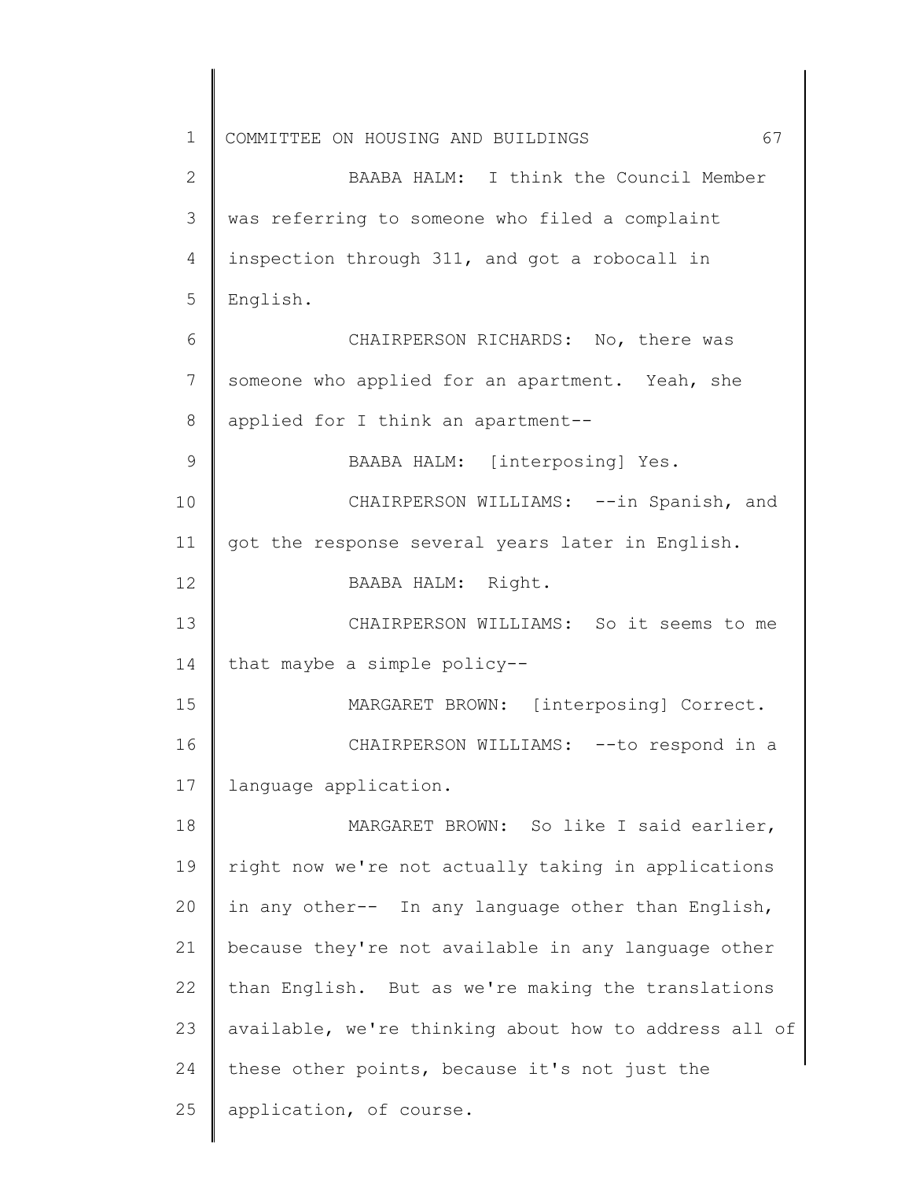BAABA HALM: I think the Council Member was referring to someone who filed a complaint inspection through 311, and got a robocall in English.

CHAIRPERSON RICHARDS: No, there was someone who applied for an apartment. Yeah, she applied for I think an apartment--

BAABA HALM: [interposing] Yes.

CHAIRPERSON WILLIAMS: --in Spanish, and got the response several years later in English.

BAABA HALM: Right.

CHAIRPERSON WILLIAMS: So it seems to me that maybe a simple policy--

MARGARET BROWN: [interposing] Correct.

CHAIRPERSON WILLIAMS: --to respond in a language application.

MARGARET BROWN: So like I said earlier, right now we're not actually taking in applications in any other-- In any language other than English, because they're not available in any language other than English. But as we're making the translations available, we're thinking about how to address all of these other points, because it's not just the application, of course.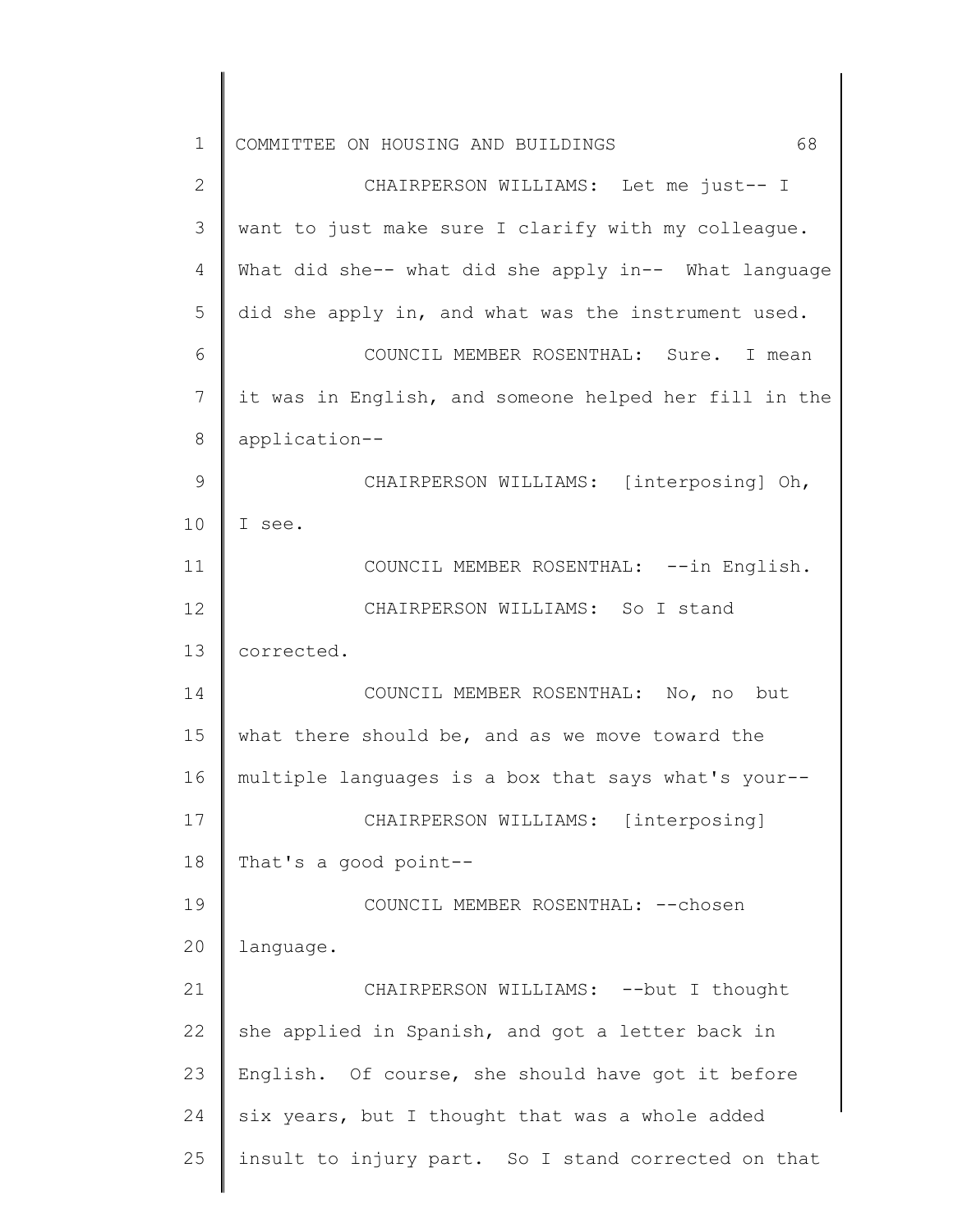CHAIRPERSON WILLIAMS: Let me just-- I want to just make sure I clarify with my colleague. What did she-- what did she apply in-- What language did she apply in, and what was the instrument used.

COUNCIL MEMBER ROSENTHAL: Sure. I mean it was in English, and someone helped her fill in the application--

CHAIRPERSON WILLIAMS: [interposing] Oh, I see.

COUNCIL MEMBER ROSENTHAL: --in English.

CHAIRPERSON WILLIAMS: So I stand corrected.

COUNCIL MEMBER ROSENTHAL: No, no but what there should be, and as we move toward the multiple languages is a box that says what's your--

CHAIRPERSON WILLIAMS: [interposing] That's a good point--

COUNCIL MEMBER ROSENTHAL: --chosen language.

CHAIRPERSON WILLIAMS: --but I thought she applied in Spanish, and got a letter back in English. Of course, she should have got it before six years, but I thought that was a whole added insult to injury part. So I stand corrected on that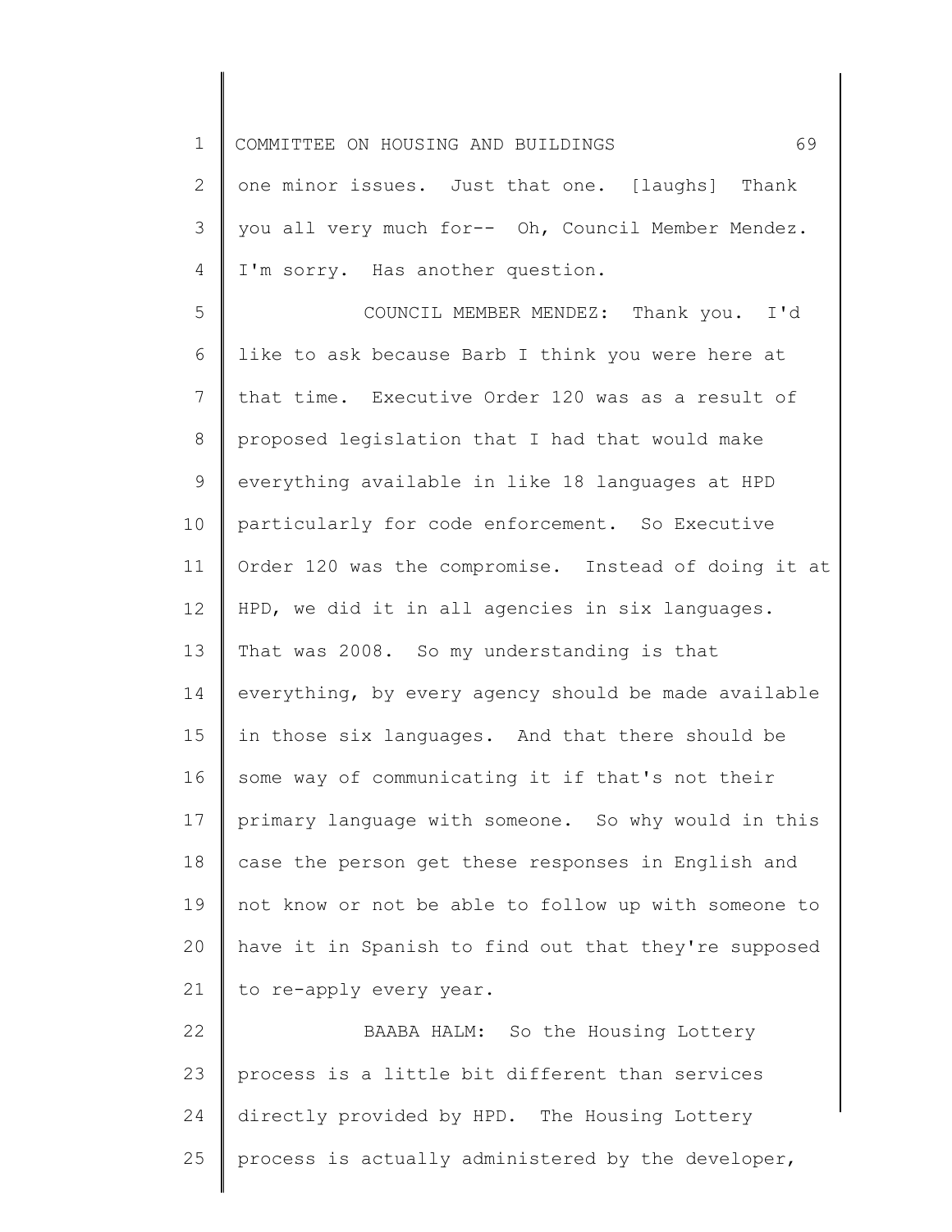one minor issues. Just that one. [laughs] Thank you all very much for-- Oh, Council Member Mendez. I'm sorry. Has another question.

COUNCIL MEMBER MENDEZ: Thank you. I'd like to ask because Barb I think you were here at that time. Executive Order 120 was as a result of proposed legislation that I had that would make everything available in like 18 languages at HPD particularly for code enforcement. So Executive Order 120 was the compromise. Instead of doing it at HPD, we did it in all agencies in six languages. That was 2008. So my understanding is that everything, by every agency should be made available in those six languages. And that there should be some way of communicating it if that's not their primary language with someone. So why would in this case the person get these responses in English and not know or not be able to follow up with someone to have it in Spanish to find out that they're supposed to re-apply every year.

BAABA HALM: So the Housing Lottery process is a little bit different than services directly provided by HPD. The Housing Lottery process is actually administered by the developer,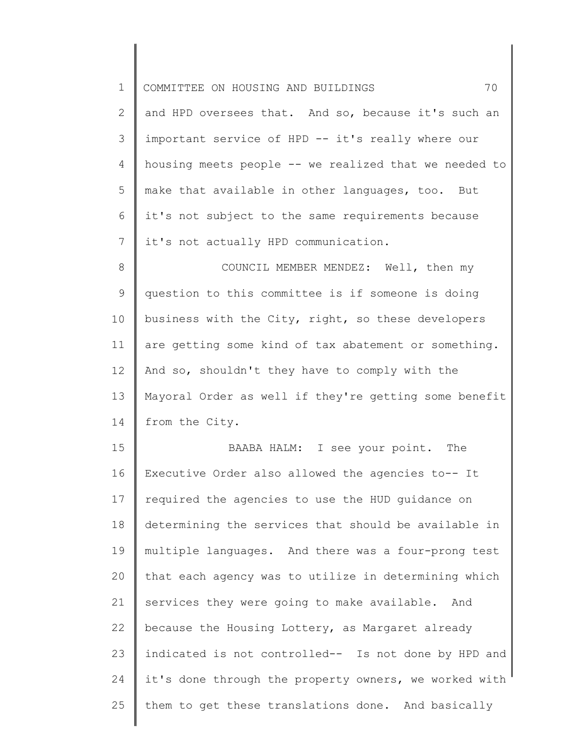and HPD oversees that. And so, because it's such an important service of HPD -- it's really where our housing meets people -- we realized that we needed to make that available in other languages, too. But it's not subject to the same requirements because it's not actually HPD communication.

COUNCIL MEMBER MENDEZ: Well, then my question to this committee is if someone is doing business with the City, right, so these developers are getting some kind of tax abatement or something. And so, shouldn't they have to comply with the Mayoral Order as well if they're getting some benefit from the City.

BAABA HALM: I see your point. The Executive Order also allowed the agencies to-- It required the agencies to use the HUD guidance on determining the services that should be available in multiple languages. And there was a four-prong test that each agency was to utilize in determining which services they were going to make available. And because the Housing Lottery, as Margaret already indicated is not controlled-- Is not done by HPD and it's done through the property owners, we worked with them to get these translations done. And basically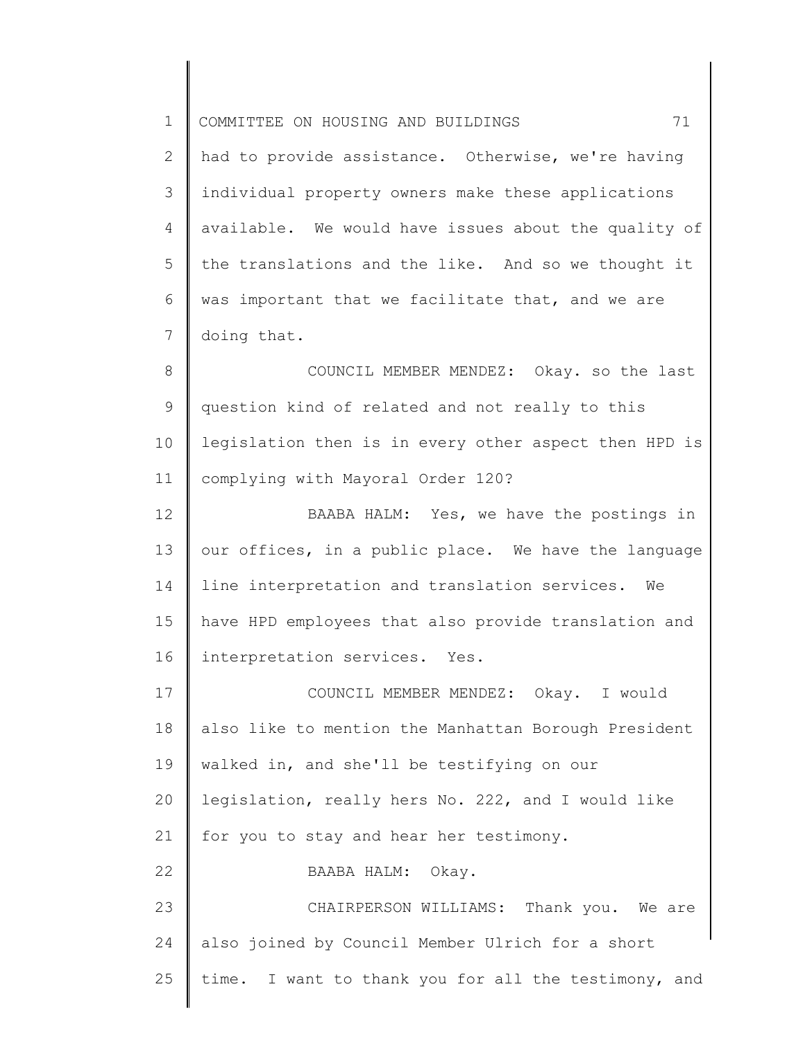had to provide assistance. Otherwise, we're having individual property owners make these applications available. We would have issues about the quality of the translations and the like. And so we thought it was important that we facilitate that, and we are doing that.

COUNCIL MEMBER MENDEZ: Okay. so the last question kind of related and not really to this legislation then is in every other aspect then HPD is complying with Mayoral Order 120?

BAABA HALM: Yes, we have the postings in our offices, in a public place. We have the language line interpretation and translation services. We have HPD employees that also provide translation and interpretation services. Yes.

COUNCIL MEMBER MENDEZ: Okay. I would also like to mention the Manhattan Borough President walked in, and she'll be testifying on our legislation, really hers No. 222, and I would like for you to stay and hear her testimony.

BAABA HALM: Okay.

CHAIRPERSON WILLIAMS: Thank you. We are also joined by Council Member Ulrich for a short time. I want to thank you for all the testimony, and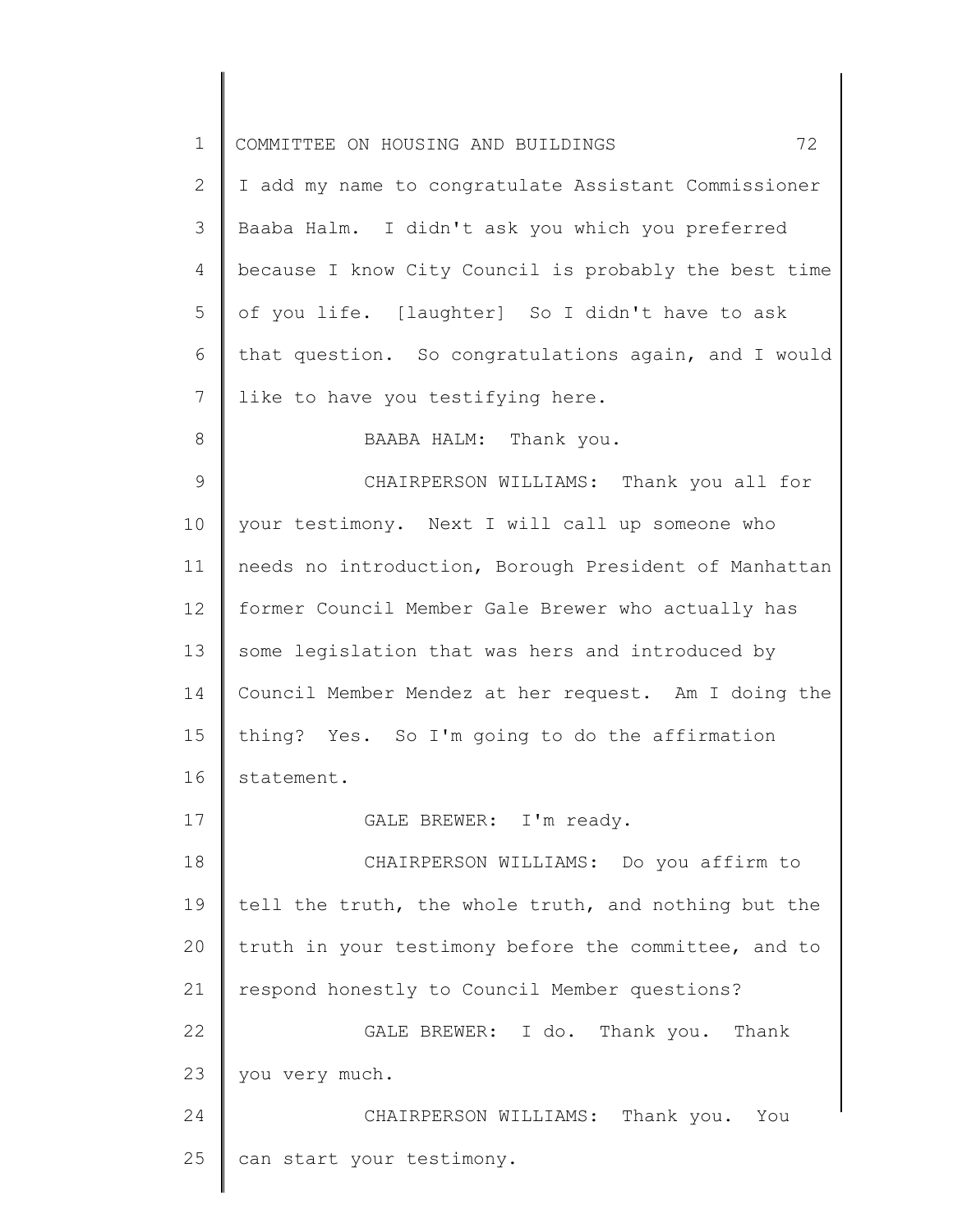I add my name to congratulate Assistant Commissioner Baaba Halm. I didn't ask you which you preferred because I know City Council is probably the best time of you life. [laughter] So I didn't have to ask that question. So congratulations again, and I would like to have you testifying here.

BAABA HALM: Thank you.

CHAIRPERSON WILLIAMS: Thank you all for your testimony. Next I will call up someone who needs no introduction, Borough President of Manhattan former Council Member Gale Brewer who actually has some legislation that was hers and introduced by Council Member Mendez at her request. Am I doing the thing? Yes. So I'm going to do the affirmation statement.

GALE BREWER: I'm ready.

CHAIRPERSON WILLIAMS: Do you affirm to tell the truth, the whole truth, and nothing but the truth in your testimony before the committee, and to respond honestly to Council Member questions?

GALE BREWER: I do. Thank you. Thank you very much.

CHAIRPERSON WILLIAMS: Thank you. You can start your testimony.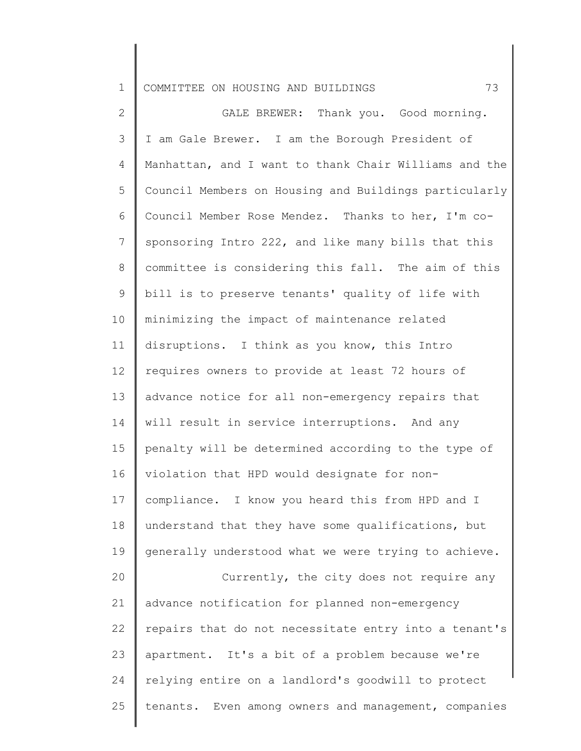GALE BREWER: Thank you. Good morning. I am Gale Brewer. I am the Borough President of Manhattan, and I want to thank Chair Williams and the Council Members on Housing and Buildings particularly Council Member Rose Mendez. Thanks to her, I'm co-sponsoring Intro 222, and like many bills that this committee is considering this fall. The aim of this bill is to preserve tenants' quality of life with minimizing the impact of maintenance related disruptions. I think as you know, this Intro requires owners to provide at least 72 hours of advance notice for all non-emergency repairs that will result in service interruptions. And any penalty will be determined according to the type of violation that HPD would designate for non-compliance. I know you heard this from HPD and I understand that they have some qualifications, but generally understood what we were trying to achieve.

Currently, the city does not require any advance notification for planned non-emergency repairs that do not necessitate entry into a tenant's apartment. It's a bit of a problem because we're relying entire on a landlord's goodwill to protect tenants. Even among owners and management, companies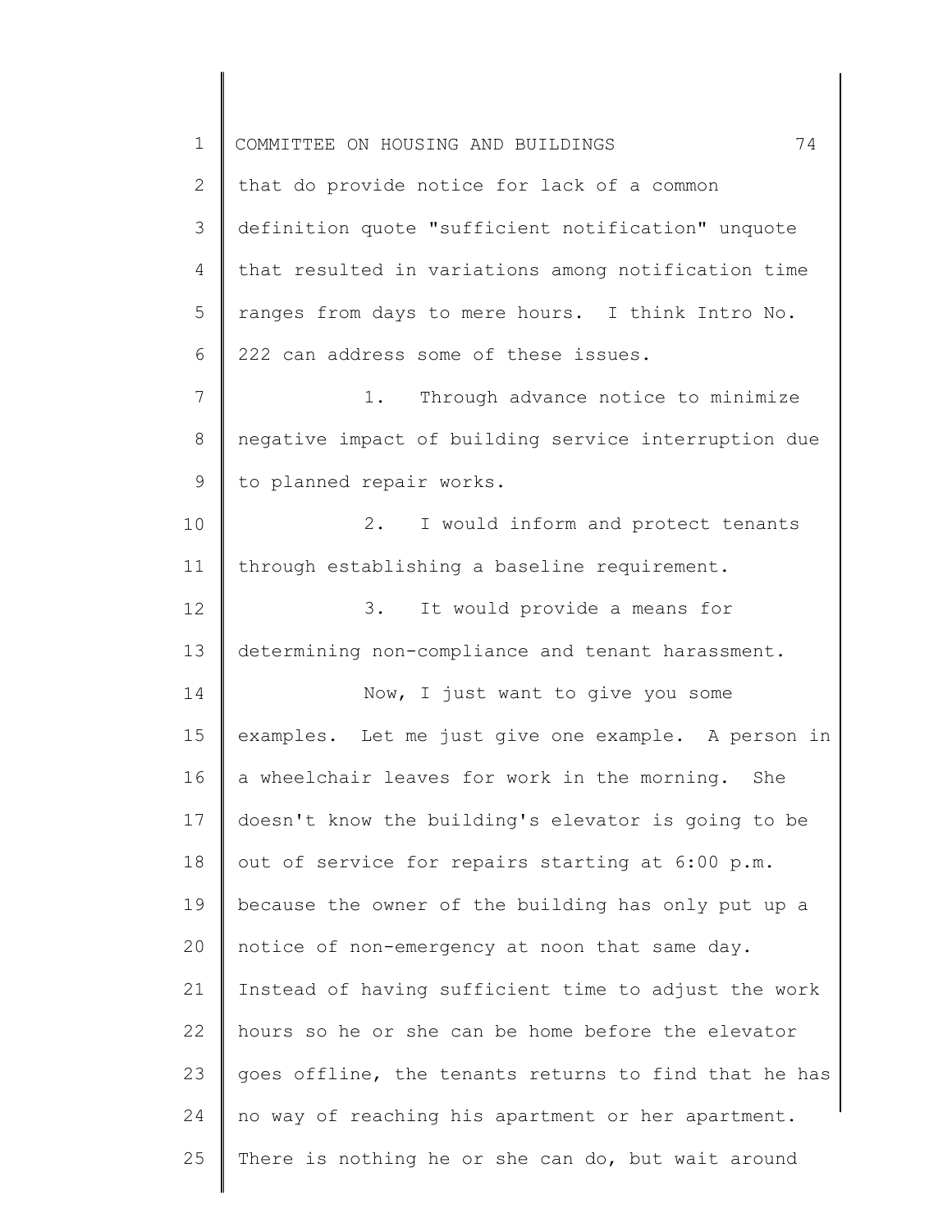that do provide notice for lack of a common definition quote "sufficient notification" unquote that resulted in variations among notification time ranges from days to mere hours. I think Intro No. 222 can address some of these issues.

1. Through advance notice to minimize negative impact of building service interruption due to planned repair works.

2. I would inform and protect tenants through establishing a baseline requirement.

3. It would provide a means for determining non-compliance and tenant harassment.

Now, I just want to give you some examples. Let me just give one example. A person in a wheelchair leaves for work in the morning. She doesn't know the building's elevator is going to be out of service for repairs starting at 6:00 p.m. because the owner of the building has only put up a notice of non-emergency at noon that same day. Instead of having sufficient time to adjust the work hours so he or she can be home before the elevator goes offline, the tenants returns to find that he has no way of reaching his apartment or her apartment. There is nothing he or she can do, but wait around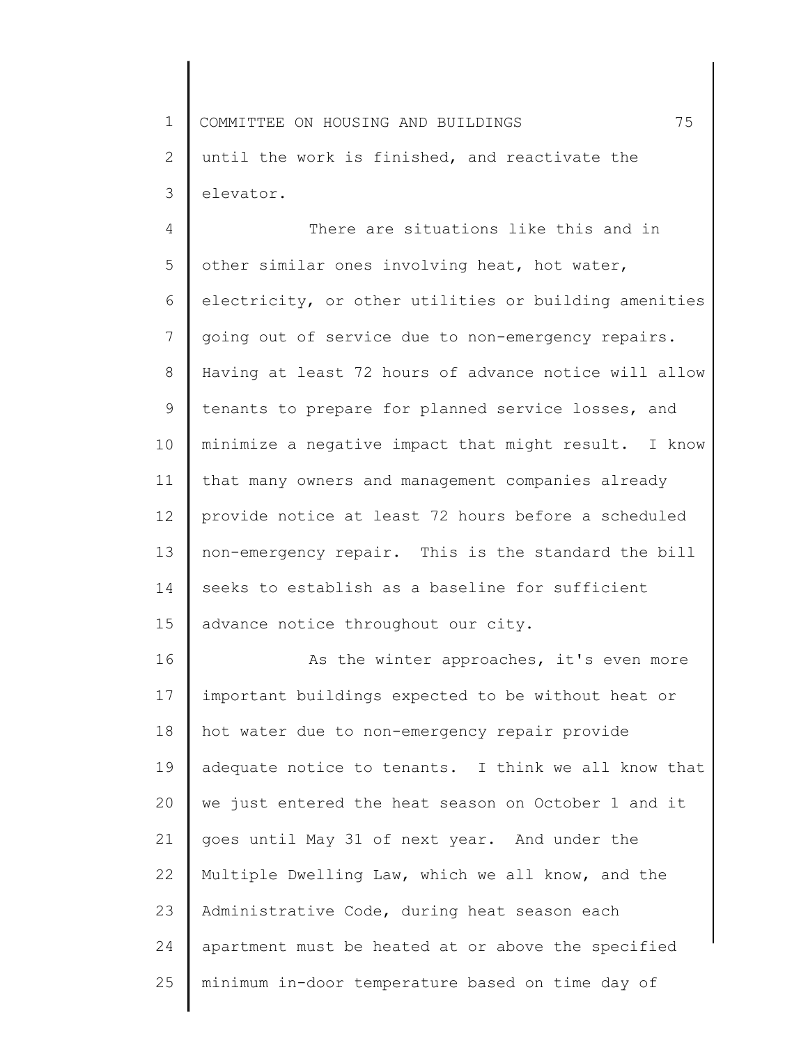until the work is finished, and reactivate the elevator.

There are situations like this and in other similar ones involving heat, hot water, electricity, or other utilities or building amenities going out of service due to non-emergency repairs. Having at least 72 hours of advance notice will allow tenants to prepare for planned service losses, and minimize a negative impact that might result. I know that many owners and management companies already provide notice at least 72 hours before a scheduled non-emergency repair. This is the standard the bill seeks to establish as a baseline for sufficient advance notice throughout our city.

As the winter approaches, it's even more important buildings expected to be without heat or hot water due to non-emergency repair provide adequate notice to tenants. I think we all know that we just entered the heat season on October 1 and it goes until May 31 of next year. And under the Multiple Dwelling Law, which we all know, and the Administrative Code, during heat season each apartment must be heated at or above the specified minimum in-door temperature based on time day of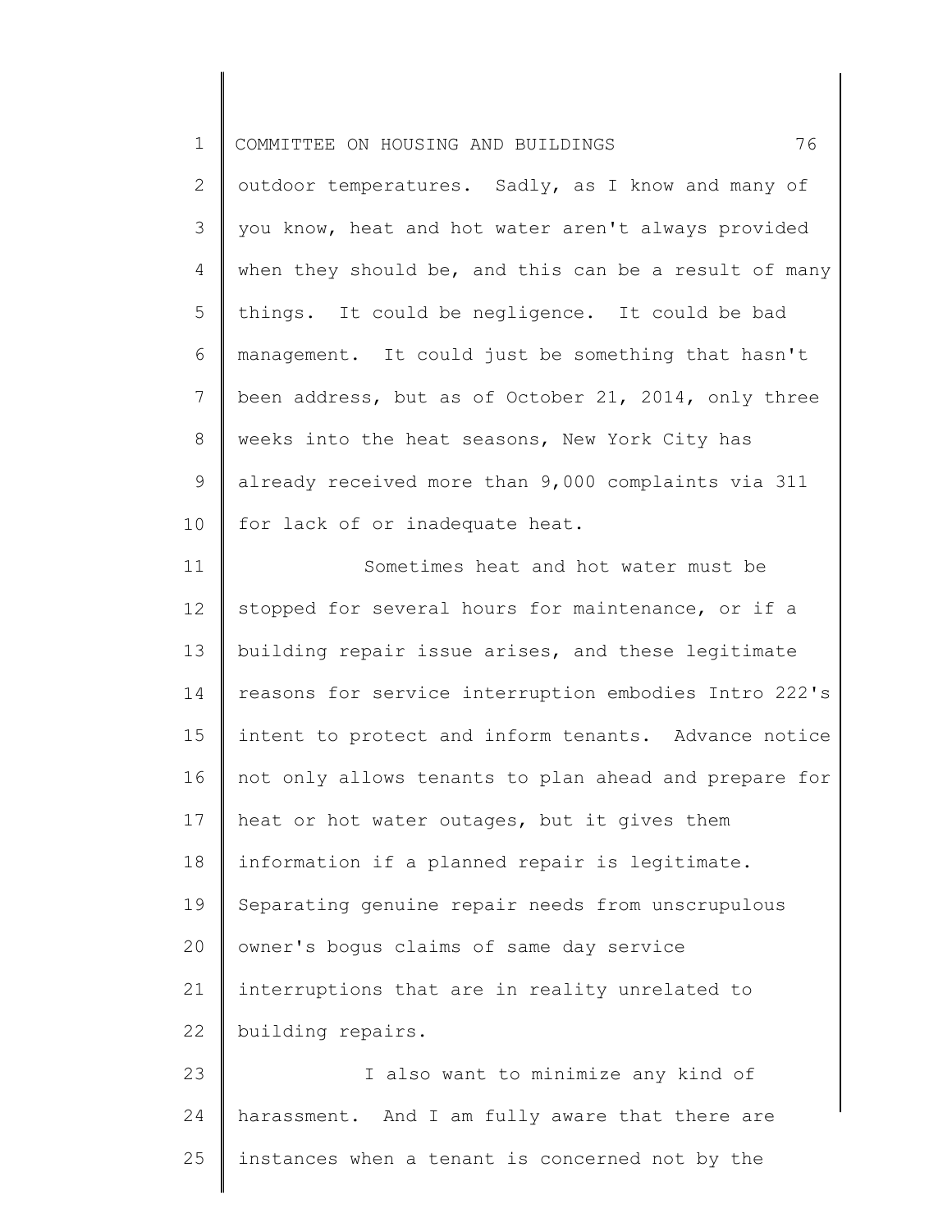outdoor temperatures. Sadly, as I know and many of you know, heat and hot water aren't always provided when they should be, and this can be a result of many things. It could be negligence. It could be bad management. It could just be something that hasn't been address, but as of October 21, 2014, only three weeks into the heat seasons, New York City has already received more than 9,000 complaints via 311 for lack of or inadequate heat.

Sometimes heat and hot water must be stopped for several hours for maintenance, or if a building repair issue arises, and these legitimate reasons for service interruption embodies Intro 222's intent to protect and inform tenants. Advance notice not only allows tenants to plan ahead and prepare for heat or hot water outages, but it gives them information if a planned repair is legitimate. Separating genuine repair needs from unscrupulous owner's bogus claims of same day service interruptions that are in reality unrelated to building repairs.

I also want to minimize any kind of harassment. And I am fully aware that there are instances when a tenant is concerned not by the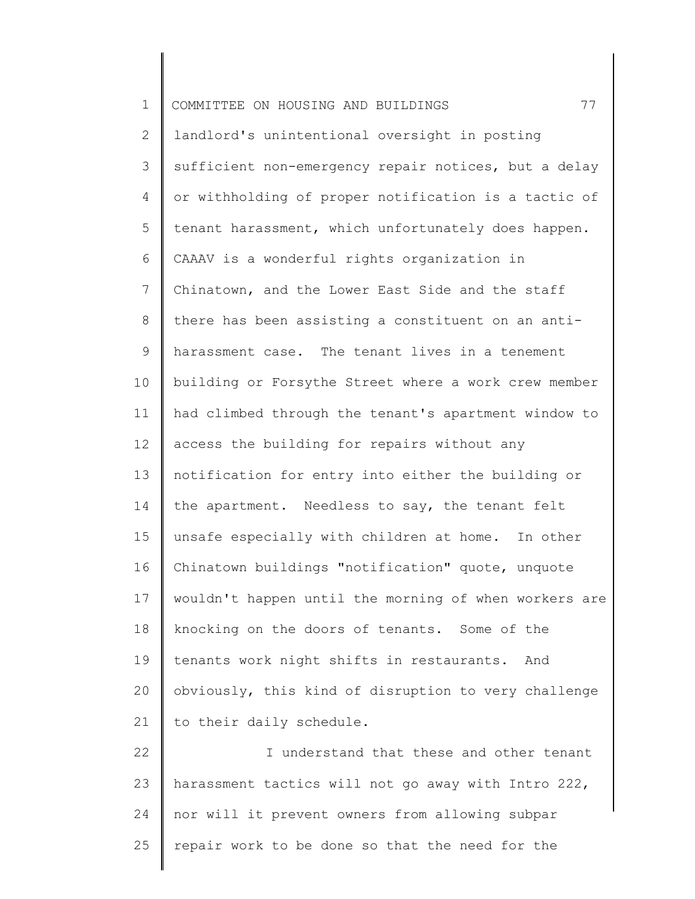landlord's unintentional oversight in posting sufficient non-emergency repair notices, but a delay or withholding of proper notification is a tactic of tenant harassment, which unfortunately does happen. CAAAV is a wonderful rights organization in Chinatown, and the Lower East Side and the staff there has been assisting a constituent on an anti-harassment case. The tenant lives in a tenement building or Forsythe Street where a work crew member had climbed through the tenant's apartment window to access the building for repairs without any notification for entry into either the building or the apartment. Needless to say, the tenant felt unsafe especially with children at home. In other Chinatown buildings "notification" quote, unquote wouldn't happen until the morning of when workers are knocking on the doors of tenants. Some of the tenants work night shifts in restaurants. And obviously, this kind of disruption to very challenge to their daily schedule.

I understand that these and other tenant harassment tactics will not go away with Intro 222, nor will it prevent owners from allowing subpar repair work to be done so that the need for the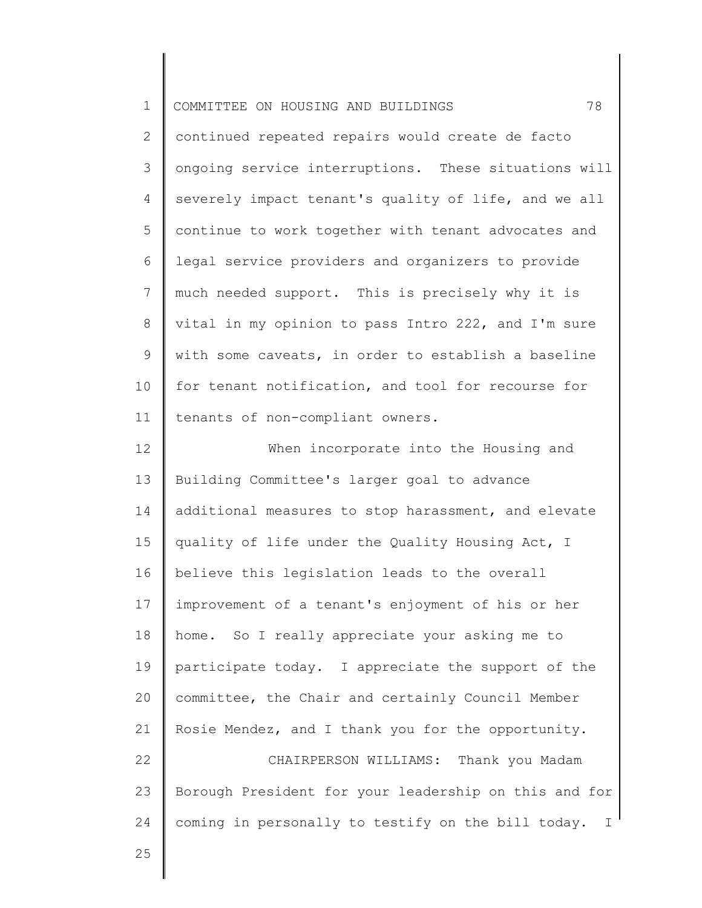continued repeated repairs would create de facto ongoing service interruptions. These situations will severely impact tenant's quality of life, and we all continue to work together with tenant advocates and legal service providers and organizers to provide much needed support. This is precisely why it is vital in my opinion to pass Intro 222, and I'm sure with some caveats, in order to establish a baseline for tenant notification, and tool for recourse for tenants of non-compliant owners.

When incorporate into the Housing and Building Committee's larger goal to advance additional measures to stop harassment, and elevate quality of life under the Quality Housing Act, I believe this legislation leads to the overall improvement of a tenant's enjoyment of his or her home. So I really appreciate your asking me to participate today. I appreciate the support of the committee, the Chair and certainly Council Member Rosie Mendez, and I thank you for the opportunity.

CHAIRPERSON WILLIAMS: Thank you Madam Borough President for your leadership on this and for coming in personally to testify on the bill today. I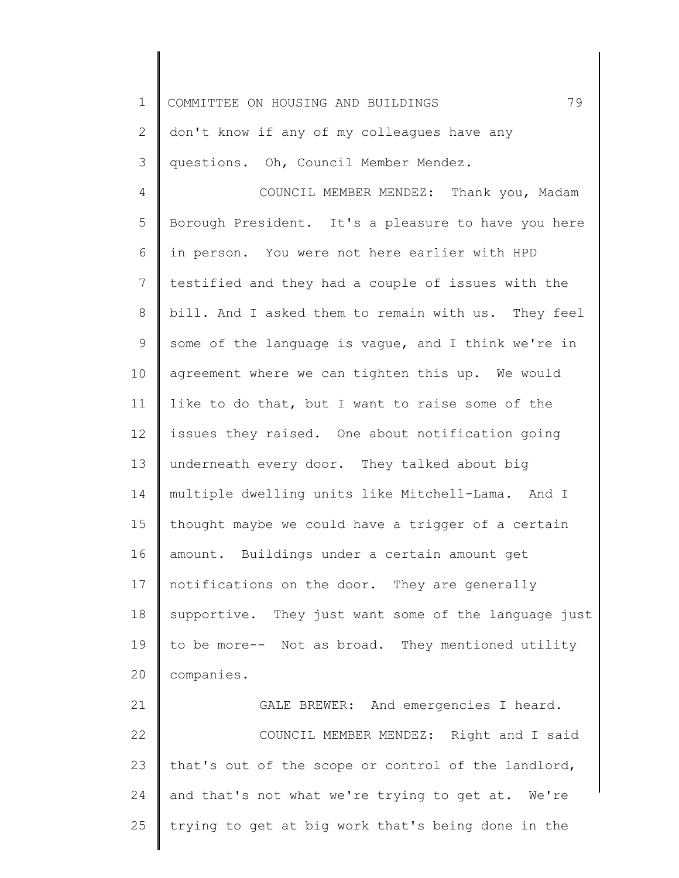don't know if any of my colleagues have any questions. Oh, Council Member Mendez.

COUNCIL MEMBER MENDEZ: Thank you, Madam Borough President. It's a pleasure to have you here in person. You were not here earlier with HPD testified and they had a couple of issues with the bill. And I asked them to remain with us. They feel some of the language is vague, and I think we're in agreement where we can tighten this up. We would like to do that, but I want to raise some of the issues they raised. One about notification going underneath every door. They talked about big multiple dwelling units like Mitchell-Lama. And I thought maybe we could have a trigger of a certain amount. Buildings under a certain amount get notifications on the door. They are generally supportive. They just want some of the language just to be more-- Not as broad. They mentioned utility companies.

GALE BREWER: And emergencies I heard.

COUNCIL MEMBER MENDEZ: Right and I said that's out of the scope or control of the landlord, and that's not what we're trying to get at. We're trying to get at big work that's being done in the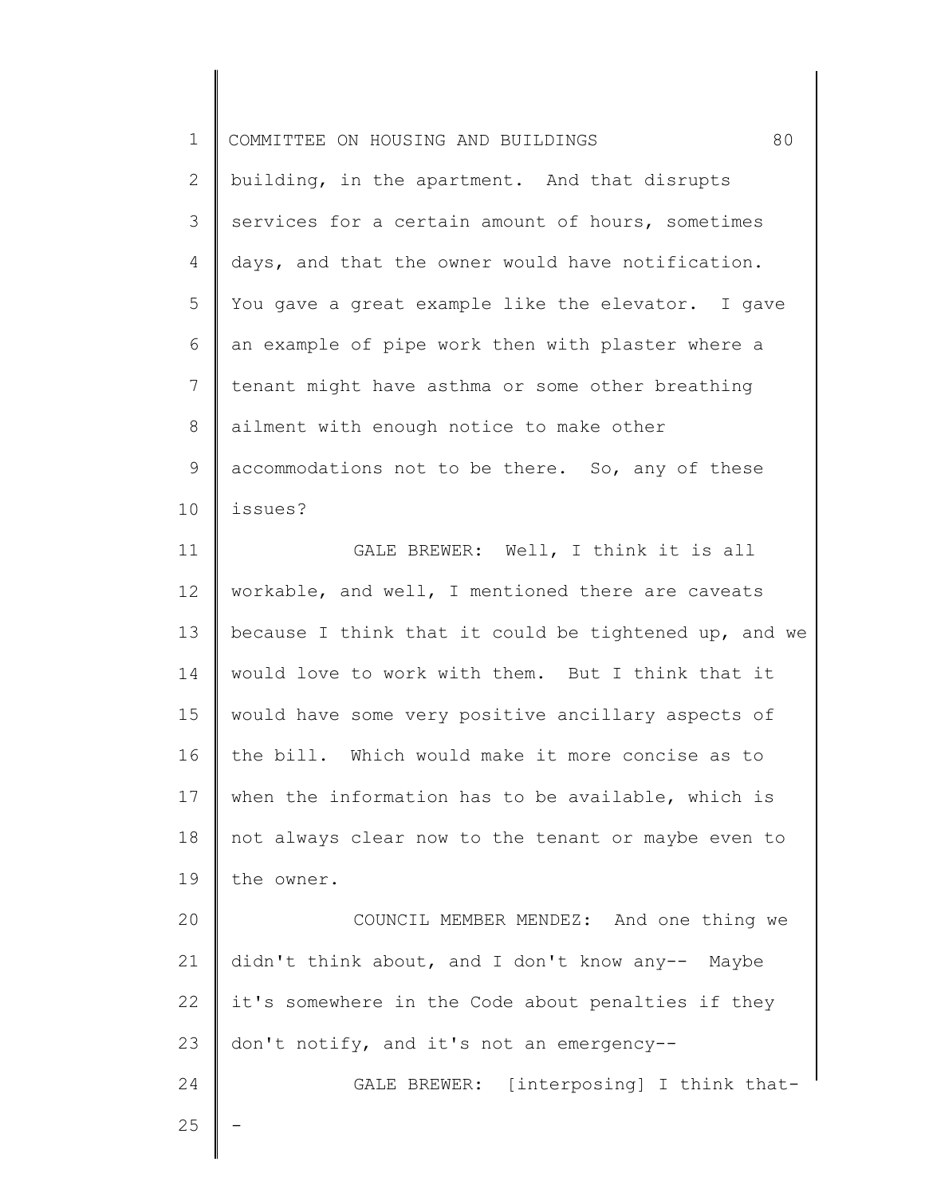building, in the apartment. And that disrupts services for a certain amount of hours, sometimes days, and that the owner would have notification. You gave a great example like the elevator. I gave an example of pipe work then with plaster where a tenant might have asthma or some other breathing ailment with enough notice to make other accommodations not to be there. So, any of these issues?

GALE BREWER: Well, I think it is all workable, and well, I mentioned there are caveats because I think that it could be tightened up, and we would love to work with them. But I think that it would have some very positive ancillary aspects of the bill. Which would make it more concise as to when the information has to be available, which is not always clear now to the tenant or maybe even to the owner.

COUNCIL MEMBER MENDEZ: And one thing we didn't think about, and I don't know any-- Maybe it's somewhere in the Code about penalties if they don't notify, and it's not an emergency--

GALE BREWER: [interposing] I think that--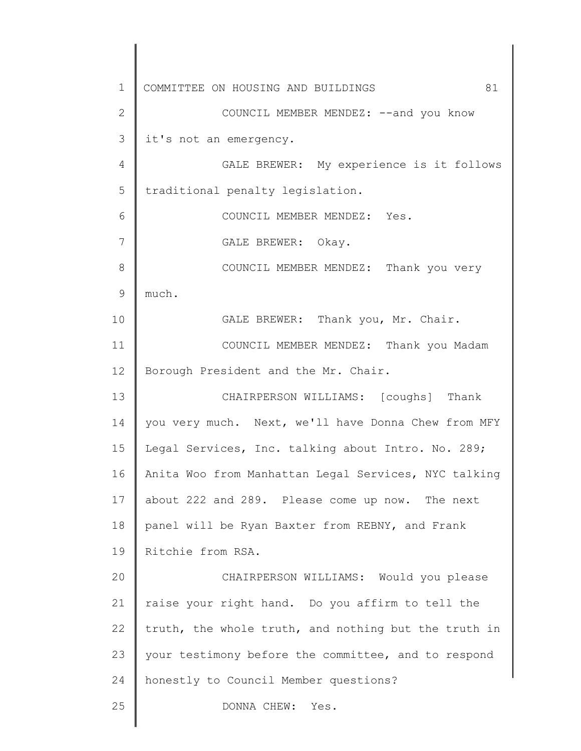COUNCIL MEMBER MENDEZ: --and you know it's not an emergency.

GALE BREWER: My experience is it follows traditional penalty legislation.

COUNCIL MEMBER MENDEZ: Yes.

GALE BREWER: Okay.

COUNCIL MEMBER MENDEZ: Thank you very much.

GALE BREWER: Thank you, Mr. Chair.

COUNCIL MEMBER MENDEZ: Thank you Madam Borough President and the Mr. Chair.

CHAIRPERSON WILLIAMS: [coughs] Thank you very much. Next, we'll have Donna Chew from MFY Legal Services, Inc. talking about Intro. No. 289; Anita Woo from Manhattan Legal Services, NYC talking about 222 and 289. Please come up now. The next panel will be Ryan Baxter from REBNY, and Frank Ritchie from RSA.

CHAIRPERSON WILLIAMS: Would you please raise your right hand. Do you affirm to tell the truth, the whole truth, and nothing but the truth in your testimony before the committee, and to respond honestly to Council Member questions?

DONNA CHEW: Yes.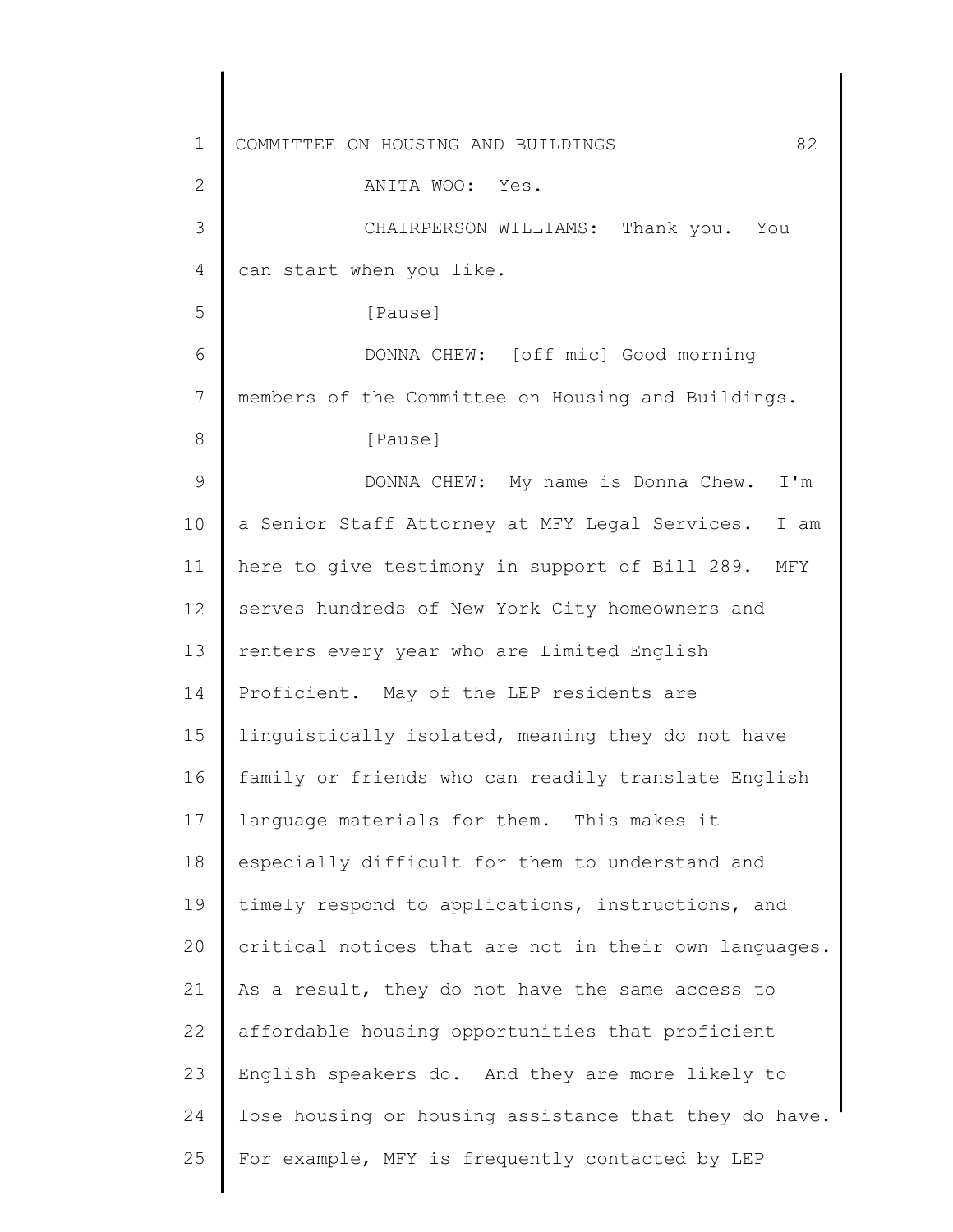ANITA WOO: Yes.

CHAIRPERSON WILLIAMS: Thank you. You can start when you like.

[Pause]

DONNA CHEW: [off mic] Good morning members of the Committee on Housing and Buildings.

[Pause]

DONNA CHEW: My name is Donna Chew. I'm a Senior Staff Attorney at MFY Legal Services. I am here to give testimony in support of Bill 289. MFY serves hundreds of New York City homeowners and renters every year who are Limited English Proficient. May of the LEP residents are linguistically isolated, meaning they do not have family or friends who can readily translate English language materials for them. This makes it especially difficult for them to understand and timely respond to applications, instructions, and critical notices that are not in their own languages. As a result, they do not have the same access to affordable housing opportunities that proficient English speakers do. And they are more likely to lose housing or housing assistance that they do have. For example, MFY is frequently contacted by LEP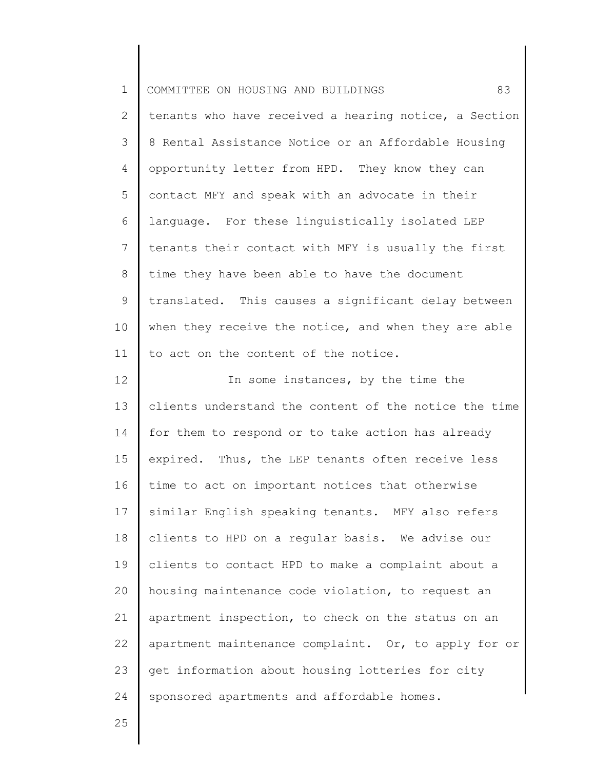tenants who have received a hearing notice, a Section 8 Rental Assistance Notice or an Affordable Housing opportunity letter from HPD. They know they can contact MFY and speak with an advocate in their language. For these linguistically isolated LEP tenants their contact with MFY is usually the first time they have been able to have the document translated. This causes a significant delay between when they receive the notice, and when they are able to act on the content of the notice.

In some instances, by the time the clients understand the content of the notice the time for them to respond or to take action has already expired. Thus, the LEP tenants often receive less time to act on important notices that otherwise similar English speaking tenants. MFY also refers clients to HPD on a regular basis. We advise our clients to contact HPD to make a complaint about a housing maintenance code violation, to request an apartment inspection, to check on the status on an apartment maintenance complaint. Or, to apply for or get information about housing lotteries for city sponsored apartments and affordable homes.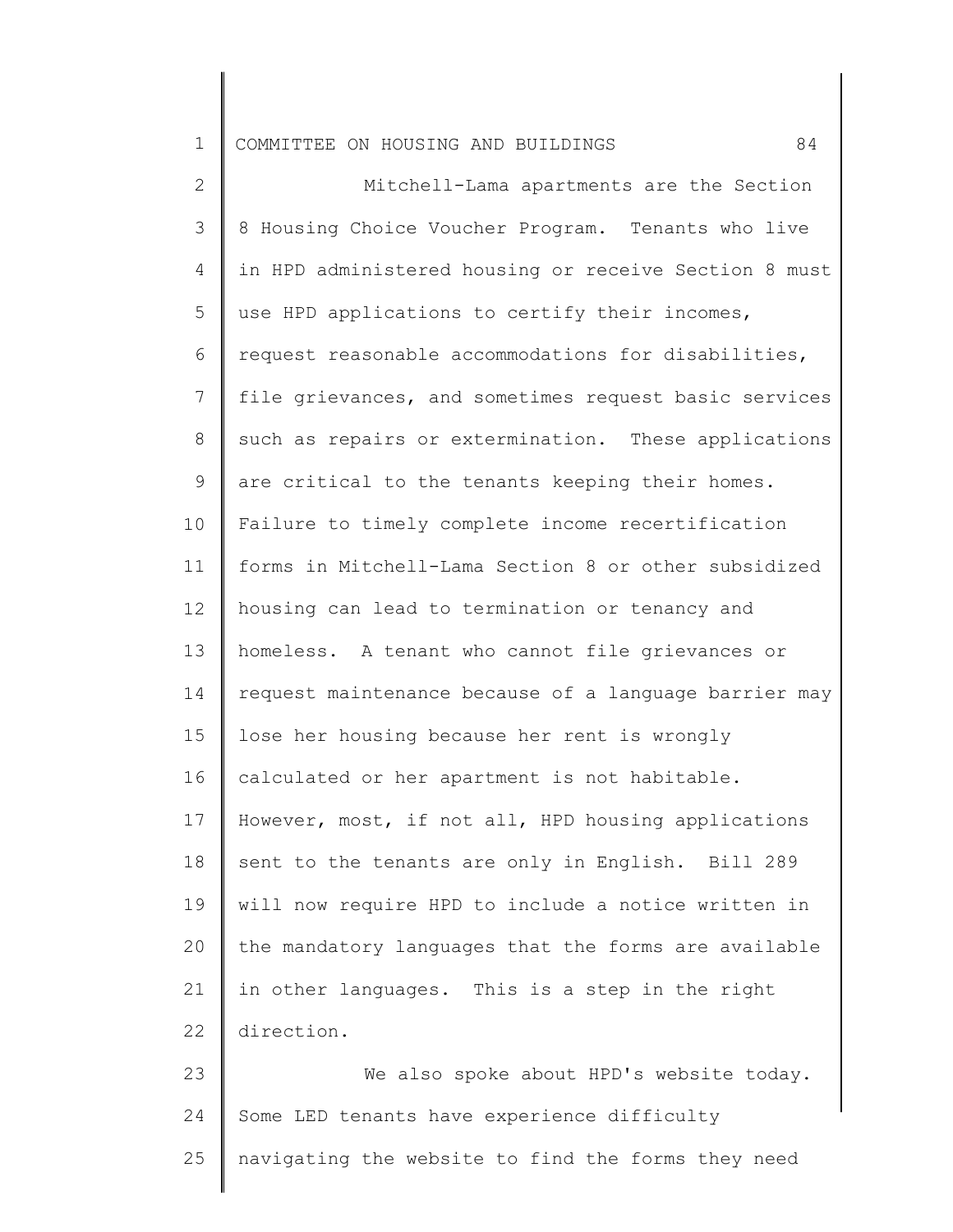Mitchell-Lama apartments are the Section 8 Housing Choice Voucher Program. Tenants who live in HPD administered housing or receive Section 8 must use HPD applications to certify their incomes, request reasonable accommodations for disabilities, file grievances, and sometimes request basic services such as repairs or extermination. These applications are critical to the tenants keeping their homes. Failure to timely complete income recertification forms in Mitchell-Lama Section 8 or other subsidized housing can lead to termination or tenancy and homeless. A tenant who cannot file grievances or request maintenance because of a language barrier may lose her housing because her rent is wrongly calculated or her apartment is not habitable. However, most, if not all, HPD housing applications sent to the tenants are only in English. Bill 289 will now require HPD to include a notice written in the mandatory languages that the forms are available in other languages. This is a step in the right direction.

We also spoke about HPD's website today. Some LED tenants have experience difficulty navigating the website to find the forms they need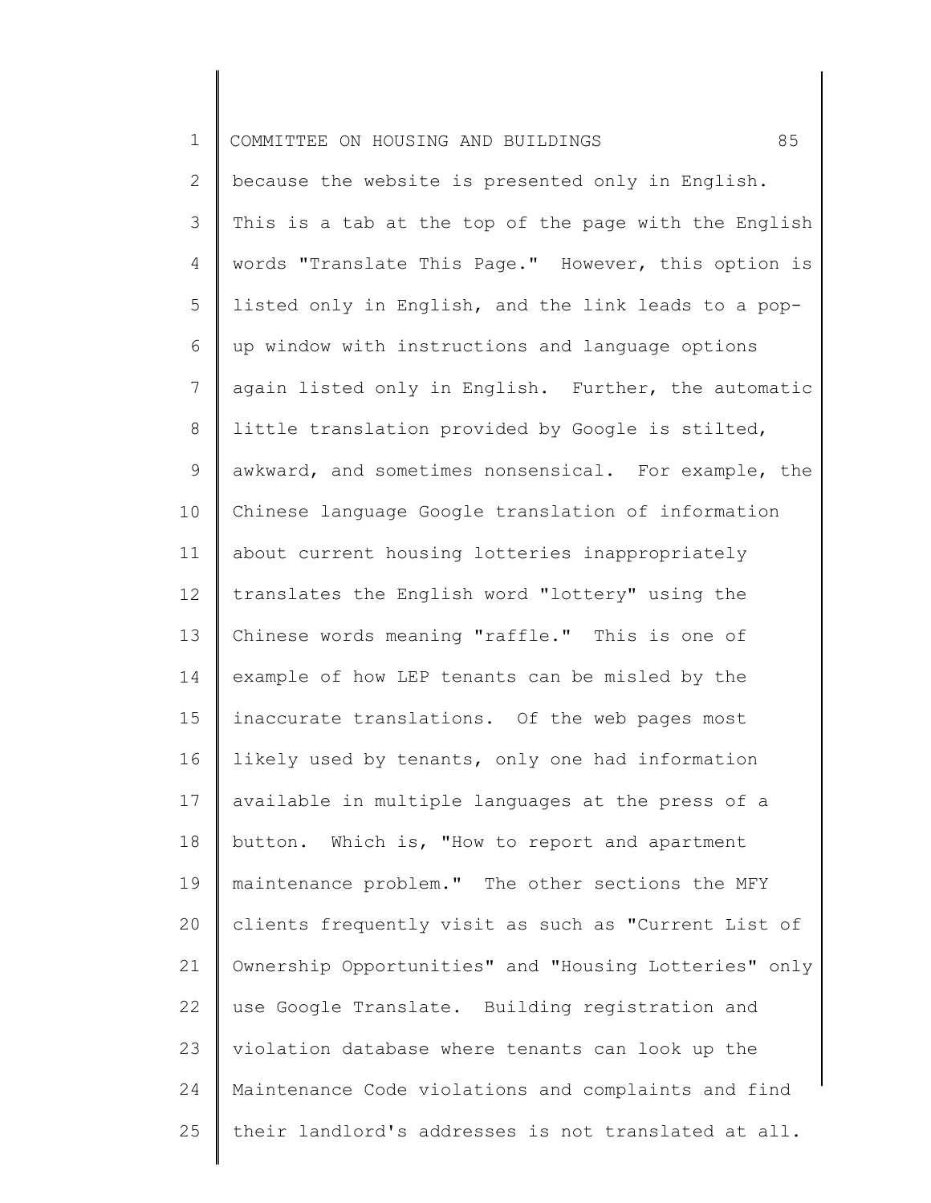because the website is presented only in English. This is a tab at the top of the page with the English words "Translate This Page." However, this option is listed only in English, and the link leads to a pop-up window with instructions and language options again listed only in English. Further, the automatic little translation provided by Google is stilted, awkward, and sometimes nonsensical. For example, the Chinese language Google translation of information about current housing lotteries inappropriately translates the English word "lottery" using the Chinese words meaning "raffle." This is one of example of how LEP tenants can be misled by the inaccurate translations. Of the web pages most likely used by tenants, only one had information available in multiple languages at the press of a button. Which is, "How to report and apartment maintenance problem." The other sections the MFY clients frequently visit as such as "Current List of Ownership Opportunities" and "Housing Lotteries" only use Google Translate. Building registration and violation database where tenants can look up the Maintenance Code violations and complaints and find their landlord's addresses is not translated at all.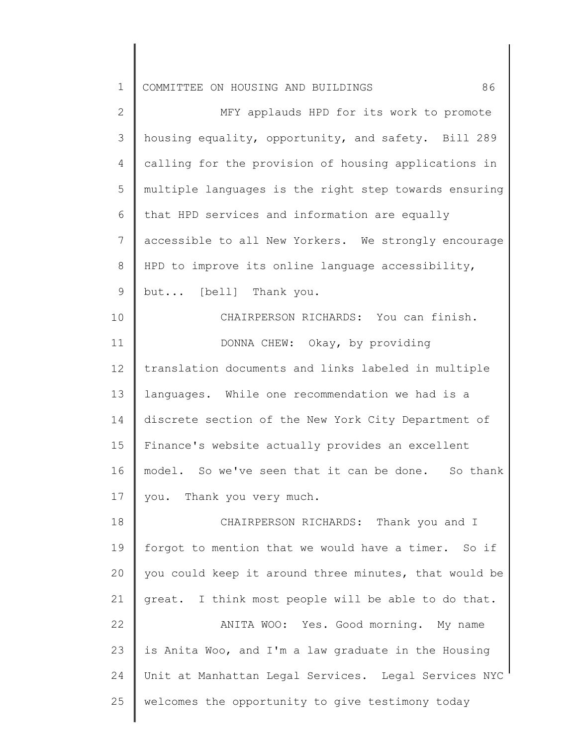MFY applauds HPD for its work to promote housing equality, opportunity, and safety. Bill 289 calling for the provision of housing applications in multiple languages is the right step towards ensuring that HPD services and information are equally accessible to all New Yorkers. We strongly encourage HPD to improve its online language accessibility, but... [bell] Thank you.

CHAIRPERSON RICHARDS: You can finish.

DONNA CHEW: Okay, by providing translation documents and links labeled in multiple languages. While one recommendation we had is a discrete section of the New York City Department of Finance's website actually provides an excellent model. So we've seen that it can be done. So thank you. Thank you very much.

CHAIRPERSON RICHARDS: Thank you and I forgot to mention that we would have a timer. So if you could keep it around three minutes, that would be great. I think most people will be able to do that.

ANITA WOO: Yes. Good morning. My name is Anita Woo, and I'm a law graduate in the Housing Unit at Manhattan Legal Services. Legal Services NYC welcomes the opportunity to give testimony today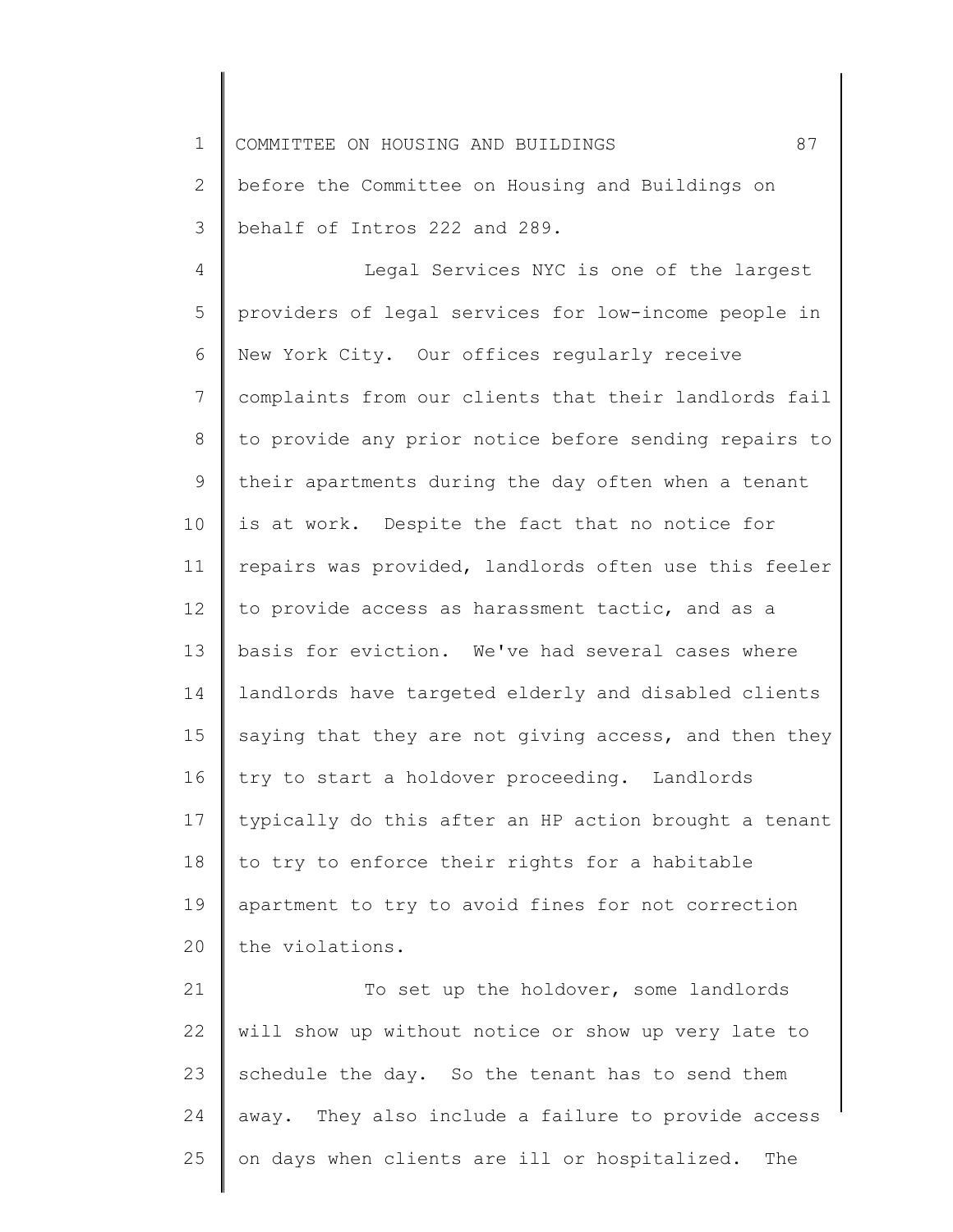before the Committee on Housing and Buildings on behalf of Intros 222 and 289.

Legal Services NYC is one of the largest providers of legal services for low-income people in New York City. Our offices regularly receive complaints from our clients that their landlords fail to provide any prior notice before sending repairs to their apartments during the day often when a tenant is at work. Despite the fact that no notice for repairs was provided, landlords often use this feeler to provide access as harassment tactic, and as a basis for eviction. We've had several cases where landlords have targeted elderly and disabled clients saying that they are not giving access, and then they try to start a holdover proceeding. Landlords typically do this after an HP action brought a tenant to try to enforce their rights for a habitable apartment to try to avoid fines for not correction the violations.

To set up the holdover, some landlords will show up without notice or show up very late to schedule the day. So the tenant has to send them away. They also include a failure to provide access on days when clients are ill or hospitalized. The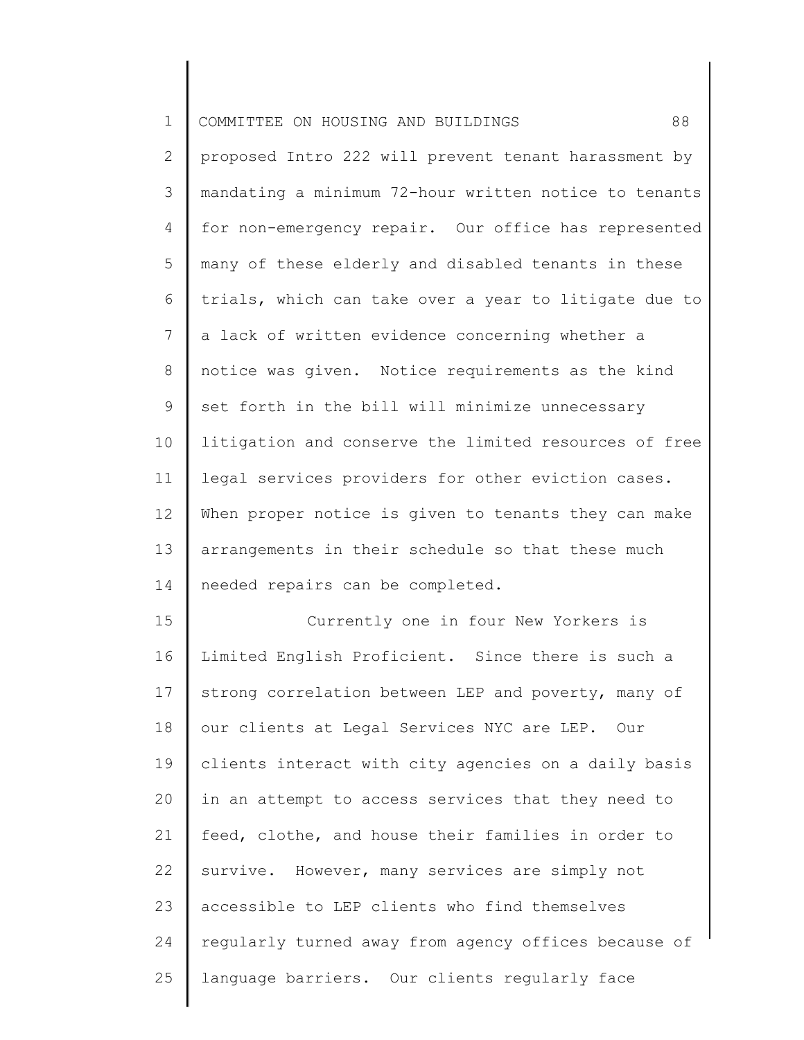proposed Intro 222 will prevent tenant harassment by mandating a minimum 72-hour written notice to tenants for non-emergency repair. Our office has represented many of these elderly and disabled tenants in these trials, which can take over a year to litigate due to a lack of written evidence concerning whether a notice was given. Notice requirements as the kind set forth in the bill will minimize unnecessary litigation and conserve the limited resources of free legal services providers for other eviction cases. When proper notice is given to tenants they can make arrangements in their schedule so that these much needed repairs can be completed.

Currently one in four New Yorkers is Limited English Proficient. Since there is such a strong correlation between LEP and poverty, many of our clients at Legal Services NYC are LEP. Our clients interact with city agencies on a daily basis in an attempt to access services that they need to feed, clothe, and house their families in order to survive. However, many services are simply not accessible to LEP clients who find themselves regularly turned away from agency offices because of language barriers. Our clients regularly face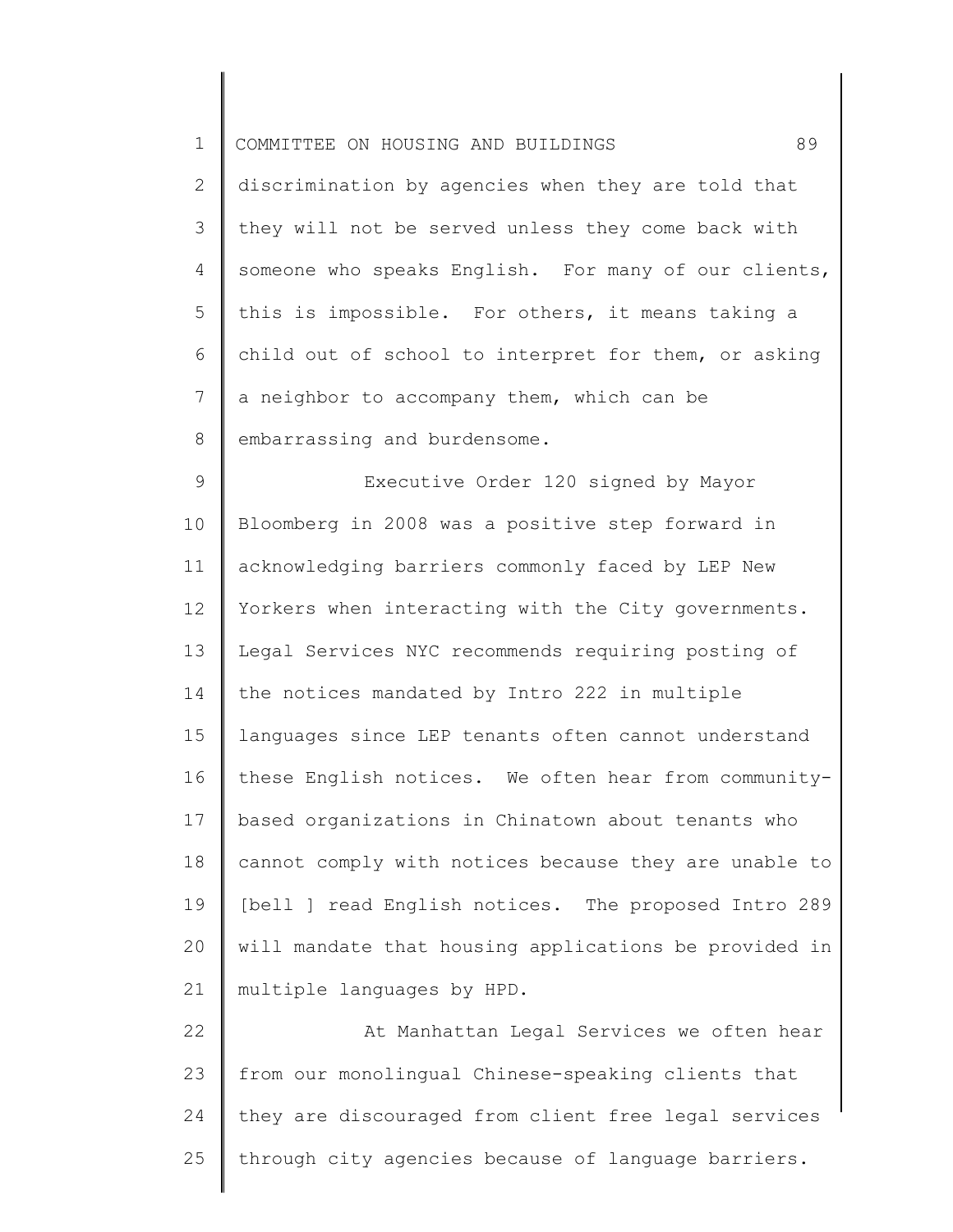discrimination by agencies when they are told that they will not be served unless they come back with someone who speaks English. For many of our clients, this is impossible. For others, it means taking a child out of school to interpret for them, or asking a neighbor to accompany them, which can be embarrassing and burdensome.

Executive Order 120 signed by Mayor Bloomberg in 2008 was a positive step forward in acknowledging barriers commonly faced by LEP New Yorkers when interacting with the City governments. Legal Services NYC recommends requiring posting of the notices mandated by Intro 222 in multiple languages since LEP tenants often cannot understand these English notices. We often hear from community-based organizations in Chinatown about tenants who cannot comply with notices because they are unable to [bell ] read English notices. The proposed Intro 289 will mandate that housing applications be provided in multiple languages by HPD.

At Manhattan Legal Services we often hear from our monolingual Chinese-speaking clients that they are discouraged from client free legal services through city agencies because of language barriers.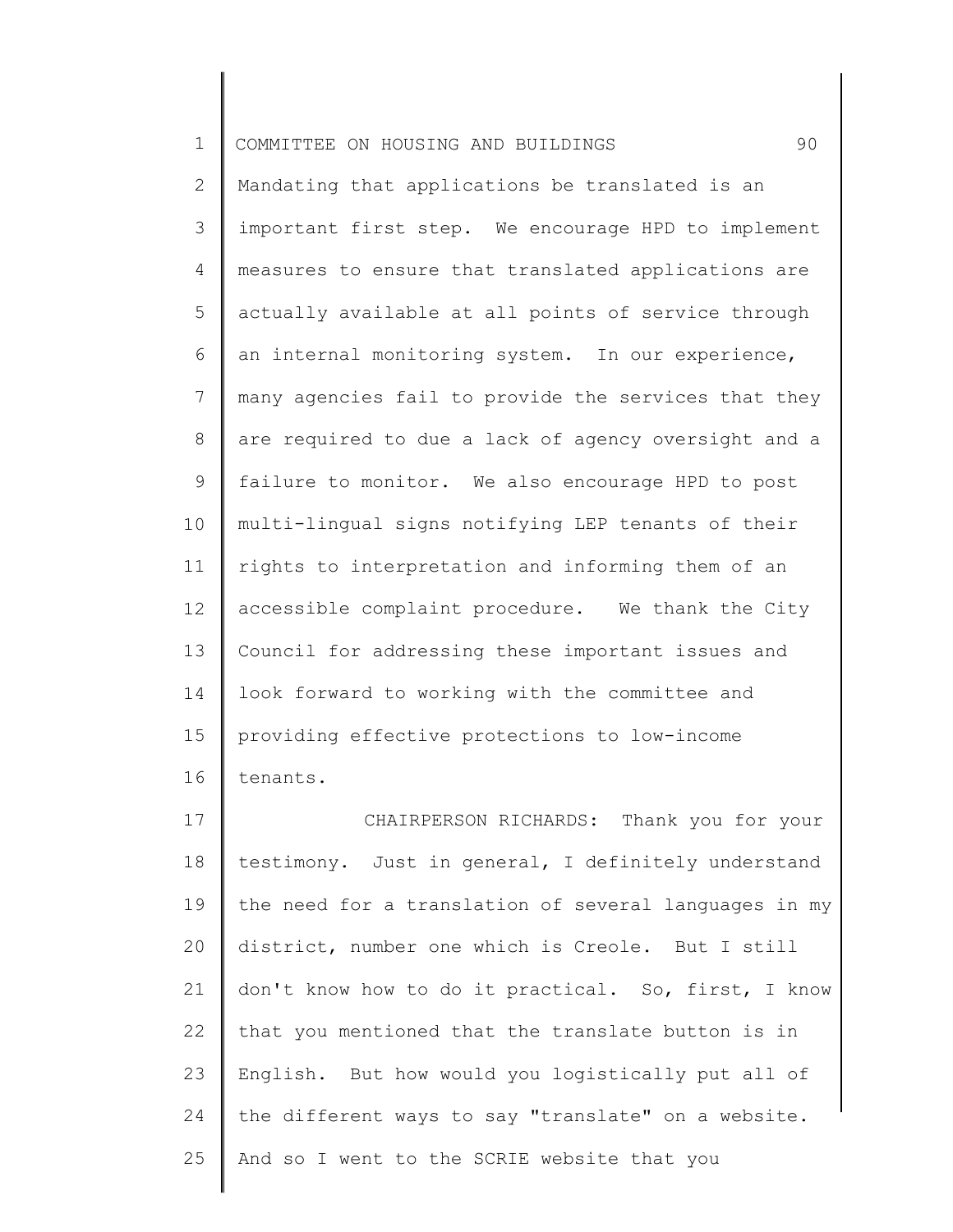Mandating that applications be translated is an important first step. We encourage HPD to implement measures to ensure that translated applications are actually available at all points of service through an internal monitoring system. In our experience, many agencies fail to provide the services that they are required to due a lack of agency oversight and a failure to monitor. We also encourage HPD to post multi-lingual signs notifying LEP tenants of their rights to interpretation and informing them of an accessible complaint procedure. We thank the City Council for addressing these important issues and look forward to working with the committee and providing effective protections to low-income tenants.

CHAIRPERSON RICHARDS: Thank you for your testimony. Just in general, I definitely understand the need for a translation of several languages in my district, number one which is Creole. But I still don't know how to do it practical. So, first, I know that you mentioned that the translate button is in English. But how would you logistically put all of the different ways to say "translate" on a website. And so I went to the SCRIE website that you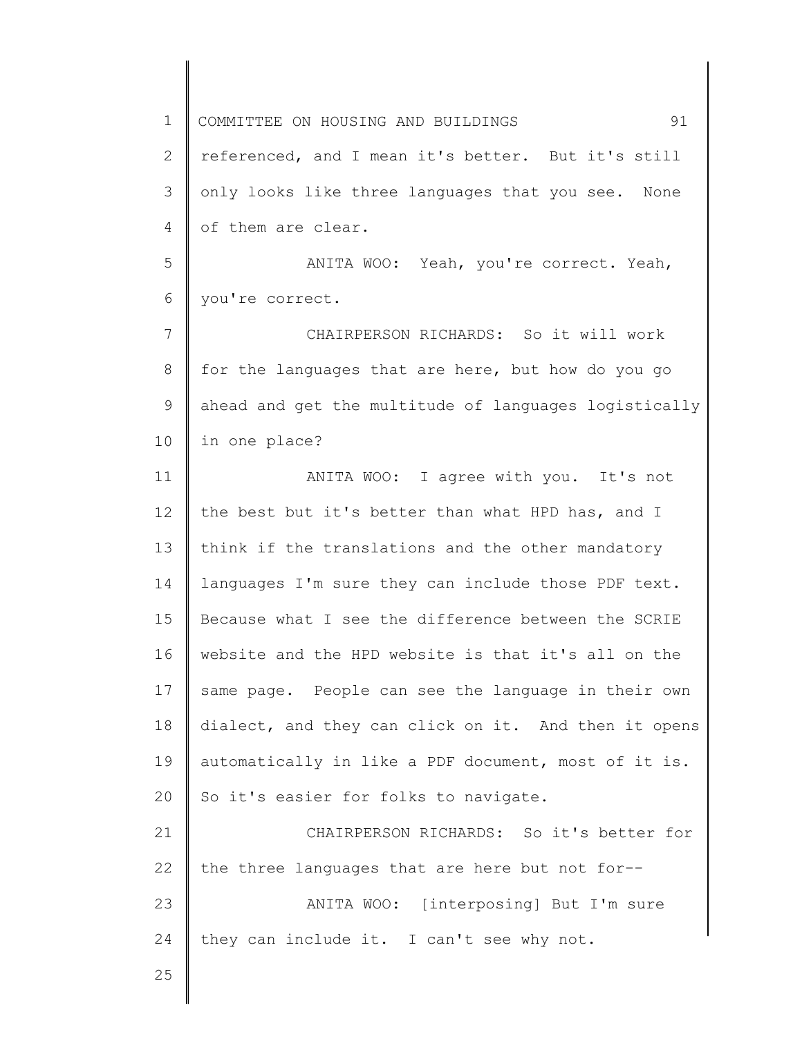referenced, and I mean it's better. But it's still only looks like three languages that you see. None of them are clear.

ANITA WOO: Yeah, you're correct. Yeah, you're correct.

CHAIRPERSON RICHARDS: So it will work for the languages that are here, but how do you go ahead and get the multitude of languages logistically in one place?

ANITA WOO: I agree with you. It's not the best but it's better than what HPD has, and I think if the translations and the other mandatory languages I'm sure they can include those PDF text. Because what I see the difference between the SCRIE website and the HPD website is that it's all on the same page. People can see the language in their own dialect, and they can click on it. And then it opens automatically in like a PDF document, most of it is. So it's easier for folks to navigate.

CHAIRPERSON RICHARDS: So it's better for the three languages that are here but not for--

ANITA WOO: [interposing] But I'm sure they can include it. I can't see why not.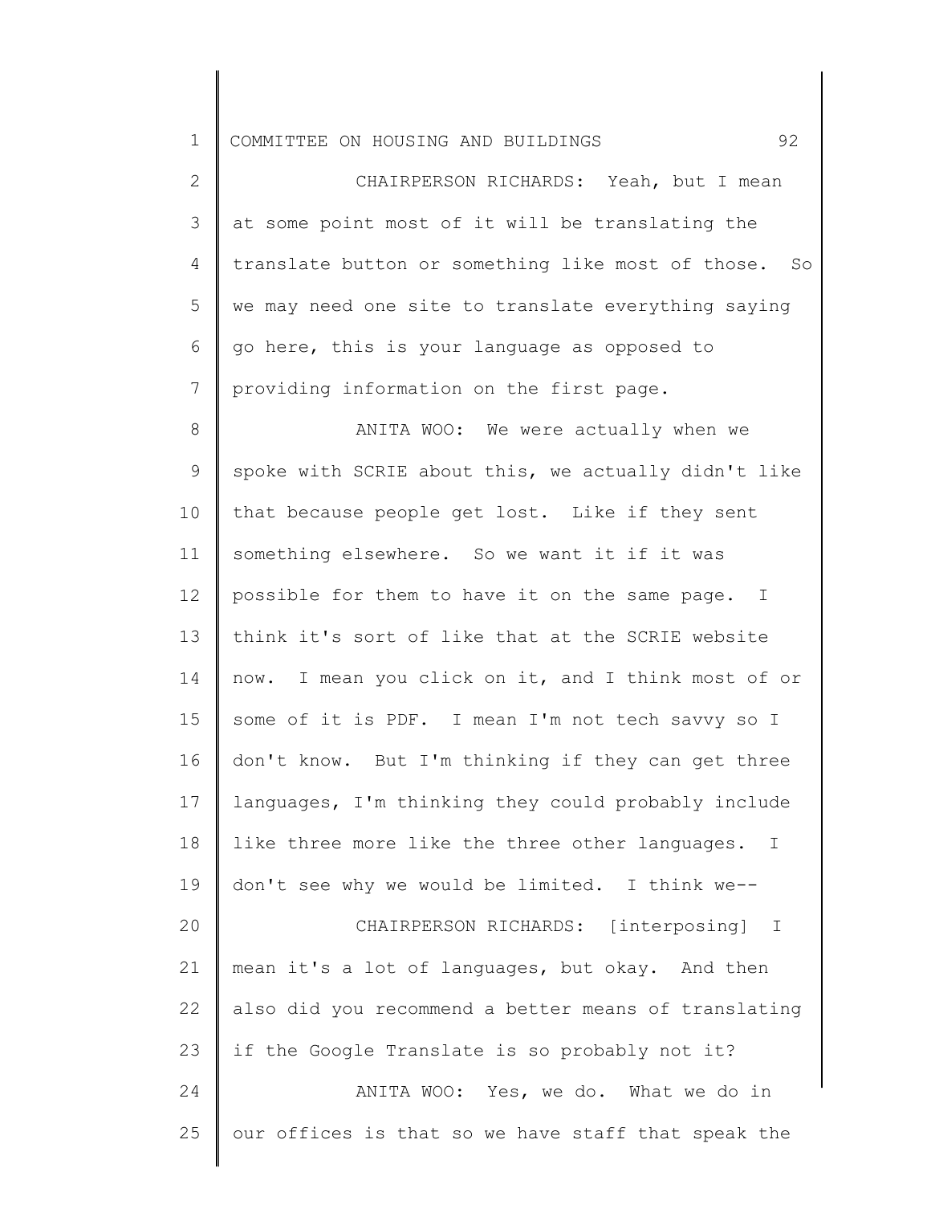CHAIRPERSON RICHARDS: Yeah, but I mean at some point most of it will be translating the translate button or something like most of those. So we may need one site to translate everything saying go here, this is your language as opposed to providing information on the first page.

ANITA WOO: We were actually when we spoke with SCRIE about this, we actually didn't like that because people get lost. Like if they sent something elsewhere. So we want it if it was possible for them to have it on the same page. I think it's sort of like that at the SCRIE website now. I mean you click on it, and I think most of or some of it is PDF. I mean I'm not tech savvy so I don't know. But I'm thinking if they can get three languages, I'm thinking they could probably include like three more like the three other languages. I don't see why we would be limited. I think we--

CHAIRPERSON RICHARDS: [interposing] I mean it's a lot of languages, but okay. And then also did you recommend a better means of translating if the Google Translate is so probably not it?

ANITA WOO: Yes, we do. What we do in our offices is that so we have staff that speak the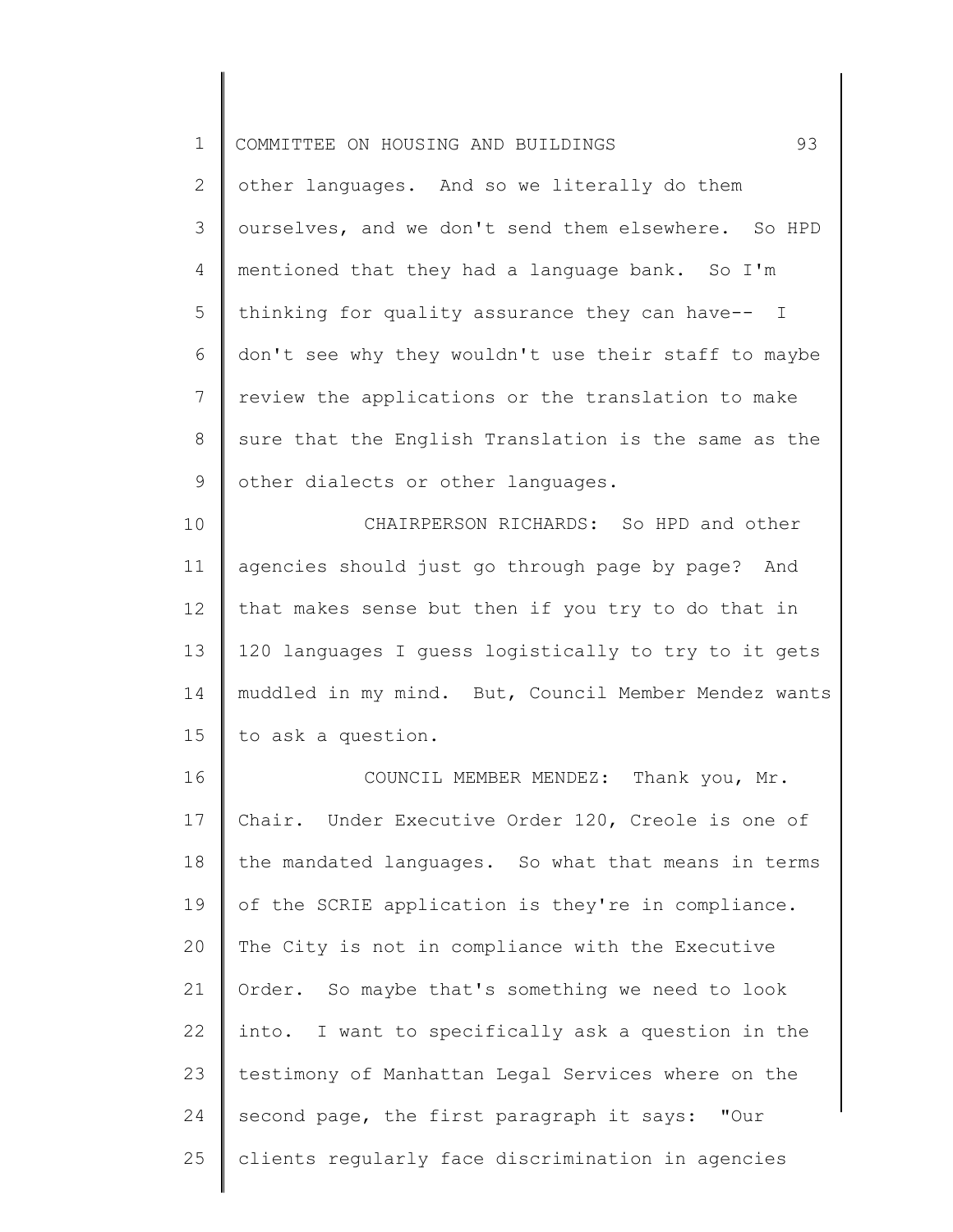other languages. And so we literally do them ourselves, and we don't send them elsewhere. So HPD mentioned that they had a language bank. So I'm thinking for quality assurance they can have-- I don't see why they wouldn't use their staff to maybe review the applications or the translation to make sure that the English Translation is the same as the other dialects or other languages.

CHAIRPERSON RICHARDS: So HPD and other agencies should just go through page by page? And that makes sense but then if you try to do that in 120 languages I guess logistically to try to it gets muddled in my mind. But, Council Member Mendez wants to ask a question.

COUNCIL MEMBER MENDEZ: Thank you, Mr. Chair. Under Executive Order 120, Creole is one of the mandated languages. So what that means in terms of the SCRIE application is they're in compliance. The City is not in compliance with the Executive Order. So maybe that's something we need to look into. I want to specifically ask a question in the testimony of Manhattan Legal Services where on the second page, the first paragraph it says: "Our clients regularly face discrimination in agencies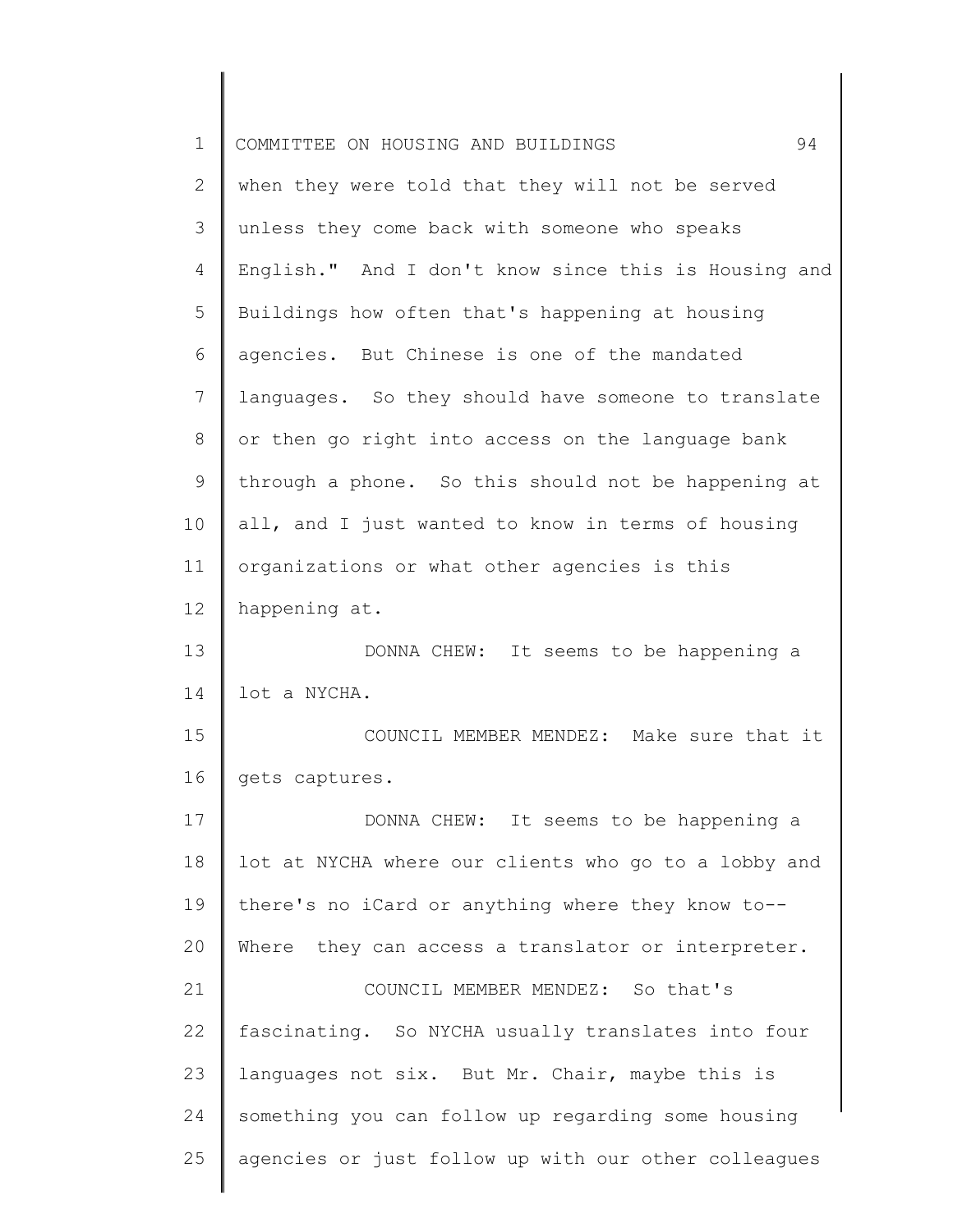when they were told that they will not be served unless they come back with someone who speaks English." And I don't know since this is Housing and Buildings how often that's happening at housing agencies. But Chinese is one of the mandated languages. So they should have someone to translate or then go right into access on the language bank through a phone. So this should not be happening at all, and I just wanted to know in terms of housing organizations or what other agencies is this happening at.

DONNA CHEW: It seems to be happening a lot a NYCHA.

COUNCIL MEMBER MENDEZ: Make sure that it gets captures.

DONNA CHEW: It seems to be happening a lot at NYCHA where our clients who go to a lobby and there's no iCard or anything where they know to-- Where they can access a translator or interpreter.

COUNCIL MEMBER MENDEZ: So that's fascinating. So NYCHA usually translates into four languages not six. But Mr. Chair, maybe this is something you can follow up regarding some housing agencies or just follow up with our other colleagues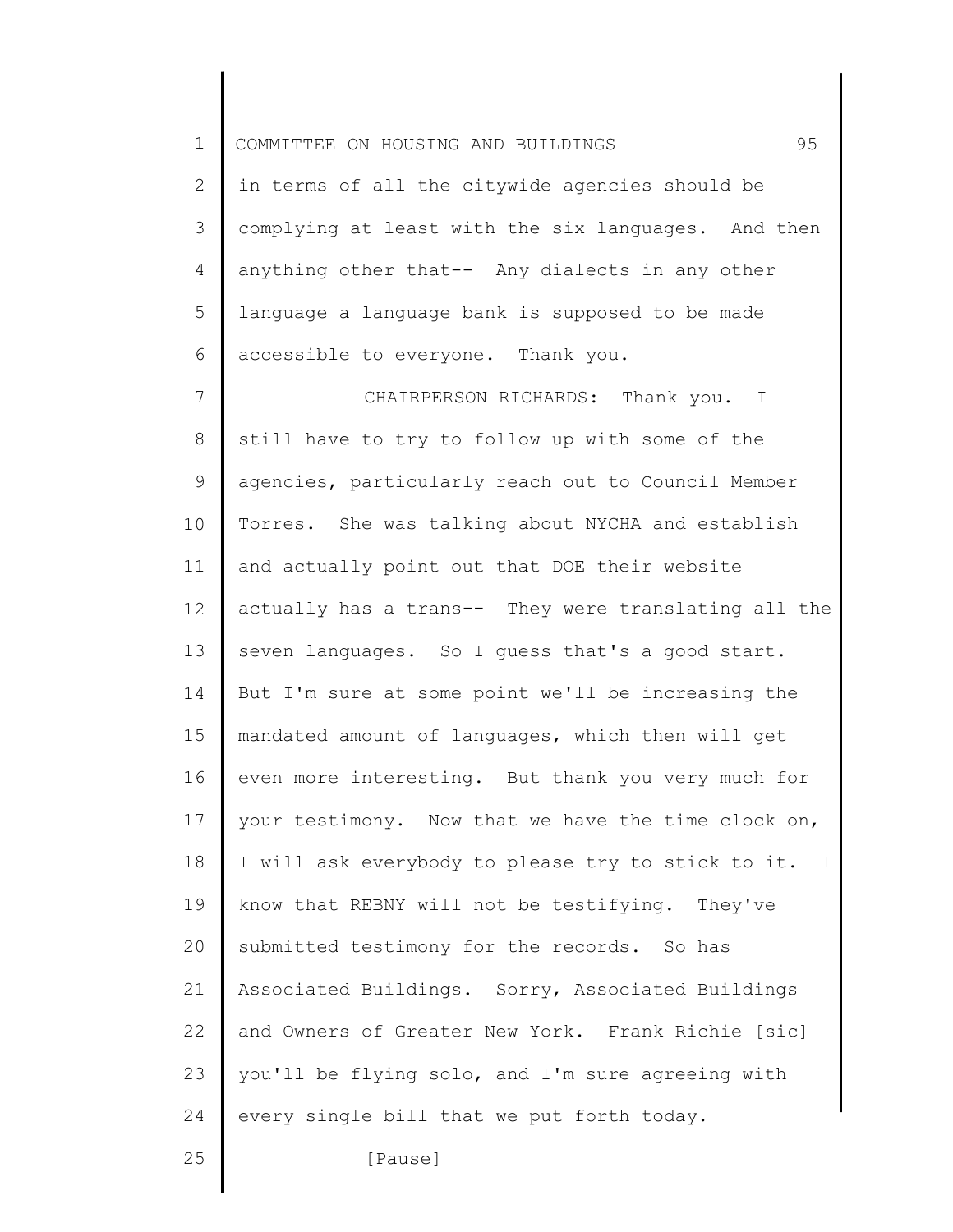in terms of all the citywide agencies should be complying at least with the six languages. And then anything other that-- Any dialects in any other language a language bank is supposed to be made accessible to everyone. Thank you.

CHAIRPERSON RICHARDS: Thank you. I still have to try to follow up with some of the agencies, particularly reach out to Council Member Torres. She was talking about NYCHA and establish and actually point out that DOE their website actually has a trans-- They were translating all the seven languages. So I guess that's a good start. But I'm sure at some point we'll be increasing the mandated amount of languages, which then will get even more interesting. But thank you very much for your testimony. Now that we have the time clock on, I will ask everybody to please try to stick to it. I know that REBNY will not be testifying. They've submitted testimony for the records. So has Associated Buildings. Sorry, Associated Buildings and Owners of Greater New York. Frank Richie [sic] you'll be flying solo, and I'm sure agreeing with every single bill that we put forth today.

[Pause]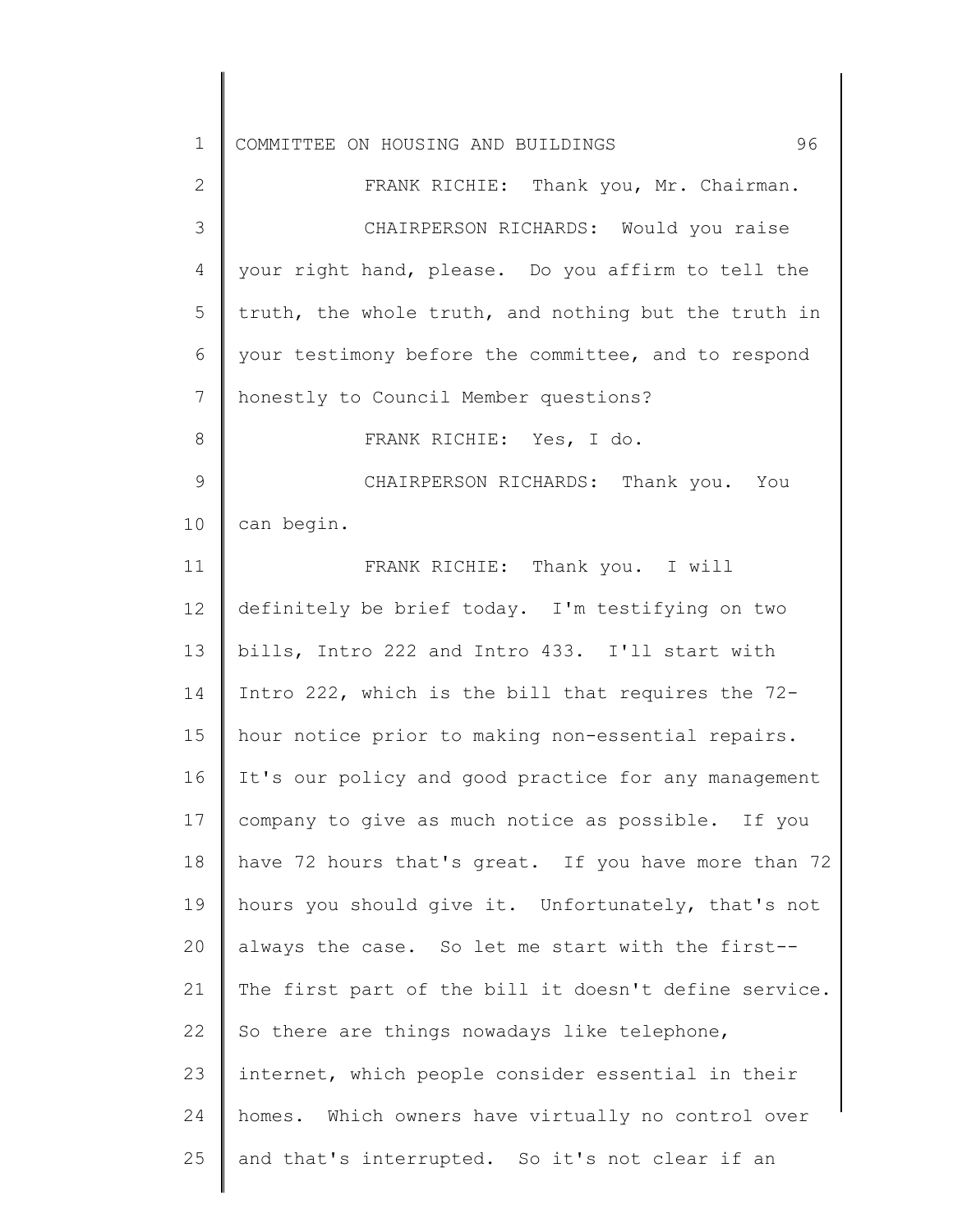FRANK RICHIE: Thank you, Mr. Chairman.

CHAIRPERSON RICHARDS: Would you raise your right hand, please. Do you affirm to tell the truth, the whole truth, and nothing but the truth in your testimony before the committee, and to respond honestly to Council Member questions?

FRANK RICHIE: Yes, I do.

CHAIRPERSON RICHARDS: Thank you. You can begin.

FRANK RICHIE: Thank you. I will definitely be brief today. I'm testifying on two bills, Intro 222 and Intro 433. I'll start with Intro 222, which is the bill that requires the 72-hour notice prior to making non-essential repairs. It's our policy and good practice for any management company to give as much notice as possible. If you have 72 hours that's great. If you have more than 72 hours you should give it. Unfortunately, that's not always the case. So let me start with the first-- The first part of the bill it doesn't define service. So there are things nowadays like telephone, internet, which people consider essential in their homes. Which owners have virtually no control over and that's interrupted. So it's not clear if an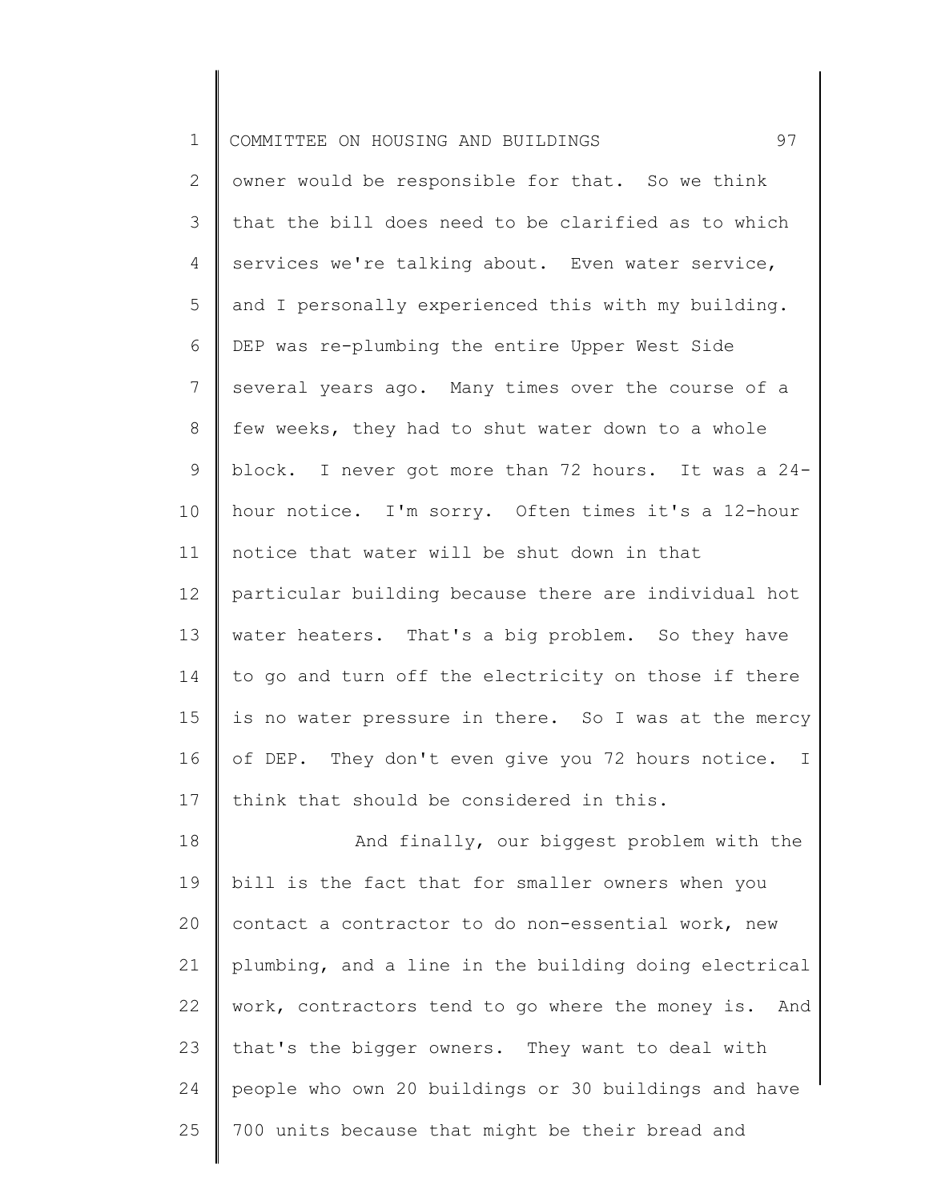owner would be responsible for that. So we think that the bill does need to be clarified as to which services we're talking about. Even water service, and I personally experienced this with my building. DEP was re-plumbing the entire Upper West Side several years ago. Many times over the course of a few weeks, they had to shut water down to a whole block. I never got more than 72 hours. It was a 24-hour notice. I'm sorry. Often times it's a 12-hour notice that water will be shut down in that particular building because there are individual hot water heaters. That's a big problem. So they have to go and turn off the electricity on those if there is no water pressure in there. So I was at the mercy of DEP. They don't even give you 72 hours notice. I think that should be considered in this.

And finally, our biggest problem with the bill is the fact that for smaller owners when you contact a contractor to do non-essential work, new plumbing, and a line in the building doing electrical work, contractors tend to go where the money is. And that's the bigger owners. They want to deal with people who own 20 buildings or 30 buildings and have 700 units because that might be their bread and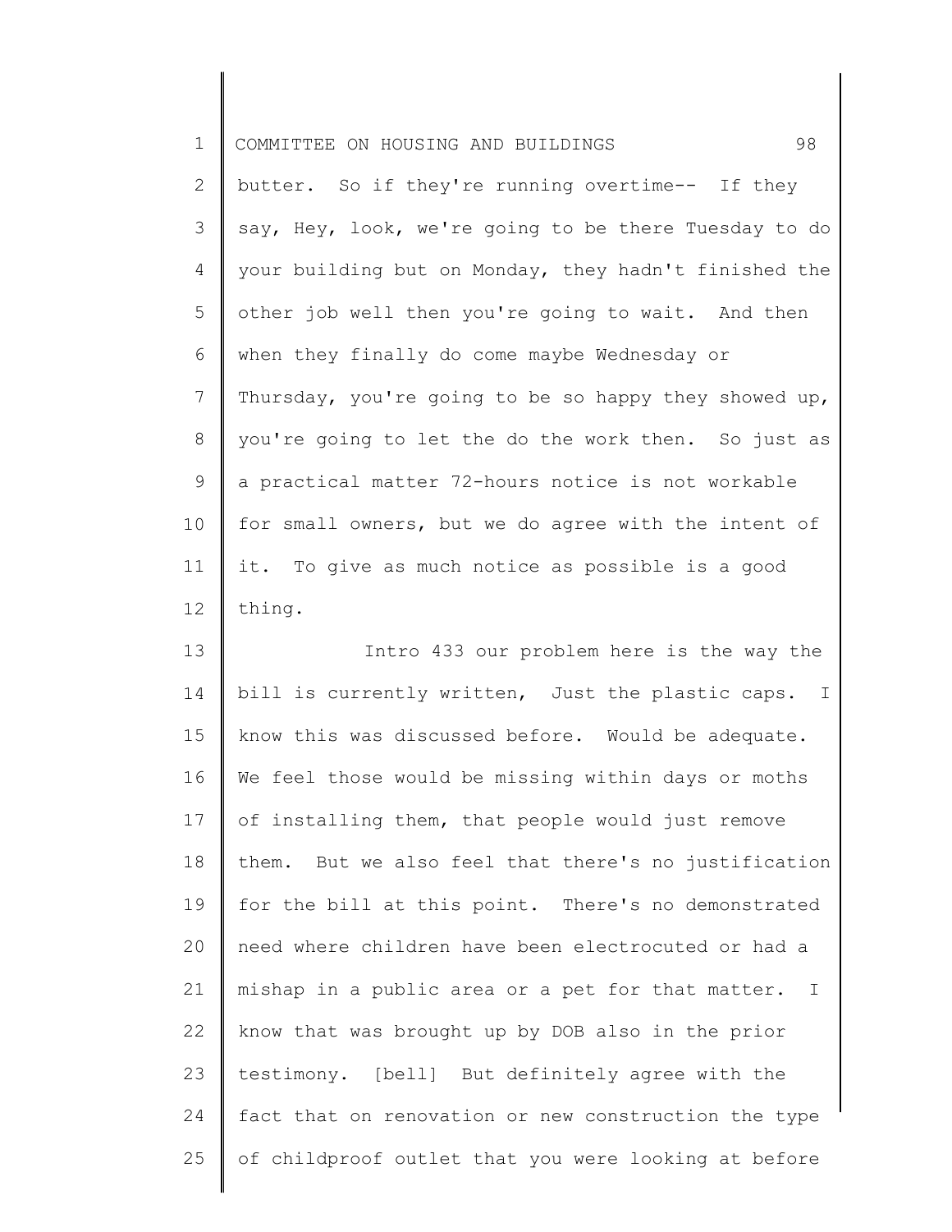butter. So if they're running overtime-- If they say, Hey, look, we're going to be there Tuesday to do your building but on Monday, they hadn't finished the other job well then you're going to wait. And then when they finally do come maybe Wednesday or Thursday, you're going to be so happy they showed up, you're going to let the do the work then. So just as a practical matter 72-hours notice is not workable for small owners, but we do agree with the intent of it. To give as much notice as possible is a good thing.

Intro 433 our problem here is the way the bill is currently written, Just the plastic caps. I know this was discussed before. Would be adequate. We feel those would be missing within days or moths of installing them, that people would just remove them. But we also feel that there's no justification for the bill at this point. There's no demonstrated need where children have been electrocuted or had a mishap in a public area or a pet for that matter. I know that was brought up by DOB also in the prior testimony. [bell] But definitely agree with the fact that on renovation or new construction the type of childproof outlet that you were looking at before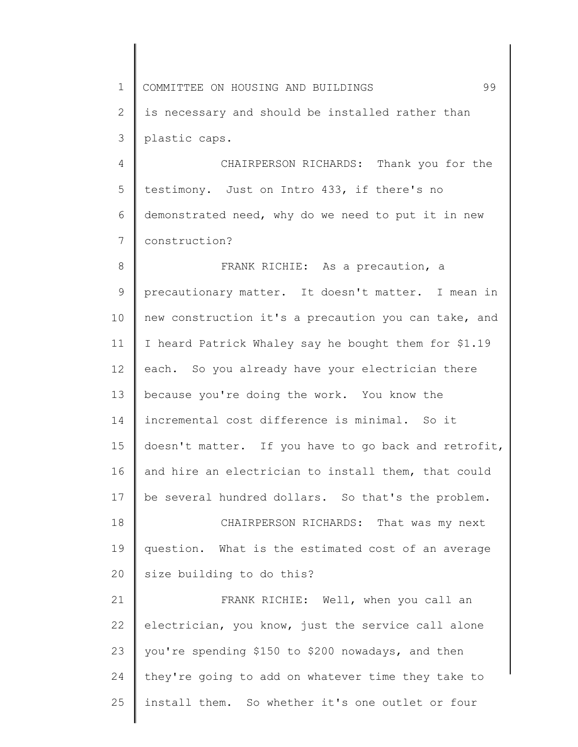is necessary and should be installed rather than plastic caps.

CHAIRPERSON RICHARDS: Thank you for the testimony. Just on Intro 433, if there's no demonstrated need, why do we need to put it in new construction?

FRANK RICHIE: As a precaution, a precautionary matter. It doesn't matter. I mean in new construction it's a precaution you can take, and I heard Patrick Whaley say he bought them for $1.19 each. So you already have your electrician there because you're doing the work. You know the incremental cost difference is minimal. So it doesn't matter. If you have to go back and retrofit, and hire an electrician to install them, that could be several hundred dollars. So that's the problem.

CHAIRPERSON RICHARDS: That was my next question. What is the estimated cost of an average size building to do this?

FRANK RICHIE: Well, when you call an electrician, you know, just the service call alone you're spending $150 to $200 nowadays, and then they're going to add on whatever time they take to install them. So whether it's one outlet or four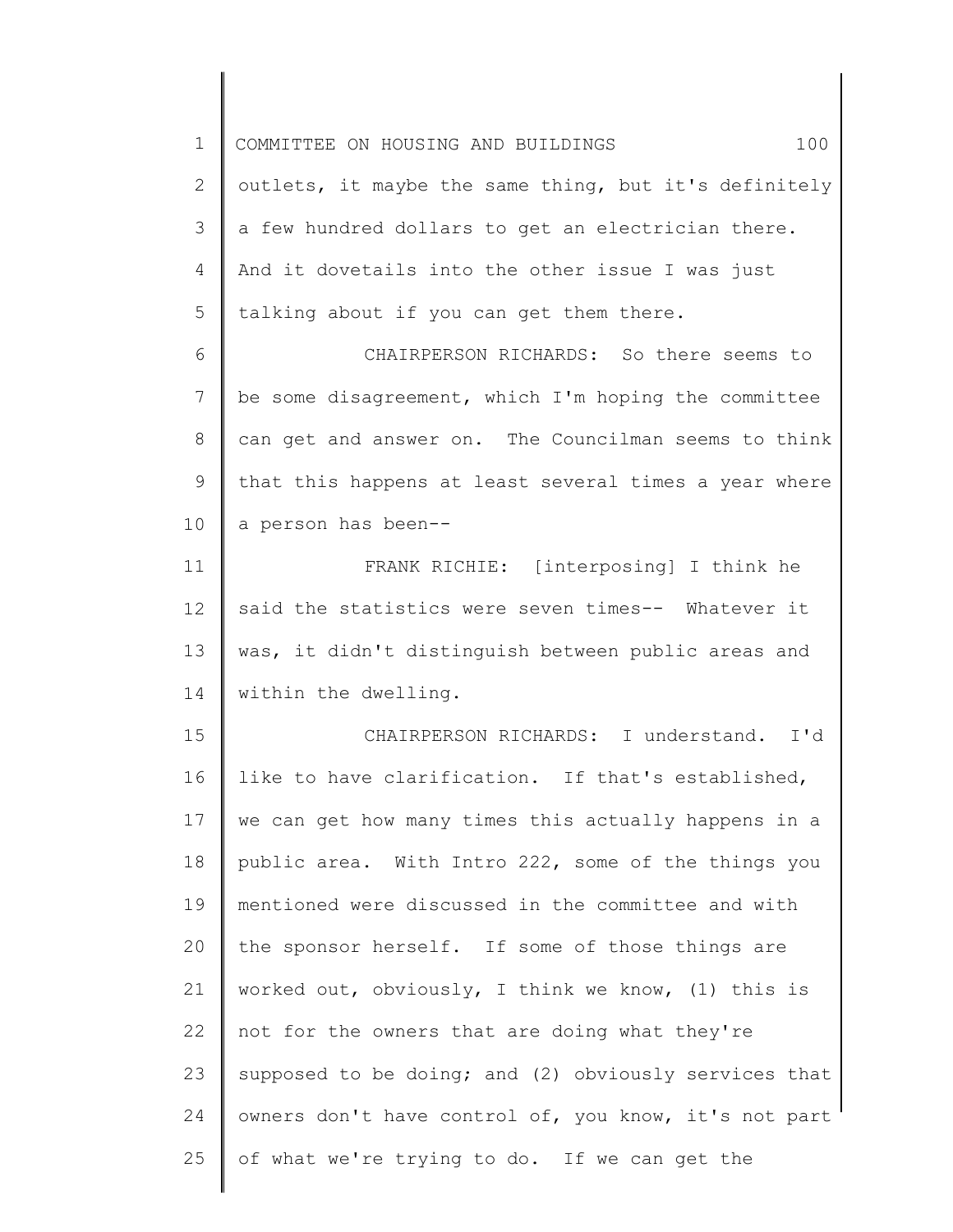outlets, it maybe the same thing, but it's definitely a few hundred dollars to get an electrician there. And it dovetails into the other issue I was just talking about if you can get them there.

CHAIRPERSON RICHARDS: So there seems to be some disagreement, which I'm hoping the committee can get and answer on. The Councilman seems to think that this happens at least several times a year where a person has been--

FRANK RICHIE: [interposing] I think he said the statistics were seven times-- Whatever it was, it didn't distinguish between public areas and within the dwelling.

CHAIRPERSON RICHARDS: I understand. I'd like to have clarification. If that's established, we can get how many times this actually happens in a public area. With Intro 222, some of the things you mentioned were discussed in the committee and with the sponsor herself. If some of those things are worked out, obviously, I think we know, (1) this is not for the owners that are doing what they're supposed to be doing; and (2) obviously services that owners don't have control of, you know, it's not part of what we're trying to do. If we can get the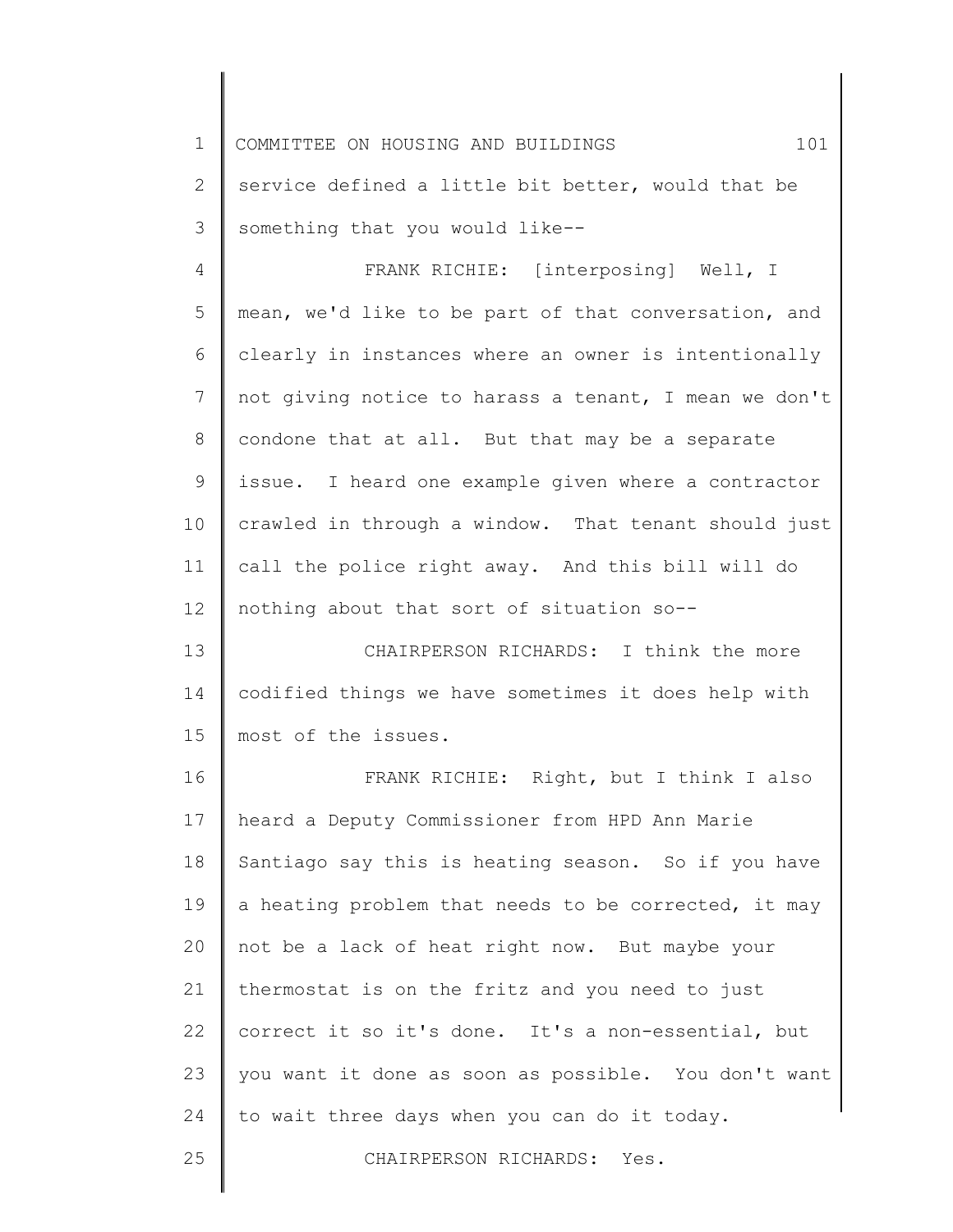service defined a little bit better, would that be something that you would like--

FRANK RICHIE: [interposing] Well, I mean, we'd like to be part of that conversation, and clearly in instances where an owner is intentionally not giving notice to harass a tenant, I mean we don't condone that at all. But that may be a separate issue. I heard one example given where a contractor crawled in through a window. That tenant should just call the police right away. And this bill will do nothing about that sort of situation so--

CHAIRPERSON RICHARDS: I think the more codified things we have sometimes it does help with most of the issues.

FRANK RICHIE: Right, but I think I also heard a Deputy Commissioner from HPD Ann Marie Santiago say this is heating season. So if you have a heating problem that needs to be corrected, it may not be a lack of heat right now. But maybe your thermostat is on the fritz and you need to just correct it so it's done. It's a non-essential, but you want it done as soon as possible. You don't want to wait three days when you can do it today.

CHAIRPERSON RICHARDS: Yes.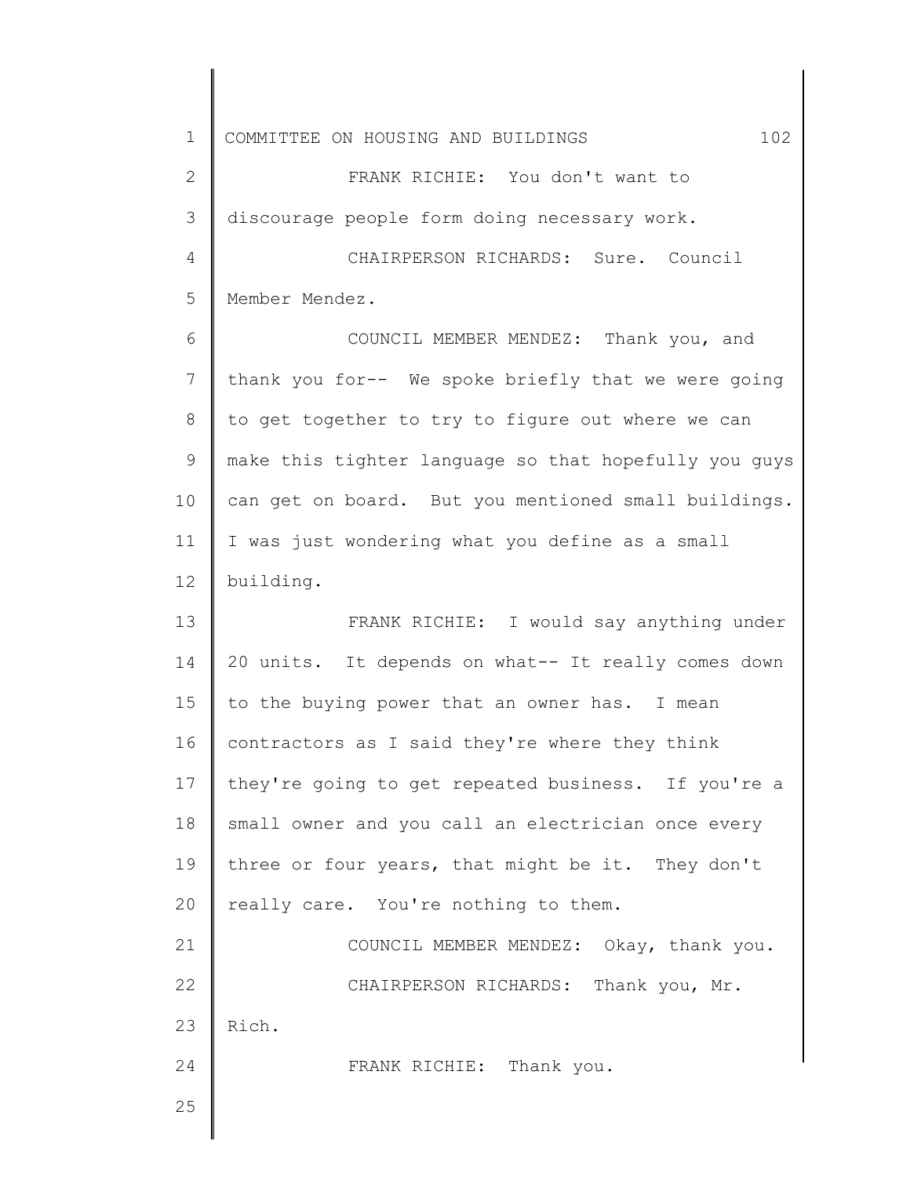FRANK RICHIE: You don't want to discourage people form doing necessary work.

CHAIRPERSON RICHARDS: Sure. Council Member Mendez.

COUNCIL MEMBER MENDEZ: Thank you, and thank you for-- We spoke briefly that we were going to get together to try to figure out where we can make this tighter language so that hopefully you guys can get on board. But you mentioned small buildings. I was just wondering what you define as a small building.

FRANK RICHIE: I would say anything under 20 units. It depends on what-- It really comes down to the buying power that an owner has. I mean contractors as I said they're where they think they're going to get repeated business. If you're a small owner and you call an electrician once every three or four years, that might be it. They don't really care. You're nothing to them.

COUNCIL MEMBER MENDEZ: Okay, thank you.

CHAIRPERSON RICHARDS: Thank you, Mr. Rich.

FRANK RICHIE: Thank you.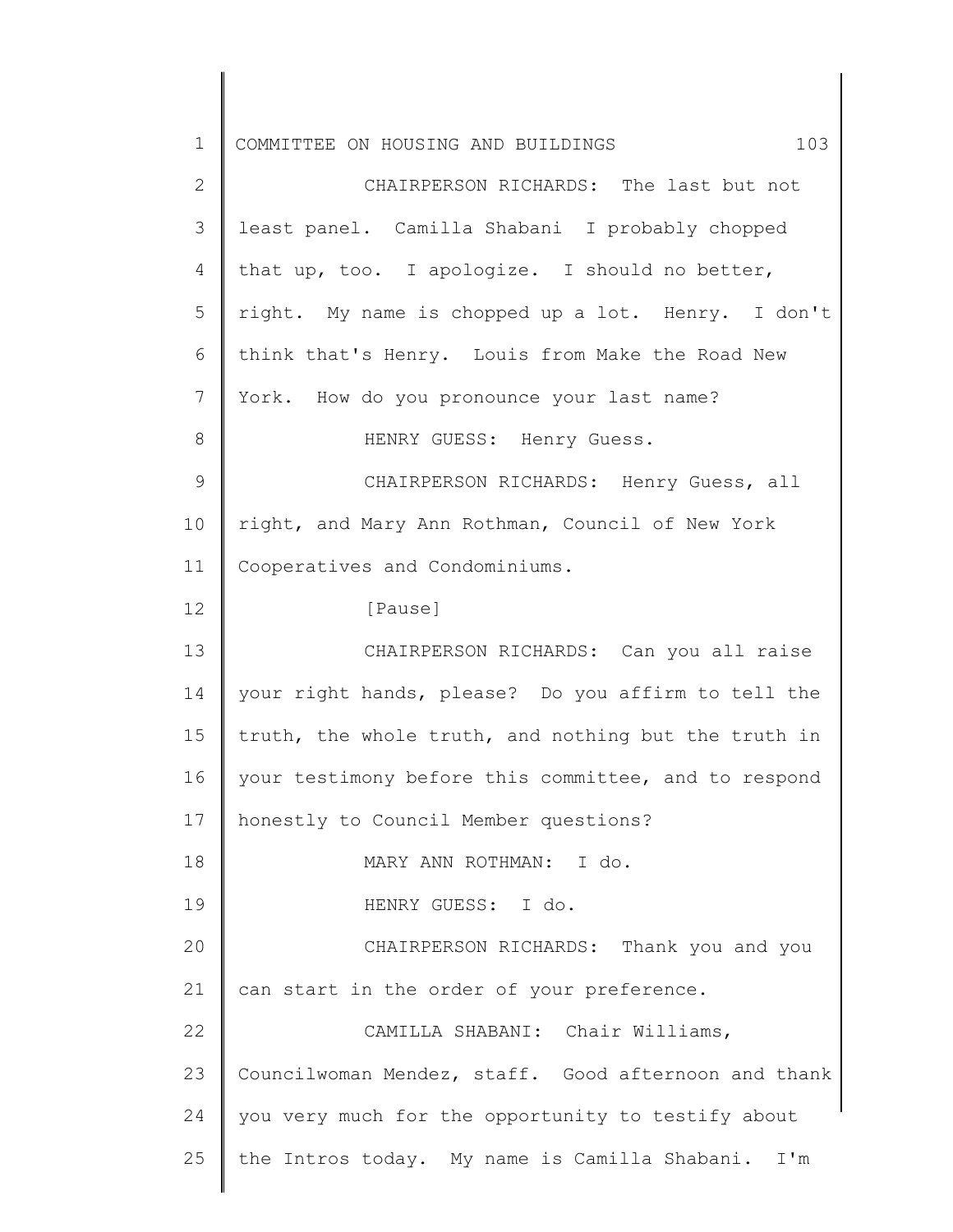CHAIRPERSON RICHARDS: The last but not least panel. Camilla Shabani I probably chopped that up, too. I apologize. I should no better, right. My name is chopped up a lot. Henry. I don't think that's Henry. Louis from Make the Road New York. How do you pronounce your last name?

HENRY GUESS: Henry Guess.

CHAIRPERSON RICHARDS: Henry Guess, all right, and Mary Ann Rothman, Council of New York Cooperatives and Condominiums.

[Pause]

CHAIRPERSON RICHARDS: Can you all raise your right hands, please? Do you affirm to tell the truth, the whole truth, and nothing but the truth in your testimony before this committee, and to respond honestly to Council Member questions?

MARY ANN ROTHMAN: I do.

HENRY GUESS: I do.

CHAIRPERSON RICHARDS: Thank you and you can start in the order of your preference.

CAMILLA SHABANI: Chair Williams, Councilwoman Mendez, staff. Good afternoon and thank you very much for the opportunity to testify about the Intros today. My name is Camilla Shabani. I'm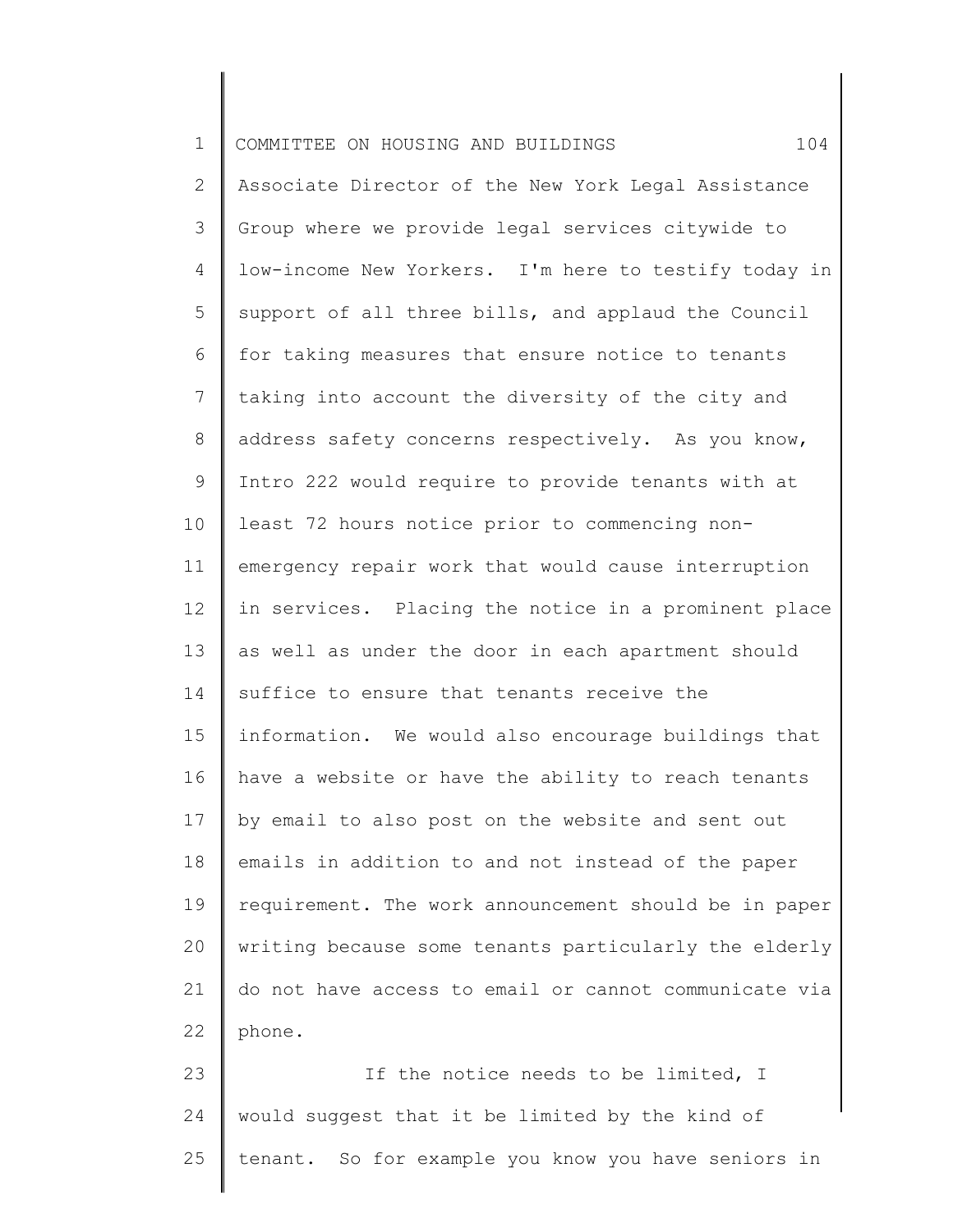Associate Director of the New York Legal Assistance Group where we provide legal services citywide to low-income New Yorkers. I'm here to testify today in support of all three bills, and applaud the Council for taking measures that ensure notice to tenants taking into account the diversity of the city and address safety concerns respectively. As you know, Intro 222 would require to provide tenants with at least 72 hours notice prior to commencing non-emergency repair work that would cause interruption in services. Placing the notice in a prominent place as well as under the door in each apartment should suffice to ensure that tenants receive the information. We would also encourage buildings that have a website or have the ability to reach tenants by email to also post on the website and sent out emails in addition to and not instead of the paper requirement. The work announcement should be in paper writing because some tenants particularly the elderly do not have access to email or cannot communicate via phone.

If the notice needs to be limited, I would suggest that it be limited by the kind of tenant. So for example you know you have seniors in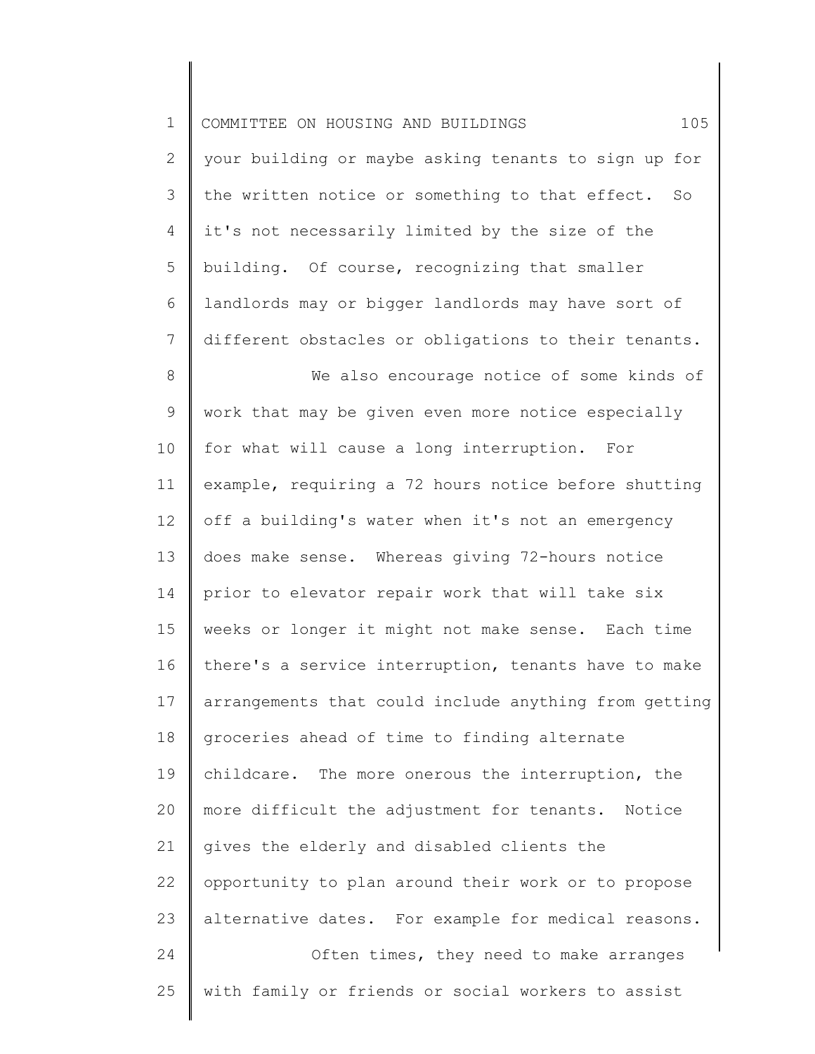your building or maybe asking tenants to sign up for the written notice or something to that effect. So it's not necessarily limited by the size of the building. Of course, recognizing that smaller landlords may or bigger landlords may have sort of different obstacles or obligations to their tenants.

We also encourage notice of some kinds of work that may be given even more notice especially for what will cause a long interruption. For example, requiring a 72 hours notice before shutting off a building's water when it's not an emergency does make sense. Whereas giving 72-hours notice prior to elevator repair work that will take six weeks or longer it might not make sense. Each time there's a service interruption, tenants have to make arrangements that could include anything from getting groceries ahead of time to finding alternate childcare. The more onerous the interruption, the more difficult the adjustment for tenants. Notice gives the elderly and disabled clients the opportunity to plan around their work or to propose alternative dates. For example for medical reasons.

Often times, they need to make arranges with family or friends or social workers to assist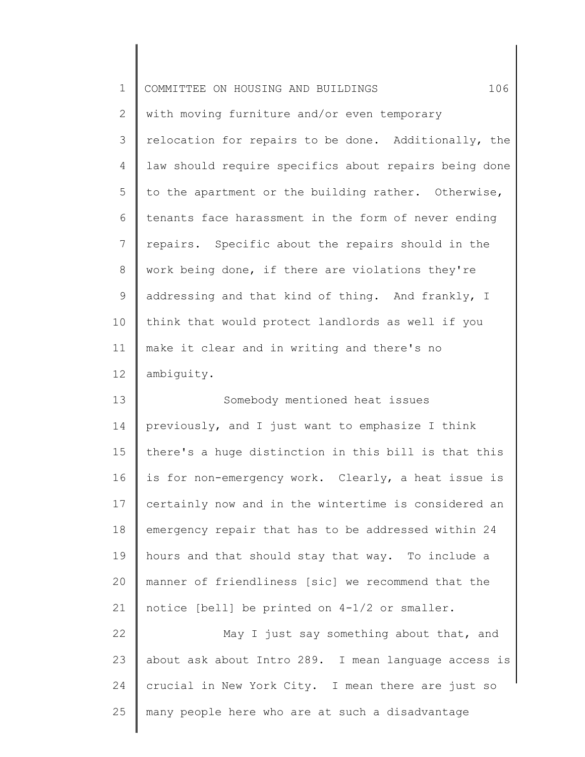with moving furniture and/or even temporary relocation for repairs to be done. Additionally, the law should require specifics about repairs being done to the apartment or the building rather. Otherwise, tenants face harassment in the form of never ending repairs. Specific about the repairs should in the work being done, if there are violations they're addressing and that kind of thing. And frankly, I think that would protect landlords as well if you make it clear and in writing and there's no ambiguity.

Somebody mentioned heat issues previously, and I just want to emphasize I think there's a huge distinction in this bill is that this is for non-emergency work. Clearly, a heat issue is certainly now and in the wintertime is considered an emergency repair that has to be addressed within 24 hours and that should stay that way. To include a manner of friendliness [sic] we recommend that the notice [bell] be printed on 4-1/2 or smaller.

May I just say something about that, and about ask about Intro 289. I mean language access is crucial in New York City. I mean there are just so many people here who are at such a disadvantage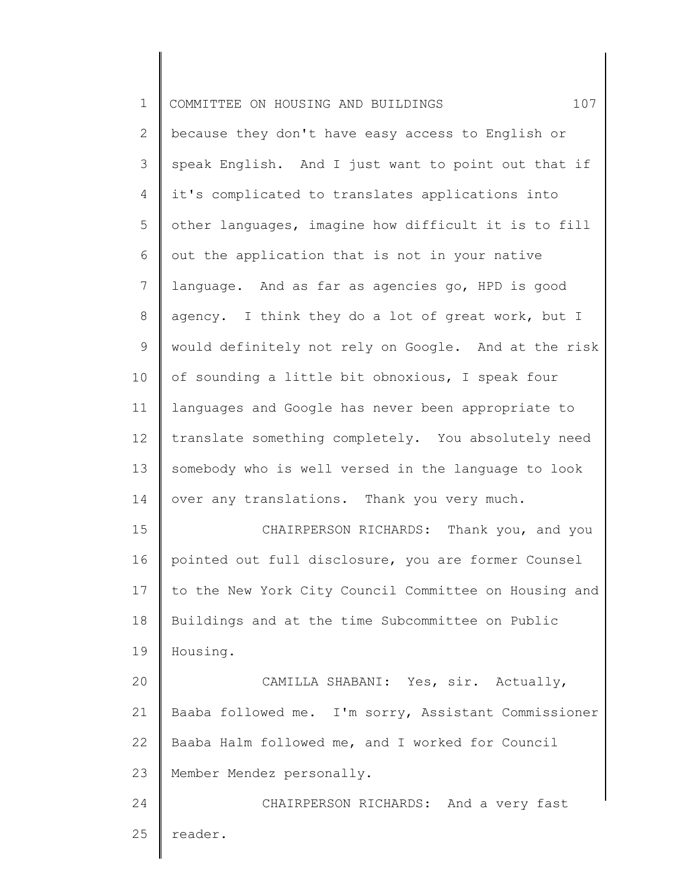because they don't have easy access to English or speak English. And I just want to point out that if it's complicated to translates applications into other languages, imagine how difficult it is to fill out the application that is not in your native language. And as far as agencies go, HPD is good agency. I think they do a lot of great work, but I would definitely not rely on Google. And at the risk of sounding a little bit obnoxious, I speak four languages and Google has never been appropriate to translate something completely. You absolutely need somebody who is well versed in the language to look over any translations. Thank you very much.

CHAIRPERSON RICHARDS: Thank you, and you pointed out full disclosure, you are former Counsel to the New York City Council Committee on Housing and Buildings and at the time Subcommittee on Public Housing.

CAMILLA SHABANI: Yes, sir. Actually, Baaba followed me. I'm sorry, Assistant Commissioner Baaba Halm followed me, and I worked for Council Member Mendez personally.

CHAIRPERSON RICHARDS: And a very fast reader.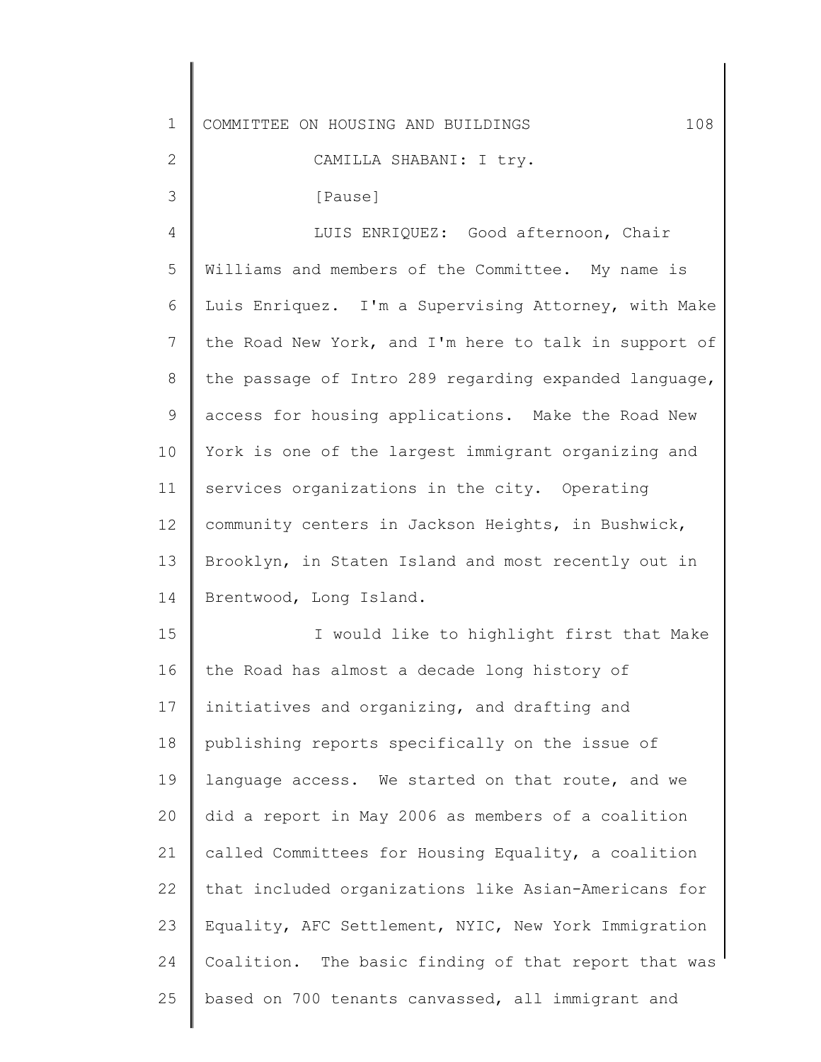CAMILLA SHABANI: I try.

[Pause]

LUIS ENRIQUEZ: Good afternoon, Chair Williams and members of the Committee. My name is Luis Enriquez. I'm a Supervising Attorney, with Make the Road New York, and I'm here to talk in support of the passage of Intro 289 regarding expanded language, access for housing applications. Make the Road New York is one of the largest immigrant organizing and services organizations in the city. Operating community centers in Jackson Heights, in Bushwick, Brooklyn, in Staten Island and most recently out in Brentwood, Long Island.

I would like to highlight first that Make the Road has almost a decade long history of initiatives and organizing, and drafting and publishing reports specifically on the issue of language access. We started on that route, and we did a report in May 2006 as members of a coalition called Committees for Housing Equality, a coalition that included organizations like Asian-Americans for Equality, AFC Settlement, NYIC, New York Immigration Coalition. The basic finding of that report that was based on 700 tenants canvassed, all immigrant and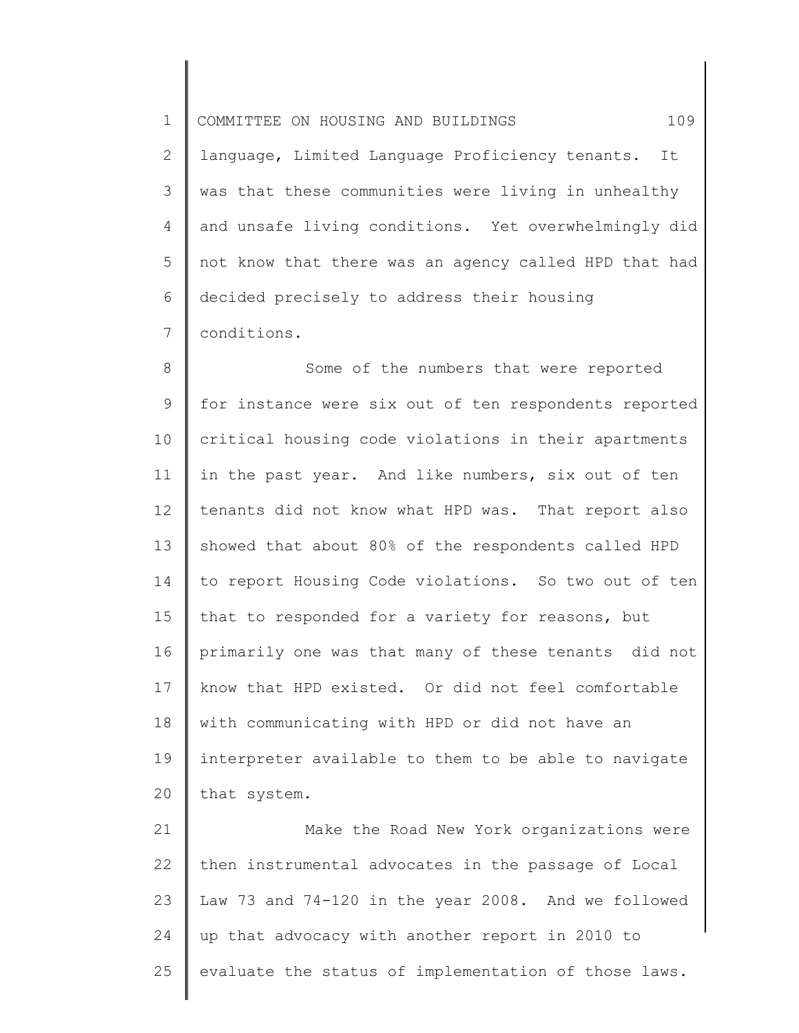language, Limited Language Proficiency tenants. It was that these communities were living in unhealthy and unsafe living conditions. Yet overwhelmingly did not know that there was an agency called HPD that had decided precisely to address their housing conditions.

Some of the numbers that were reported for instance were six out of ten respondents reported critical housing code violations in their apartments in the past year. And like numbers, six out of ten tenants did not know what HPD was. That report also showed that about 80% of the respondents called HPD to report Housing Code violations. So two out of ten that to responded for a variety for reasons, but primarily one was that many of these tenants did not know that HPD existed. Or did not feel comfortable with communicating with HPD or did not have an interpreter available to them to be able to navigate that system.

Make the Road New York organizations were then instrumental advocates in the passage of Local Law 73 and 74-120 in the year 2008. And we followed up that advocacy with another report in 2010 to evaluate the status of implementation of those laws.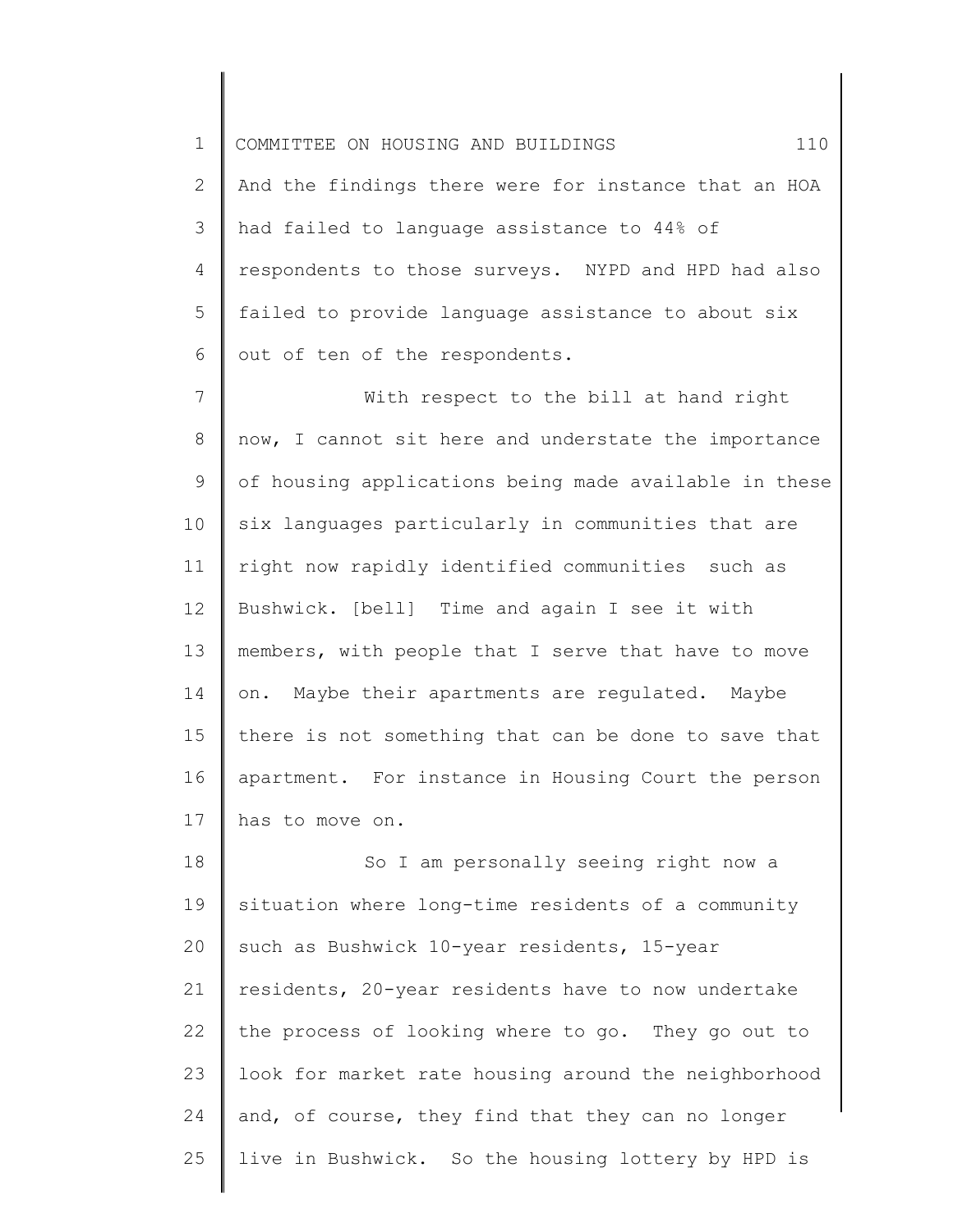And the findings there were for instance that an HOA had failed to language assistance to 44% of respondents to those surveys. NYPD and HPD had also failed to provide language assistance to about six out of ten of the respondents.

With respect to the bill at hand right now, I cannot sit here and understate the importance of housing applications being made available in these six languages particularly in communities that are right now rapidly identified communities such as Bushwick. [bell] Time and again I see it with members, with people that I serve that have to move on. Maybe their apartments are regulated. Maybe there is not something that can be done to save that apartment. For instance in Housing Court the person has to move on.

So I am personally seeing right now a situation where long-time residents of a community such as Bushwick 10-year residents, 15-year residents, 20-year residents have to now undertake the process of looking where to go. They go out to look for market rate housing around the neighborhood and, of course, they find that they can no longer live in Bushwick. So the housing lottery by HPD is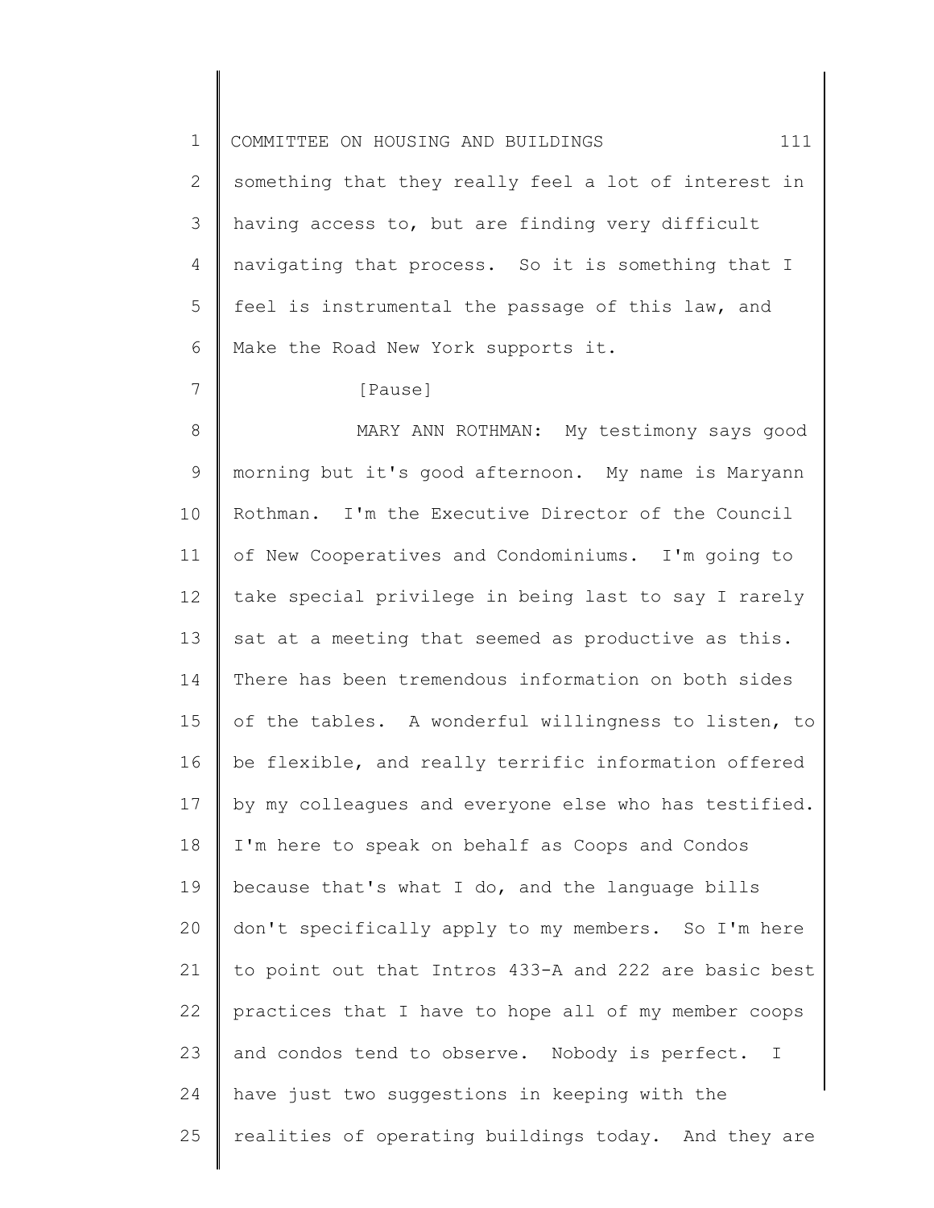something that they really feel a lot of interest in having access to, but are finding very difficult navigating that process. So it is something that I feel is instrumental the passage of this law, and Make the Road New York supports it.

[Pause]

MARY ANN ROTHMAN: My testimony says good morning but it's good afternoon. My name is Maryann Rothman. I'm the Executive Director of the Council of New Cooperatives and Condominiums. I'm going to take special privilege in being last to say I rarely sat at a meeting that seemed as productive as this. There has been tremendous information on both sides of the tables. A wonderful willingness to listen, to be flexible, and really terrific information offered by my colleagues and everyone else who has testified. I'm here to speak on behalf as Coops and Condos because that's what I do, and the language bills don't specifically apply to my members. So I'm here to point out that Intros 433-A and 222 are basic best practices that I have to hope all of my member coops and condos tend to observe. Nobody is perfect. I have just two suggestions in keeping with the realities of operating buildings today. And they are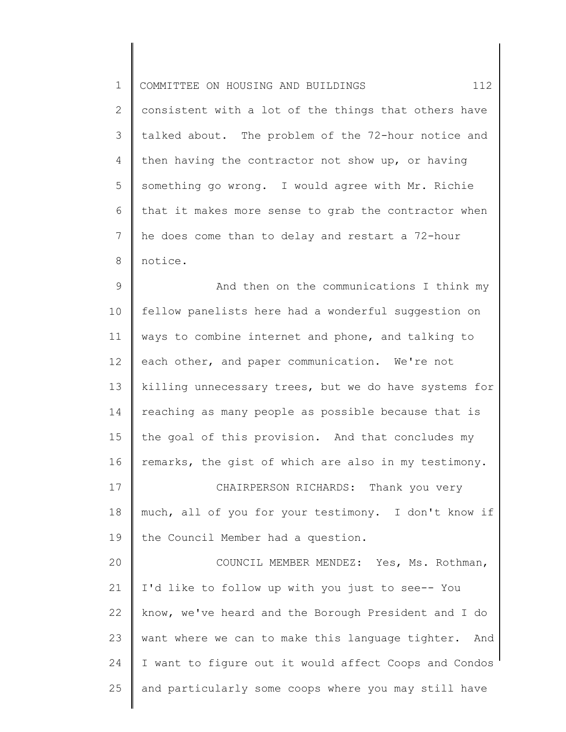consistent with a lot of the things that others have talked about. The problem of the 72-hour notice and then having the contractor not show up, or having something go wrong. I would agree with Mr. Richie that it makes more sense to grab the contractor when he does come than to delay and restart a 72-hour notice.

And then on the communications I think my fellow panelists here had a wonderful suggestion on ways to combine internet and phone, and talking to each other, and paper communication. We're not killing unnecessary trees, but we do have systems for reaching as many people as possible because that is the goal of this provision. And that concludes my remarks, the gist of which are also in my testimony.

CHAIRPERSON RICHARDS: Thank you very much, all of you for your testimony. I don't know if the Council Member had a question.

COUNCIL MEMBER MENDEZ: Yes, Ms. Rothman, I'd like to follow up with you just to see-- You know, we've heard and the Borough President and I do want where we can to make this language tighter. And I want to figure out it would affect Coops and Condos and particularly some coops where you may still have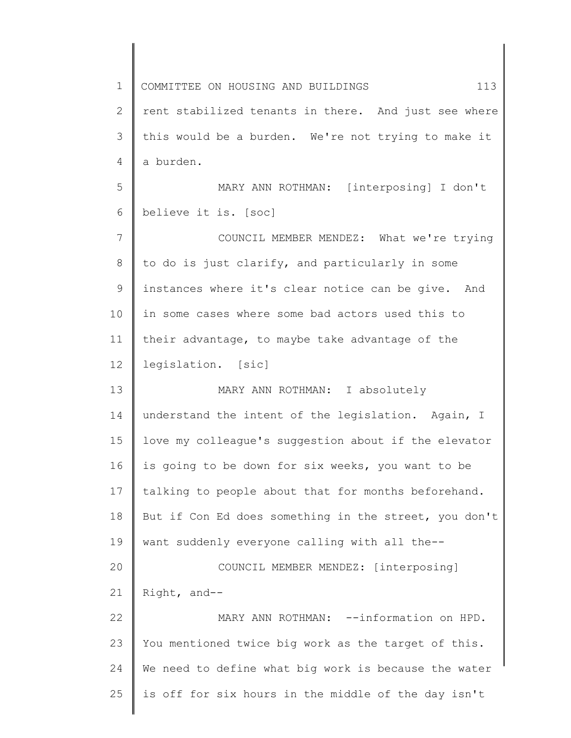rent stabilized tenants in there. And just see where this would be a burden. We're not trying to make it a burden.

MARY ANN ROTHMAN: [interposing] I don't believe it is. [soc]

COUNCIL MEMBER MENDEZ: What we're trying to do is just clarify, and particularly in some instances where it's clear notice can be give. And in some cases where some bad actors used this to their advantage, to maybe take advantage of the legislation. [sic]

MARY ANN ROTHMAN: I absolutely understand the intent of the legislation. Again, I love my colleague's suggestion about if the elevator is going to be down for six weeks, you want to be talking to people about that for months beforehand. But if Con Ed does something in the street, you don't want suddenly everyone calling with all the--

COUNCIL MEMBER MENDEZ: [interposing] Right, and--

MARY ANN ROTHMAN: --information on HPD. You mentioned twice big work as the target of this. We need to define what big work is because the water is off for six hours in the middle of the day isn't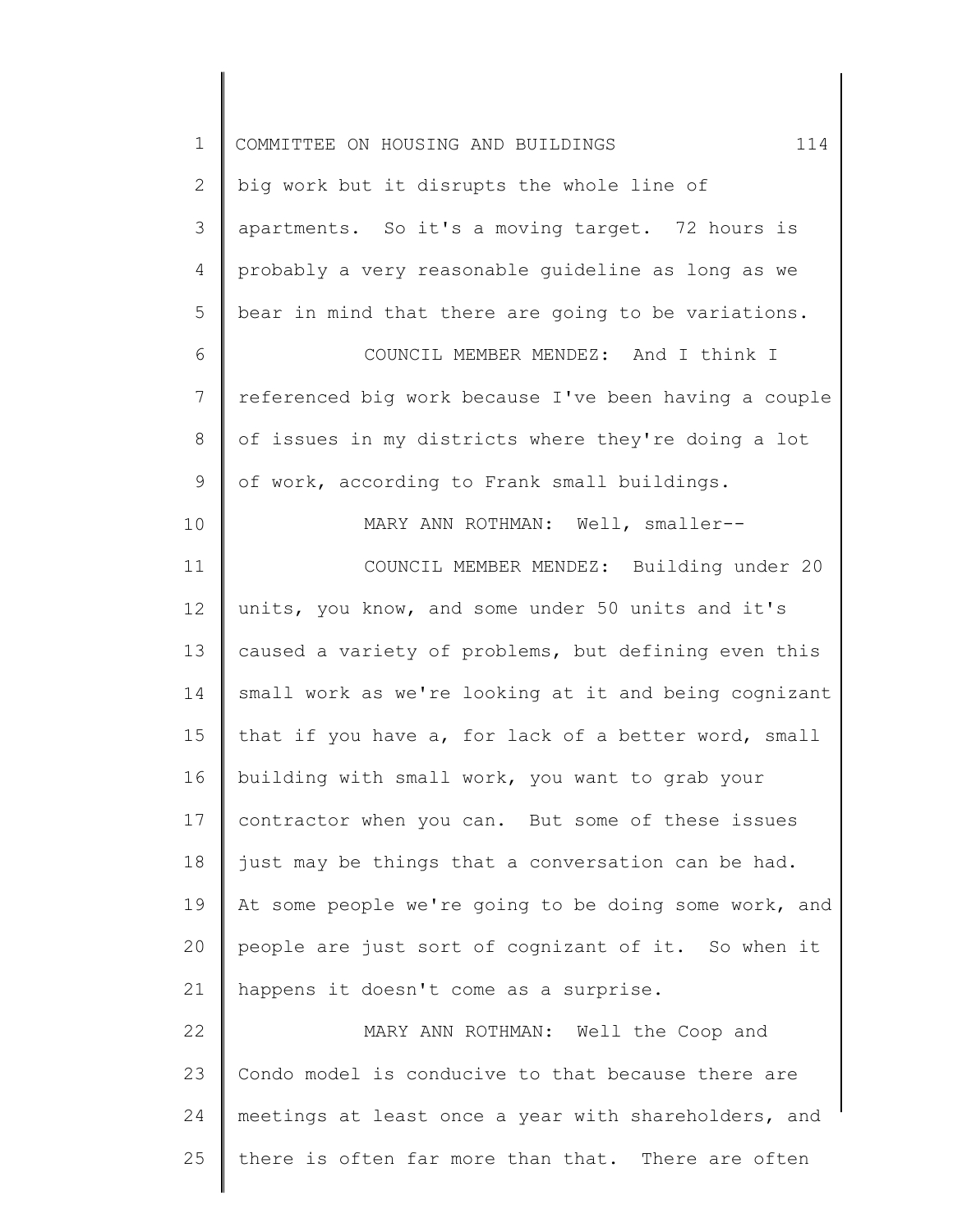big work but it disrupts the whole line of apartments. So it's a moving target. 72 hours is probably a very reasonable guideline as long as we bear in mind that there are going to be variations.

COUNCIL MEMBER MENDEZ: And I think I referenced big work because I've been having a couple of issues in my districts where they're doing a lot of work, according to Frank small buildings.

MARY ANN ROTHMAN: Well, smaller--

COUNCIL MEMBER MENDEZ: Building under 20 units, you know, and some under 50 units and it's caused a variety of problems, but defining even this small work as we're looking at it and being cognizant that if you have a, for lack of a better word, small building with small work, you want to grab your contractor when you can. But some of these issues just may be things that a conversation can be had. At some people we're going to be doing some work, and people are just sort of cognizant of it. So when it happens it doesn't come as a surprise.

MARY ANN ROTHMAN: Well the Coop and Condo model is conducive to that because there are meetings at least once a year with shareholders, and there is often far more than that. There are often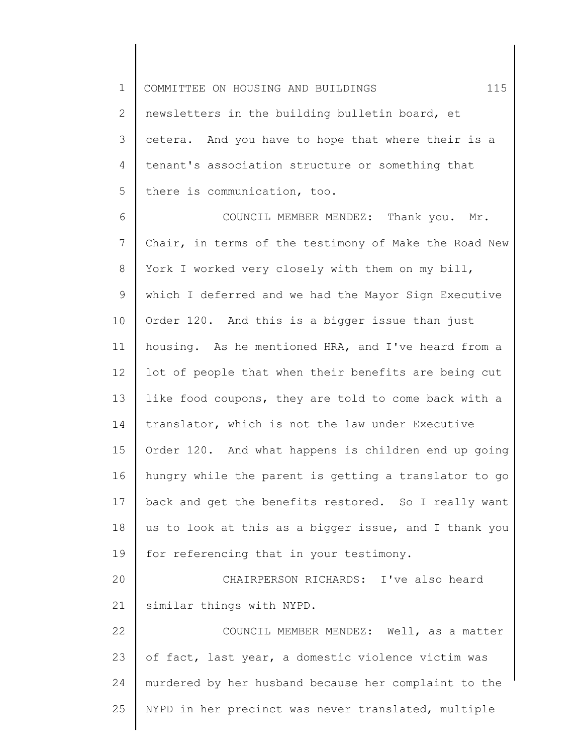newsletters in the building bulletin board, et cetera. And you have to hope that where their is a tenant's association structure or something that there is communication, too.

COUNCIL MEMBER MENDEZ: Thank you. Mr. Chair, in terms of the testimony of Make the Road New York I worked very closely with them on my bill, which I deferred and we had the Mayor Sign Executive Order 120. And this is a bigger issue than just housing. As he mentioned HRA, and I've heard from a lot of people that when their benefits are being cut like food coupons, they are told to come back with a translator, which is not the law under Executive Order 120. And what happens is children end up going hungry while the parent is getting a translator to go back and get the benefits restored. So I really want us to look at this as a bigger issue, and I thank you for referencing that in your testimony.

CHAIRPERSON RICHARDS: I've also heard similar things with NYPD.

COUNCIL MEMBER MENDEZ: Well, as a matter of fact, last year, a domestic violence victim was murdered by her husband because her complaint to the NYPD in her precinct was never translated, multiple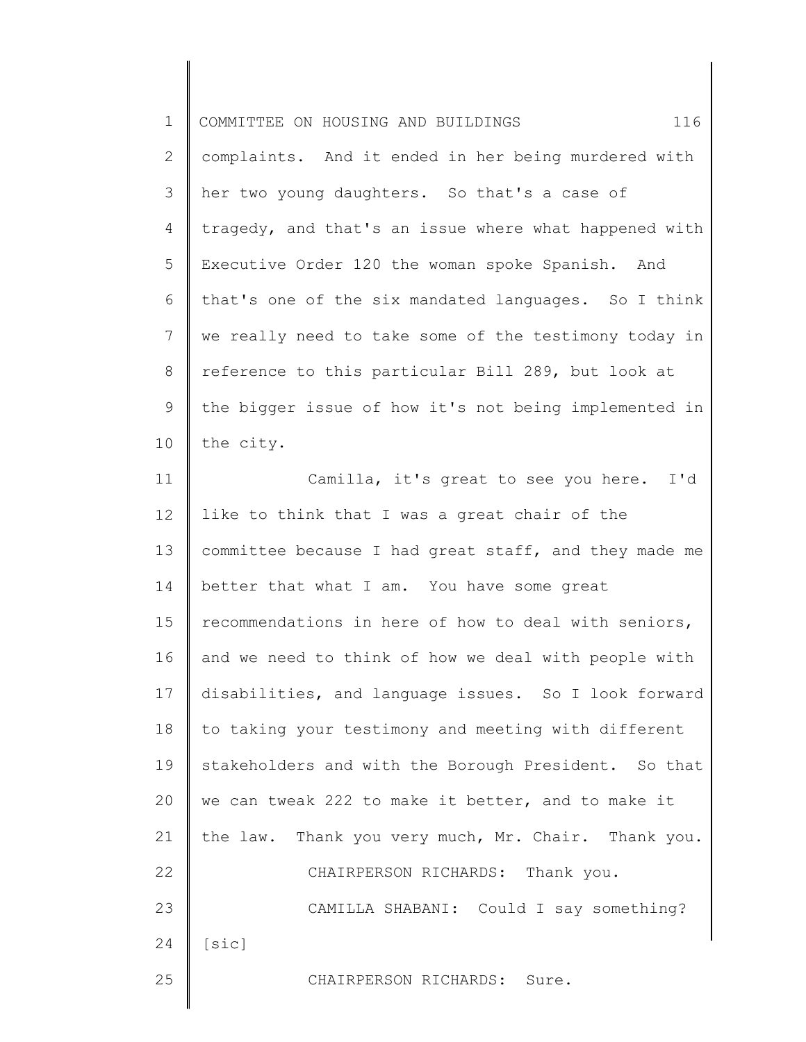complaints. And it ended in her being murdered with her two young daughters. So that's a case of tragedy, and that's an issue where what happened with Executive Order 120 the woman spoke Spanish. And that's one of the six mandated languages. So I think we really need to take some of the testimony today in reference to this particular Bill 289, but look at the bigger issue of how it's not being implemented in the city.

Camilla, it's great to see you here. I'd like to think that I was a great chair of the committee because I had great staff, and they made me better that what I am. You have some great recommendations in here of how to deal with seniors, and we need to think of how we deal with people with disabilities, and language issues. So I look forward to taking your testimony and meeting with different stakeholders and with the Borough President. So that we can tweak 222 to make it better, and to make it the law. Thank you very much, Mr. Chair. Thank you.

CHAIRPERSON RICHARDS: Thank you.

CAMILLA SHABANI: Could I say something? [sic]

CHAIRPERSON RICHARDS: Sure.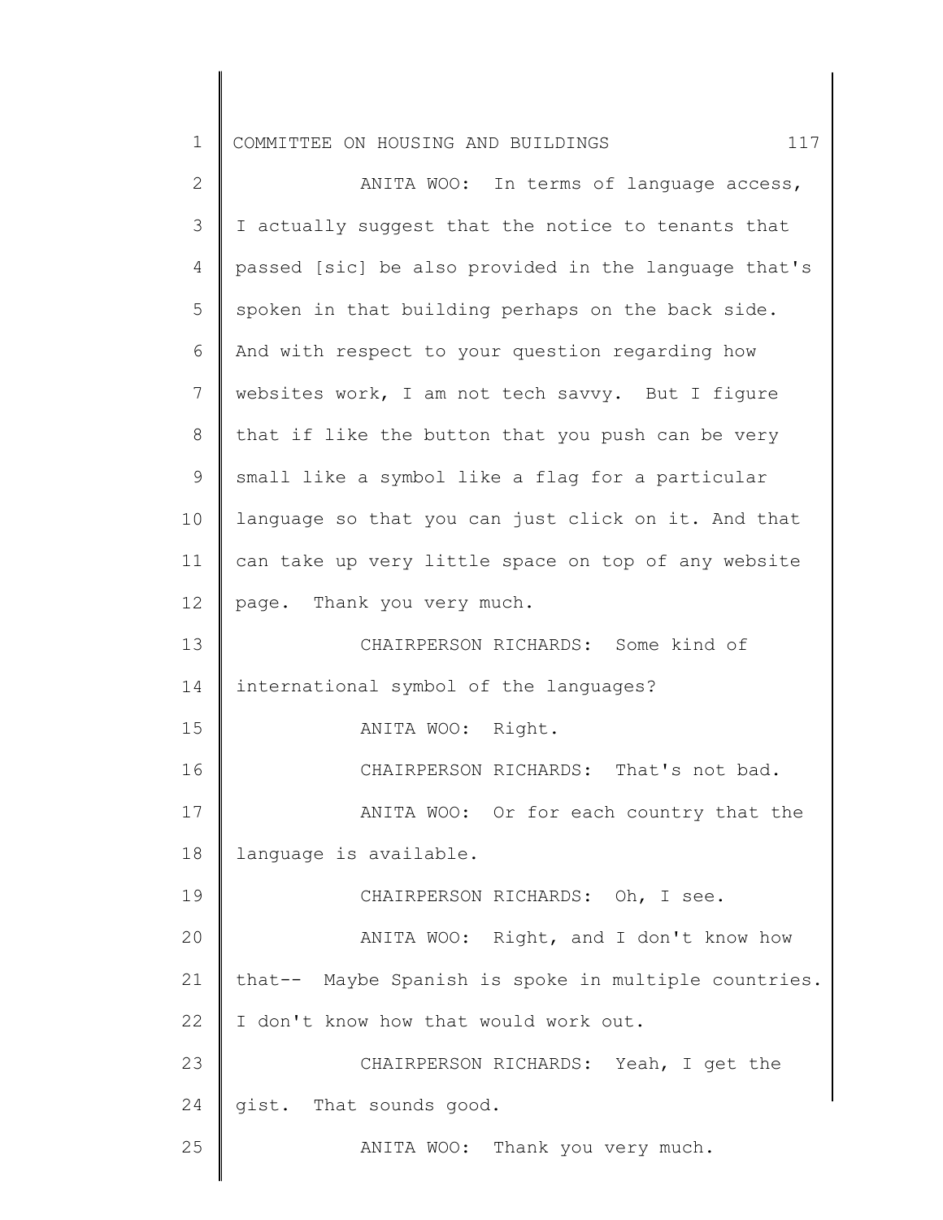ANITA WOO: In terms of language access, I actually suggest that the notice to tenants that passed [sic] be also provided in the language that's spoken in that building perhaps on the back side. And with respect to your question regarding how websites work, I am not tech savvy. But I figure that if like the button that you push can be very small like a symbol like a flag for a particular language so that you can just click on it. And that can take up very little space on top of any website page. Thank you very much.

CHAIRPERSON RICHARDS: Some kind of international symbol of the languages?

ANITA WOO: Right.

CHAIRPERSON RICHARDS: That's not bad.

ANITA WOO: Or for each country that the language is available.

CHAIRPERSON RICHARDS: Oh, I see.

ANITA WOO: Right, and I don't know how that-- Maybe Spanish is spoke in multiple countries. I don't know how that would work out.

CHAIRPERSON RICHARDS: Yeah, I get the gist. That sounds good.

ANITA WOO: Thank you very much.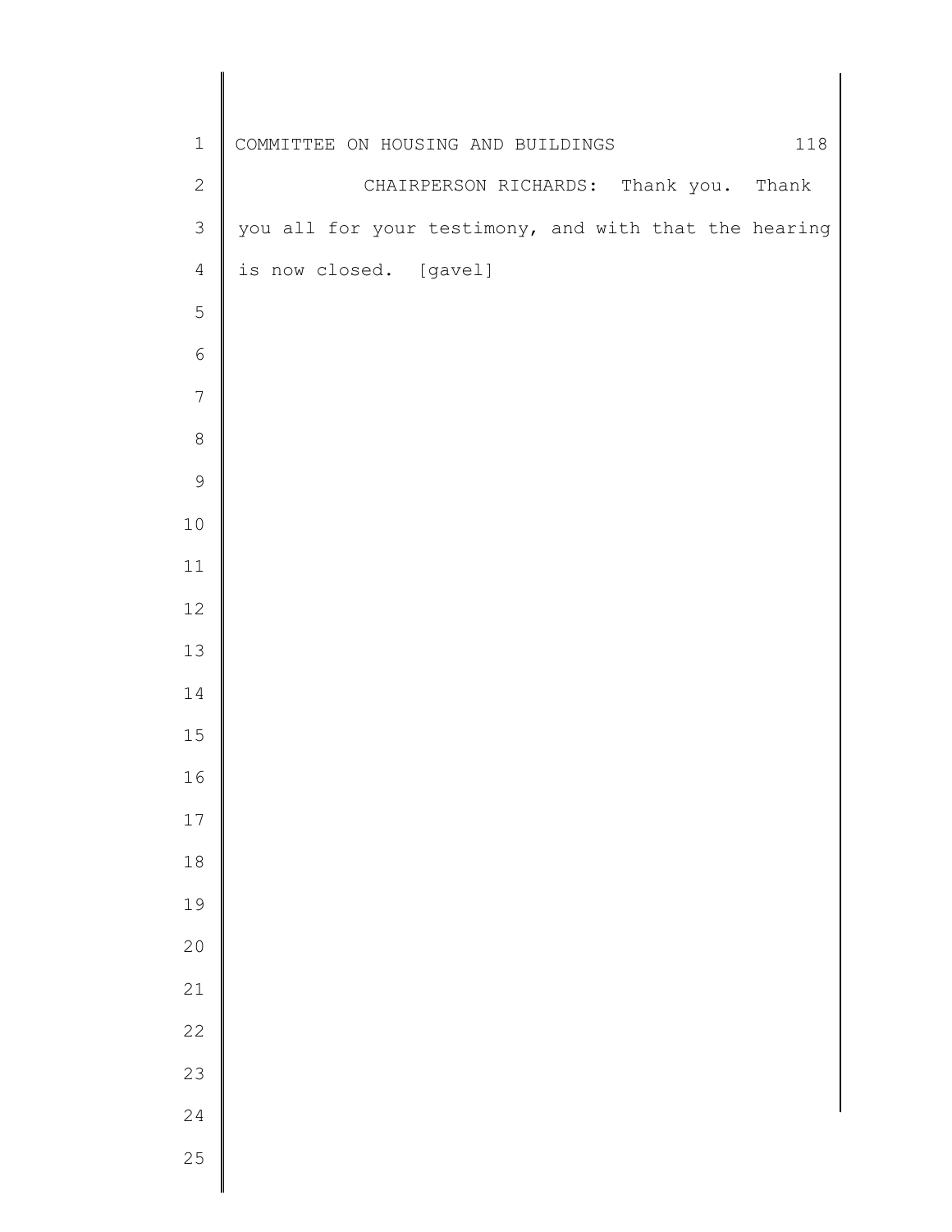CHAIRPERSON RICHARDS: Thank you. Thank you all for your testimony, and with that the hearing is now closed. [gavel]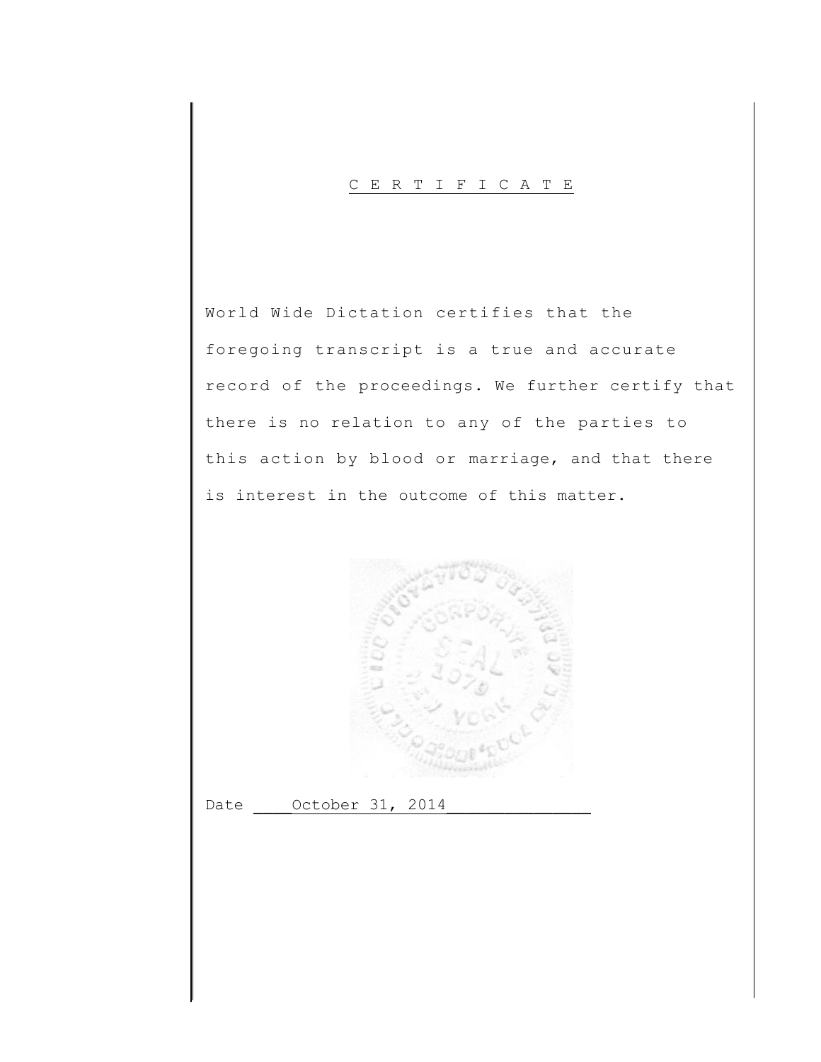# C E R T I F I C A T E

World Wide Dictation certifies that the foregoing transcript is a true and accurate record of the proceedings. We further certify that there is no relation to any of the parties to this action by blood or marriage, and that there is interest in the outcome of this matter.

Date ____October 31, 2014______________